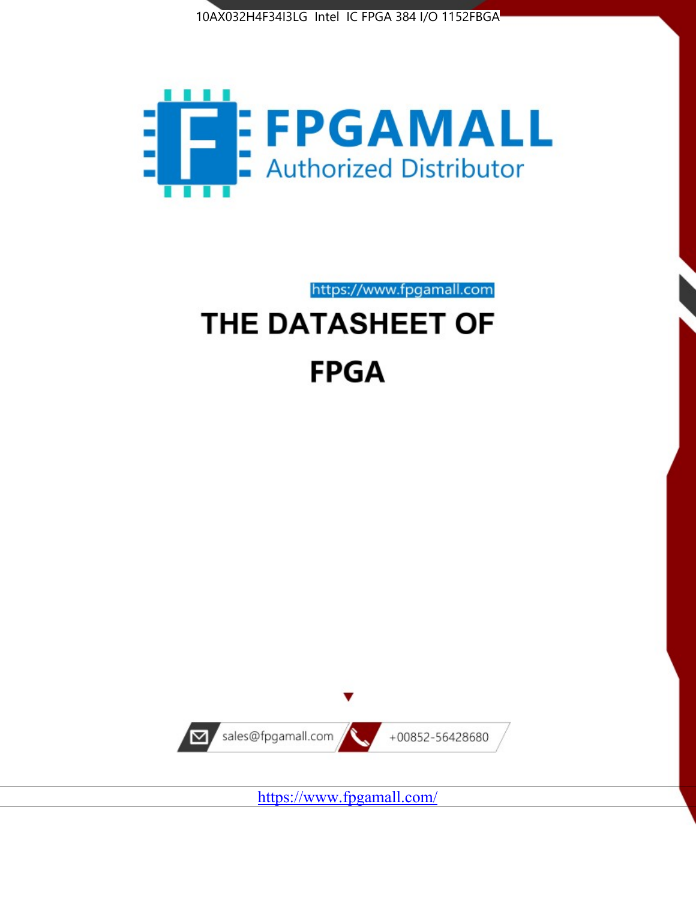10AX032H4F34I3LG Intel IC FPGA 384 I/O 1152FBGA

FPGAMALL

Authorized Distributor

https://www.fpgamall.com

# THE DATASHEET OF

# FPGA

sales@fpgamall.com

+00852-56428680

https://www.fpgamall.com/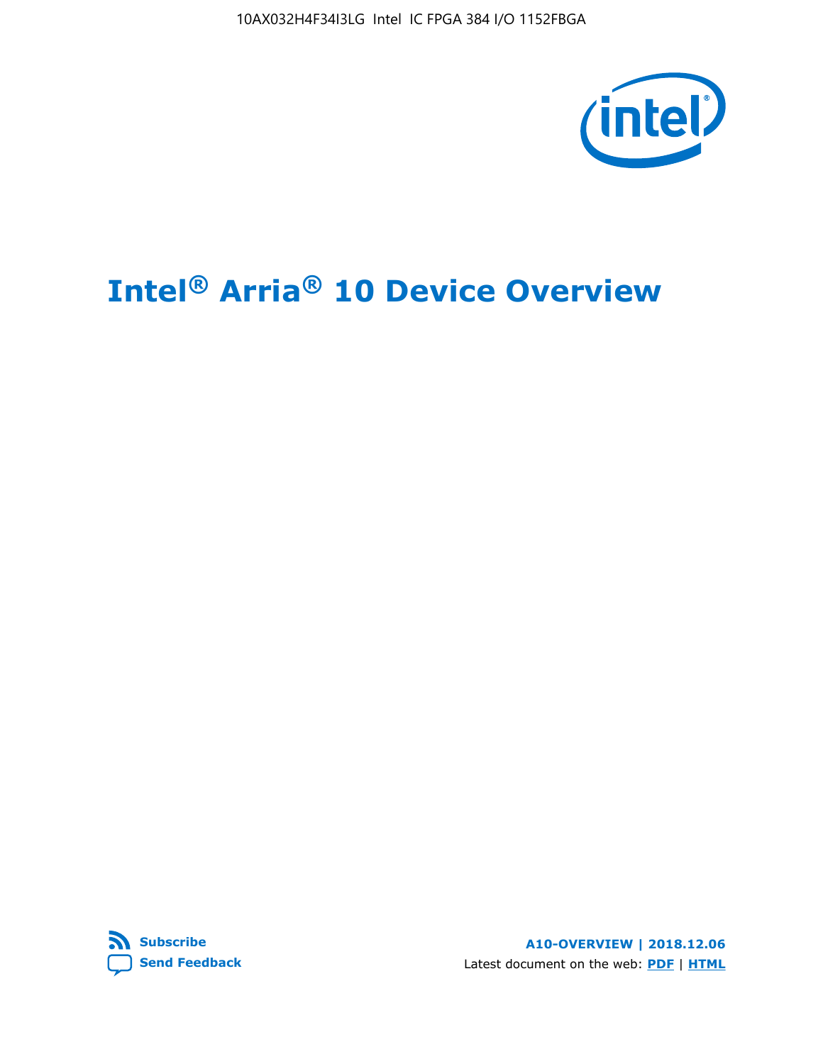# Intel® Arria® 10 Device Overview

**Subscribe** **Send Feedback**

**A10-OVERVIEW | 2018.12.06**

Latest document on the web: **PDF** | **HTML**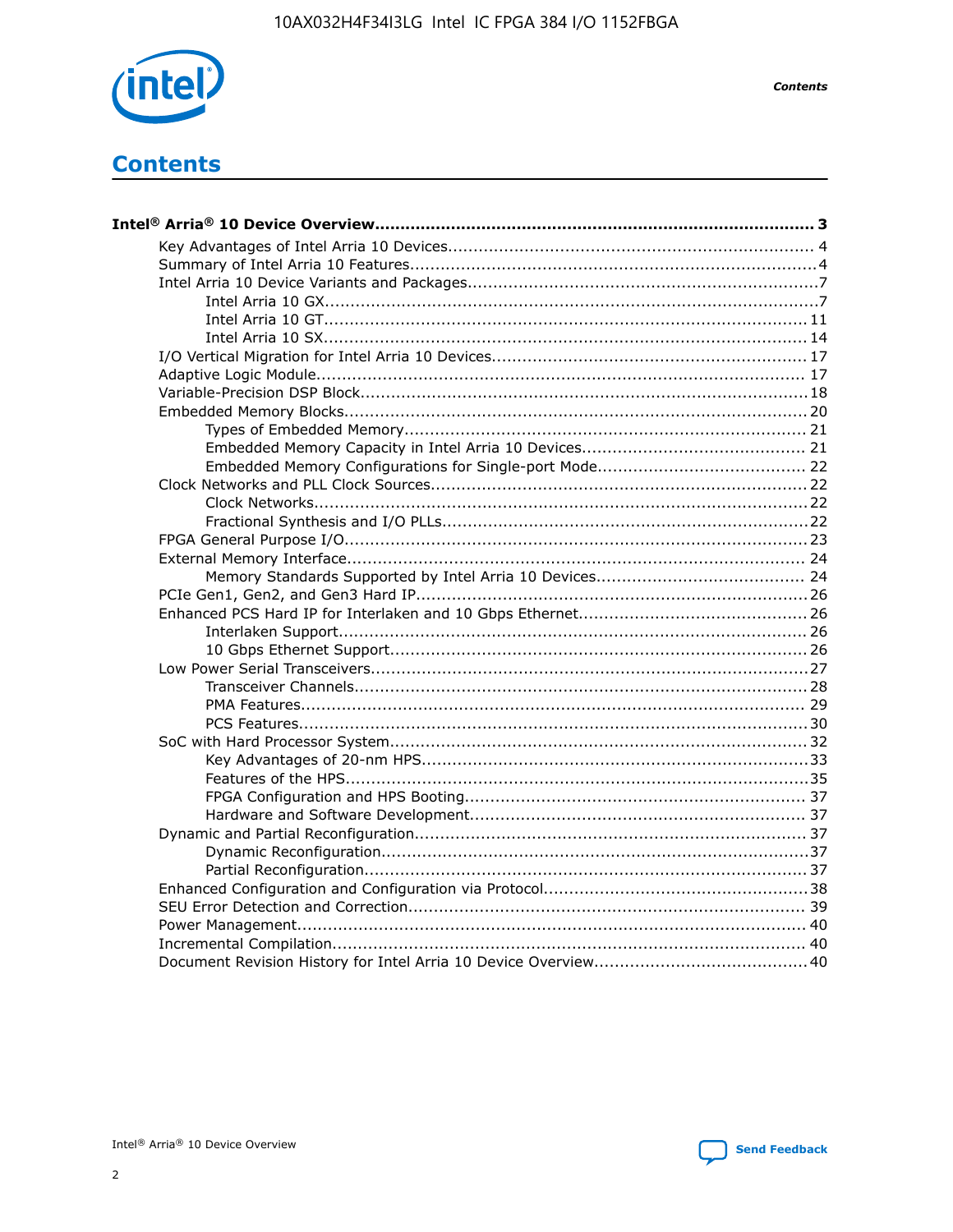# Contents

**Intel® Arria® 10 Device Overview....................................................................................... 3**

- Key Advantages of Intel Arria 10 Devices........................................................................ 4
- Summary of Intel Arria 10 Features................................................................................4
- Intel Arria 10 Device Variants and Packages....................................................................7
  - Intel Arria 10 GX................................................................................................7
  - Intel Arria 10 GT.............................................................................................. 11
  - Intel Arria 10 SX.............................................................................................. 14
- I/O Vertical Migration for Intel Arria 10 Devices.............................................................. 17
- Adaptive Logic Module................................................................................................ 17
- Variable-Precision DSP Block........................................................................................18
- Embedded Memory Blocks........................................................................................... 20
  - Types of Embedded Memory............................................................................... 21
  - Embedded Memory Capacity in Intel Arria 10 Devices............................................ 21
  - Embedded Memory Configurations for Single-port Mode......................................... 22
- Clock Networks and PLL Clock Sources.......................................................................... 22
  - Clock Networks................................................................................................. 22
  - Fractional Synthesis and I/O PLLs........................................................................22
- FPGA General Purpose I/O........................................................................................... 23
- External Memory Interface........................................................................................... 24
  - Memory Standards Supported by Intel Arria 10 Devices......................................... 24
- PCIe Gen1, Gen2, and Gen3 Hard IP............................................................................. 26
- Enhanced PCS Hard IP for Interlaken and 10 Gbps Ethernet............................................. 26
  - Interlaken Support............................................................................................ 26
  - 10 Gbps Ethernet Support.................................................................................. 26
- Low Power Serial Transceivers...................................................................................... 27
  - Transceiver Channels......................................................................................... 28
  - PMA Features.................................................................................................... 29
  - PCS Features.................................................................................................... 30
- SoC with Hard Processor System.................................................................................. 32
  - Key Advantages of 20-nm HPS............................................................................ 33
  - Features of the HPS........................................................................................... 35
  - FPGA Configuration and HPS Booting.................................................................... 37
  - Hardware and Software Development.................................................................. 37
- Dynamic and Partial Reconfiguration............................................................................. 37
  - Dynamic Reconfiguration.................................................................................... 37
  - Partial Reconfiguration....................................................................................... 37
- Enhanced Configuration and Configuration via Protocol....................................................38
- SEU Error Detection and Correction.............................................................................. 39
- Power Management.................................................................................................... 40
- Incremental Compilation............................................................................................. 40
- Document Revision History for Intel Arria 10 Device Overview.......................................... 40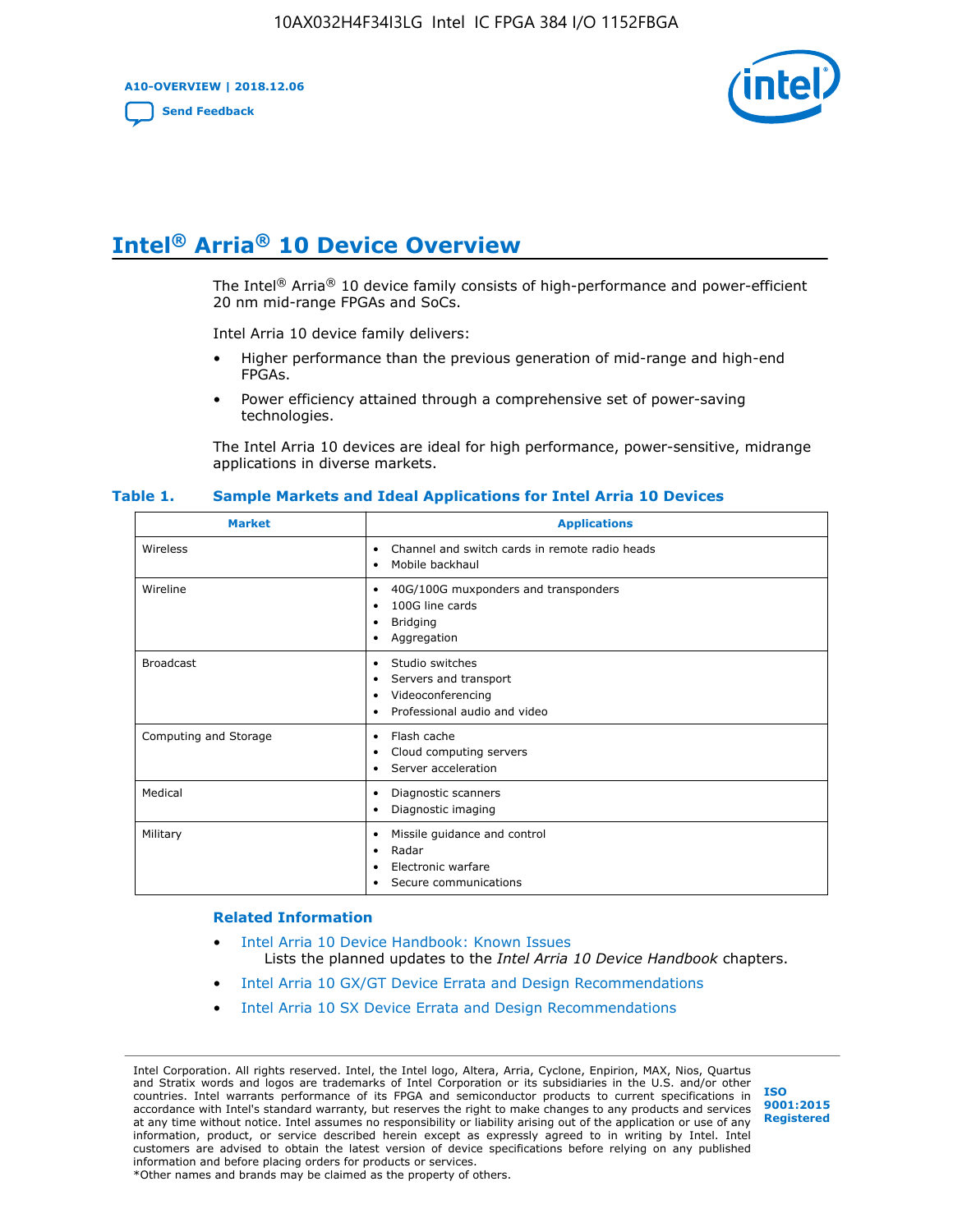# Intel® Arria® 10 Device Overview

The Intel® Arria® 10 device family consists of high-performance and power-efficient 20 nm mid-range FPGAs and SoCs.

Intel Arria 10 device family delivers:

- Higher performance than the previous generation of mid-range and high-end FPGAs.
- Power efficiency attained through a comprehensive set of power-saving technologies.

The Intel Arria 10 devices are ideal for high performance, power-sensitive, midrange applications in diverse markets.

**Table 1. Sample Markets and Ideal Applications for Intel Arria 10 Devices**

| Market | Applications |
|---|---|
| Wireless | • Channel and switch cards in remote radio heads<br>• Mobile backhaul |
| Wireline | • 40G/100G muxponders and transponders<br>• 100G line cards<br>• Bridging<br>• Aggregation |
| Broadcast | • Studio switches<br>• Servers and transport<br>• Videoconferencing<br>• Professional audio and video |
| Computing and Storage | • Flash cache<br>• Cloud computing servers<br>• Server acceleration |
| Medical | • Diagnostic scanners<br>• Diagnostic imaging |
| Military | • Missile guidance and control<br>• Radar<br>• Electronic warfare<br>• Secure communications |

## Related Information

- Intel Arria 10 Device Handbook: Known Issues
  Lists the planned updates to the *Intel Arria 10 Device Handbook* chapters.
- Intel Arria 10 GX/GT Device Errata and Design Recommendations
- Intel Arria 10 SX Device Errata and Design Recommendations

Intel Corporation. All rights reserved. Intel, the Intel logo, Altera, Arria, Cyclone, Enpirion, MAX, Nios, Quartus and Stratix words and logos are trademarks of Intel Corporation or its subsidiaries in the U.S. and/or other countries. Intel warrants performance of its FPGA and semiconductor products to current specifications in accordance with Intel's standard warranty, but reserves the right to make changes to any products and services at any time without notice. Intel assumes no responsibility or liability arising out of the application or use of any information, product, or service described herein except as expressly agreed to in writing by Intel. Intel customers are advised to obtain the latest version of device specifications before relying on any published information and before placing orders for products or services.
*Other names and brands may be claimed as the property of others.

ISO 9001:2015 Registered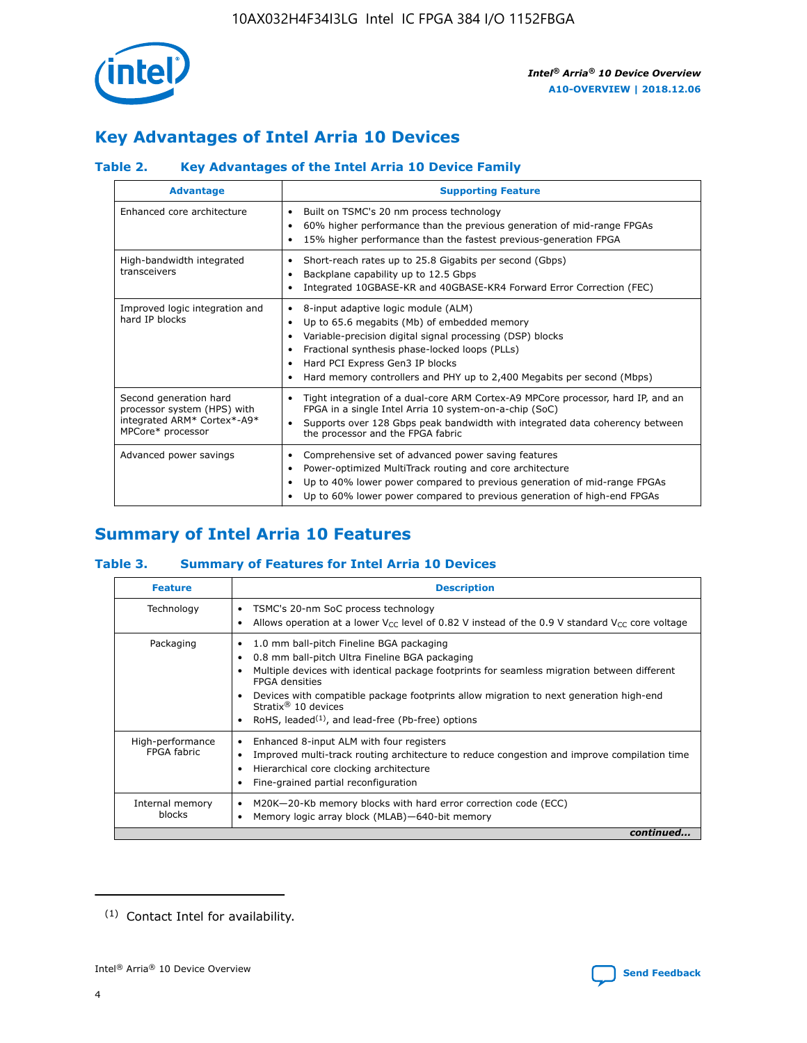## Key Advantages of Intel Arria 10 Devices

### Table 2. Key Advantages of the Intel Arria 10 Device Family

| Advantage | Supporting Feature |
|---|---|
| Enhanced core architecture | • Built on TSMC's 20 nm process technology<br>• 60% higher performance than the previous generation of mid-range FPGAs<br>• 15% higher performance than the fastest previous-generation FPGA |
| High-bandwidth integrated transceivers | • Short-reach rates up to 25.8 Gigabits per second (Gbps)<br>• Backplane capability up to 12.5 Gbps<br>• Integrated 10GBASE-KR and 40GBASE-KR4 Forward Error Correction (FEC) |
| Improved logic integration and hard IP blocks | • 8-input adaptive logic module (ALM)<br>• Up to 65.6 megabits (Mb) of embedded memory<br>• Variable-precision digital signal processing (DSP) blocks<br>• Fractional synthesis phase-locked loops (PLLs)<br>• Hard PCI Express Gen3 IP blocks<br>• Hard memory controllers and PHY up to 2,400 Megabits per second (Mbps) |
| Second generation hard processor system (HPS) with integrated ARM* Cortex*-A9* MPCore* processor | • Tight integration of a dual-core ARM Cortex-A9 MPCore processor, hard IP, and an FPGA in a single Intel Arria 10 system-on-a-chip (SoC)<br>• Supports over 128 Gbps peak bandwidth with integrated data coherency between the processor and the FPGA fabric |
| Advanced power savings | • Comprehensive set of advanced power saving features<br>• Power-optimized MultiTrack routing and core architecture<br>• Up to 40% lower power compared to previous generation of mid-range FPGAs<br>• Up to 60% lower power compared to previous generation of high-end FPGAs |

## Summary of Intel Arria 10 Features

### Table 3. Summary of Features for Intel Arria 10 Devices

| Feature | Description |
|---|---|
| Technology | • TSMC's 20-nm SoC process technology<br>• Allows operation at a lower $V_{CC}$ level of 0.82 V instead of the 0.9 V standard $V_{CC}$ core voltage |
| Packaging | • 1.0 mm ball-pitch Fineline BGA packaging<br>• 0.8 mm ball-pitch Ultra Fineline BGA packaging<br>• Multiple devices with identical package footprints for seamless migration between different FPGA densities<br>• Devices with compatible package footprints allow migration to next generation high-end Stratix® 10 devices<br>• RoHS, leaded[1], and lead-free (Pb-free) options |
| High-performance FPGA fabric | • Enhanced 8-input ALM with four registers<br>• Improved multi-track routing architecture to reduce congestion and improve compilation time<br>• Hierarchical core clocking architecture<br>• Fine-grained partial reconfiguration |
| Internal memory blocks | • M20K—20-Kb memory blocks with hard error correction code (ECC)<br>• Memory logic array block (MLAB)—640-bit memory |

*continued...*

(1) Contact Intel for availability.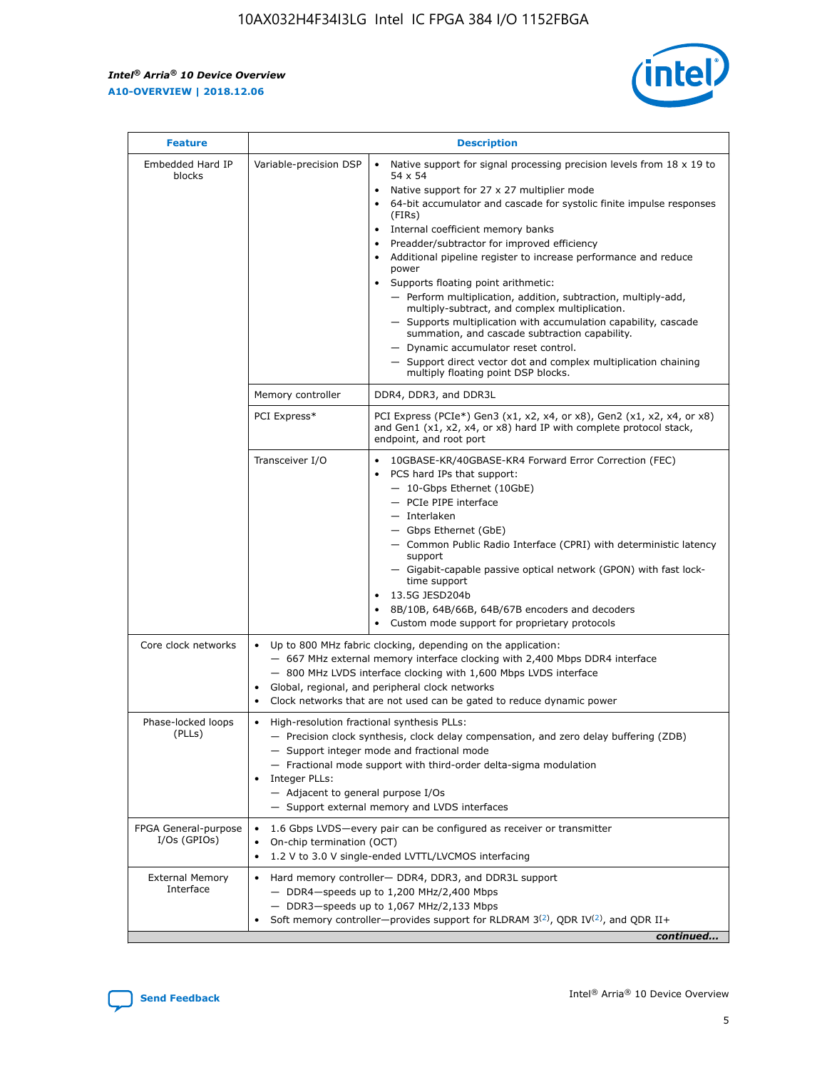| Feature | Description | |
|---|---|---|
| Embedded Hard IP blocks | Variable-precision DSP | • Native support for signal processing precision levels from 18 x 19 to 54 x 54<br>• Native support for 27 x 27 multiplier mode<br>• 64-bit accumulator and cascade for systolic finite impulse responses (FIRs)<br>• Internal coefficient memory banks<br>• Preadder/subtractor for improved efficiency<br>• Additional pipeline register to increase performance and reduce power<br>• Supports floating point arithmetic:<br>— Perform multiplication, addition, subtraction, multiply-add, multiply-subtract, and complex multiplication.<br>— Supports multiplication with accumulation capability, cascade summation, and cascade subtraction capability.<br>— Dynamic accumulator reset control.<br>— Support direct vector dot and complex multiplication chaining multiply floating point DSP blocks. |
| | Memory controller | DDR4, DDR3, and DDR3L |
| | PCI Express* | PCI Express (PCIe*) Gen3 (x1, x2, x4, or x8), Gen2 (x1, x2, x4, or x8) and Gen1 (x1, x2, x4, or x8) hard IP with complete protocol stack, endpoint, and root port |
| | Transceiver I/O | • 10GBASE-KR/40GBASE-KR4 Forward Error Correction (FEC)<br>• PCS hard IPs that support:<br>— 10-Gbps Ethernet (10GbE)<br>— PCIe PIPE interface<br>— Interlaken<br>— Gbps Ethernet (GbE)<br>— Common Public Radio Interface (CPRI) with deterministic latency support<br>— Gigabit-capable passive optical network (GPON) with fast lock-time support<br>• 13.5G JESD204b<br>• 8B/10B, 64B/66B, 64B/67B encoders and decoders<br>• Custom mode support for proprietary protocols |
| Core clock networks | • Up to 800 MHz fabric clocking, depending on the application:<br>— 667 MHz external memory interface clocking with 2,400 Mbps DDR4 interface<br>— 800 MHz LVDS interface clocking with 1,600 Mbps LVDS interface<br>• Global, regional, and peripheral clock networks<br>• Clock networks that are not used can be gated to reduce dynamic power | |
| Phase-locked loops (PLLs) | • High-resolution fractional synthesis PLLs:<br>— Precision clock synthesis, clock delay compensation, and zero delay buffering (ZDB)<br>— Support integer mode and fractional mode<br>— Fractional mode support with third-order delta-sigma modulation<br>• Integer PLLs:<br>— Adjacent to general purpose I/Os<br>— Support external memory and LVDS interfaces | |
| FPGA General-purpose I/Os (GPIOs) | • 1.6 Gbps LVDS—every pair can be configured as receiver or transmitter<br>• On-chip termination (OCT)<br>• 1.2 V to 3.0 V single-ended LVTTL/LVCMOS interfacing | |
| External Memory Interface | • Hard memory controller— DDR4, DDR3, and DDR3L support<br>— DDR4—speeds up to 1,200 MHz/2,400 Mbps<br>— DDR3—speeds up to 1,067 MHz/2,133 Mbps<br>• Soft memory controller—provides support for RLDRAM 3[(2)], QDR IV[(2)], and QDR II+ | |

*continued...*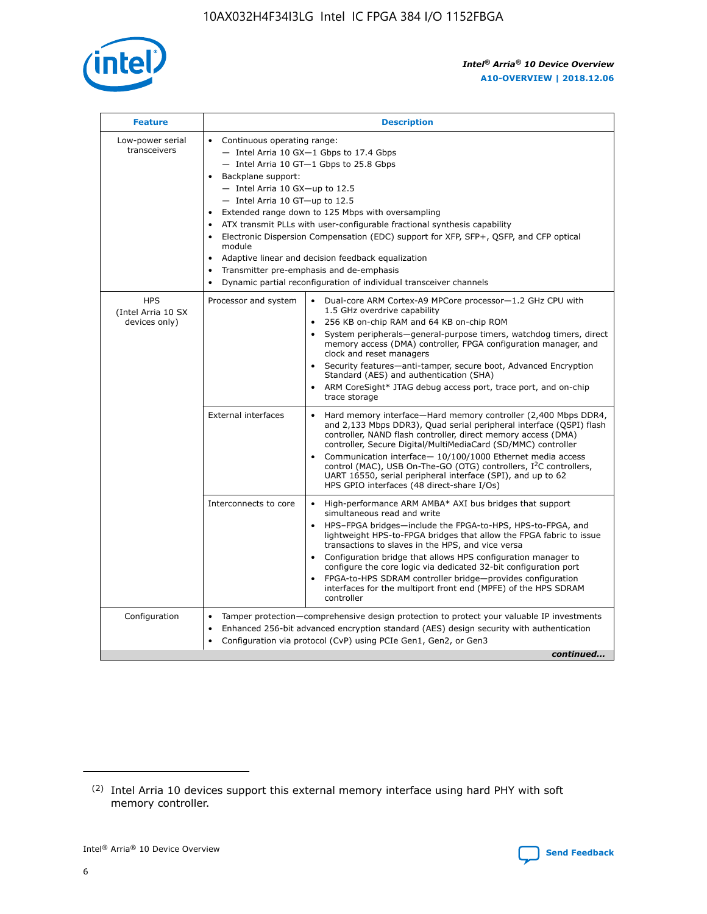| Feature | Description | |
|---|---|---|
| Low-power serial transceivers | • Continuous operating range:<br>— Intel Arria 10 GX—1 Gbps to 17.4 Gbps<br>— Intel Arria 10 GT—1 Gbps to 25.8 Gbps<br>• Backplane support:<br>— Intel Arria 10 GX—up to 12.5<br>— Intel Arria 10 GT—up to 12.5<br>• Extended range down to 125 Mbps with oversampling<br>• ATX transmit PLLs with user-configurable fractional synthesis capability<br>• Electronic Dispersion Compensation (EDC) support for XFP, SFP+, QSFP, and CFP optical module<br>• Adaptive linear and decision feedback equalization<br>• Transmitter pre-emphasis and de-emphasis<br>• Dynamic partial reconfiguration of individual transceiver channels | |
| HPS (Intel Arria 10 SX devices only) | Processor and system | • Dual-core ARM Cortex-A9 MPCore processor—1.2 GHz CPU with 1.5 GHz overdrive capability<br>• 256 KB on-chip RAM and 64 KB on-chip ROM<br>• System peripherals—general-purpose timers, watchdog timers, direct memory access (DMA) controller, FPGA configuration manager, and clock and reset managers<br>• Security features—anti-tamper, secure boot, Advanced Encryption Standard (AES) and authentication (SHA)<br>• ARM CoreSight* JTAG debug access port, trace port, and on-chip trace storage |
| | External interfaces | • Hard memory interface—Hard memory controller (2,400 Mbps DDR4, and 2,133 Mbps DDR3), Quad serial peripheral interface (QSPI) flash controller, NAND flash controller, direct memory access (DMA) controller, Secure Digital/MultiMediaCard (SD/MMC) controller<br>• Communication interface— 10/100/1000 Ethernet media access control (MAC), USB On-The-GO (OTG) controllers, I²C controllers, UART 16550, serial peripheral interface (SPI), and up to 62 HPS GPIO interfaces (48 direct-share I/Os) |
| | Interconnects to core | • High-performance ARM AMBA* AXI bus bridges that support simultaneous read and write<br>• HPS–FPGA bridges—include the FPGA-to-HPS, HPS-to-FPGA, and lightweight HPS-to-FPGA bridges that allow the FPGA fabric to issue transactions to slaves in the HPS, and vice versa<br>• Configuration bridge that allows HPS configuration manager to configure the core logic via dedicated 32-bit configuration port<br>• FPGA-to-HPS SDRAM controller bridge—provides configuration interfaces for the multiport front end (MPFE) of the HPS SDRAM controller |
| Configuration | • Tamper protection—comprehensive design protection to protect your valuable IP investments<br>• Enhanced 256-bit advanced encryption standard (AES) design security with authentication<br>• Configuration via protocol (CvP) using PCIe Gen1, Gen2, or Gen3 | |

*continued...*

(2) Intel Arria 10 devices support this external memory interface using hard PHY with soft memory controller.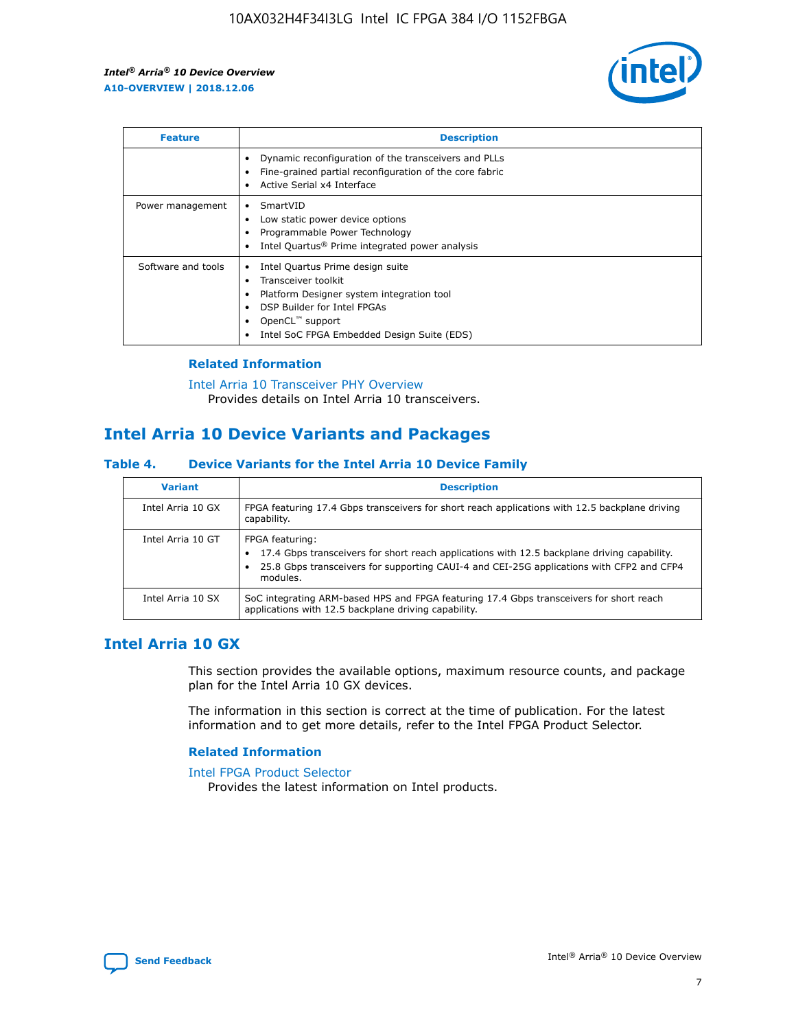| Feature | Description |
| --- | --- |
| | • Dynamic reconfiguration of the transceivers and PLLs<br>• Fine-grained partial reconfiguration of the core fabric<br>• Active Serial x4 Interface |
| Power management | • SmartVID<br>• Low static power device options<br>• Programmable Power Technology<br>• Intel Quartus® Prime integrated power analysis |
| Software and tools | • Intel Quartus Prime design suite<br>• Transceiver toolkit<br>• Platform Designer system integration tool<br>• DSP Builder for Intel FPGAs<br>• OpenCL™ support<br>• Intel SoC FPGA Embedded Design Suite (EDS) |

### Related Information

Intel Arria 10 Transceiver PHY Overview
Provides details on Intel Arria 10 transceivers.

## Intel Arria 10 Device Variants and Packages

#### Table 4. Device Variants for the Intel Arria 10 Device Family

| Variant | Description |
| --- | --- |
| Intel Arria 10 GX | FPGA featuring 17.4 Gbps transceivers for short reach applications with 12.5 backplane driving capability. |
| Intel Arria 10 GT | FPGA featuring:<br>• 17.4 Gbps transceivers for short reach applications with 12.5 backplane driving capability.<br>• 25.8 Gbps transceivers for supporting CAUI-4 and CEI-25G applications with CFP2 and CFP4 modules. |
| Intel Arria 10 SX | SoC integrating ARM-based HPS and FPGA featuring 17.4 Gbps transceivers for short reach applications with 12.5 backplane driving capability. |

## Intel Arria 10 GX

This section provides the available options, maximum resource counts, and package plan for the Intel Arria 10 GX devices.

The information in this section is correct at the time of publication. For the latest information and to get more details, refer to the Intel FPGA Product Selector.

### Related Information

Intel FPGA Product Selector
Provides the latest information on Intel products.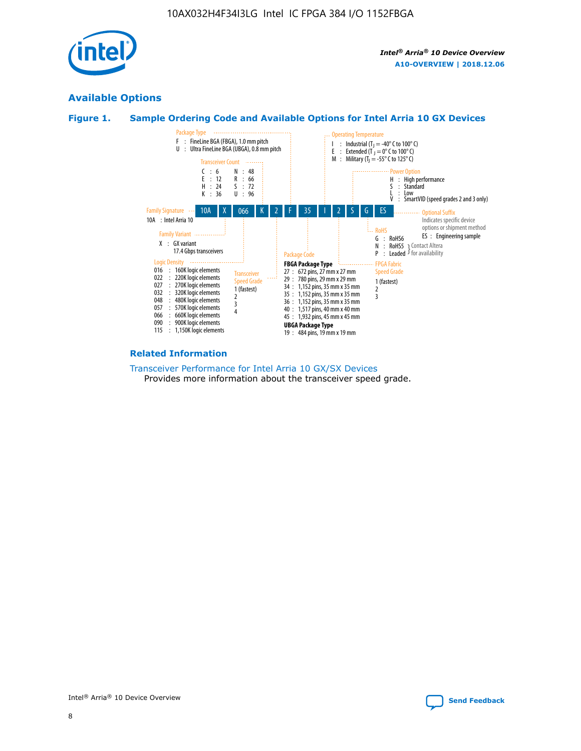## Available Options

### Figure 1. Sample Ordering Code and Available Options for Intel Arria 10 GX Devices

**Sample ordering code:** 10A X 066 K 2 F 35 I 2 S G ES

**Family Signature**
- 10A : Intel Arria 10

**Family Variant**
- X : GX variant, 17.4 Gbps transceivers

**Logic Density**
- 016 : 160K logic elements
- 022 : 220K logic elements
- 027 : 270K logic elements
- 032 : 320K logic elements
- 048 : 480K logic elements
- 057 : 570K logic elements
- 066 : 660K logic elements
- 090 : 900K logic elements
- 115 : 1,150K logic elements

**Transceiver Count**
- C : 6
- E : 12
- H : 24
- K : 36
- N : 48
- R : 66
- S : 72
- U : 96

**Transceiver Speed Grade**
- 1 (fastest)
- 2
- 3
- 4

**Package Type**
- F : FineLine BGA (FBGA), 1.0 mm pitch
- U : Ultra FineLine BGA (UBGA), 0.8 mm pitch

**Package Code**

FBGA Package Type
- 27 : 672 pins, 27 mm x 27 mm
- 29 : 780 pins, 29 mm x 29 mm
- 34 : 1,152 pins, 35 mm x 35 mm
- 35 : 1,152 pins, 35 mm x 35 mm
- 36 : 1,152 pins, 35 mm x 35 mm
- 40 : 1,517 pins, 40 mm x 40 mm
- 45 : 1,932 pins, 45 mm x 45 mm

UBGA Package Type
- 19 : 484 pins, 19 mm x 19 mm

**Operating Temperature**
- I : Industrial ($T_J$ = -40° C to 100° C)
- E : Extended ($T_J$ = 0° C to 100° C)
- M : Military ($T_J$ = -55° C to 125° C)

**FPGA Fabric Speed Grade**
- 1 (fastest)
- 2
- 3

**Power Option**
- H : High performance
- S : Standard
- L : Low
- V : SmartVID (speed grades 2 and 3 only)

**RoHS**
- G : RoHS6
- N : RoHS5 (Contact Altera for availability)
- P : Leaded (Contact Altera for availability)

**Optional Suffix**

Indicates specific device options or shipment method
- ES : Engineering sample

### Related Information

Transceiver Performance for Intel Arria 10 GX/SX Devices

Provides more information about the transceiver speed grade.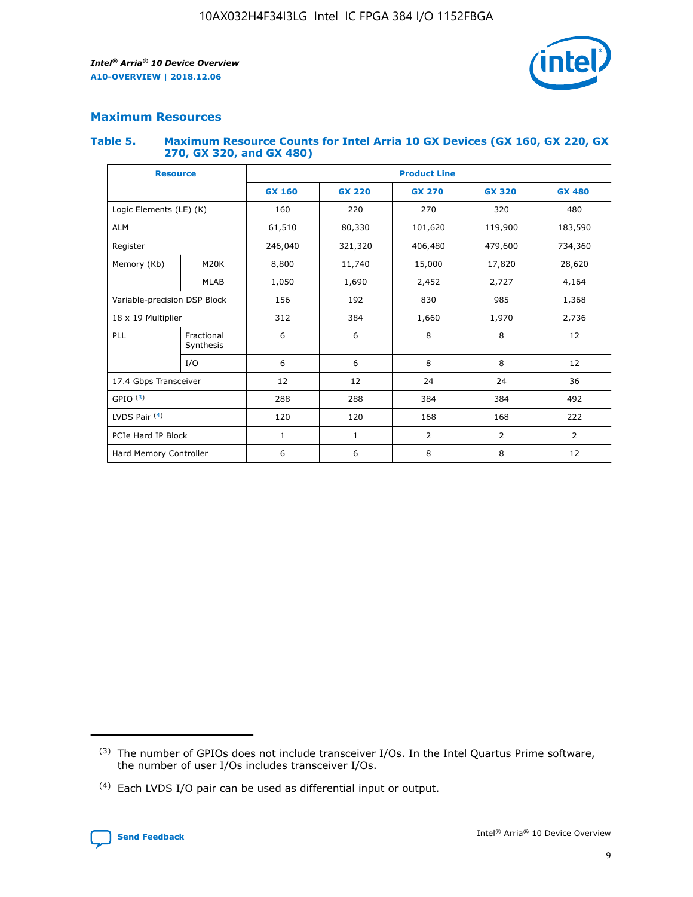## Maximum Resources

### Table 5. Maximum Resource Counts for Intel Arria 10 GX Devices (GX 160, GX 220, GX 270, GX 320, and GX 480)

| Resource | | Product Line | | | | |
|---|---|---|---|---|---|---|
| | | GX 160 | GX 220 | GX 270 | GX 320 | GX 480 |
| Logic Elements (LE) (K) | | 160 | 220 | 270 | 320 | 480 |
| ALM | | 61,510 | 80,330 | 101,620 | 119,900 | 183,590 |
| Register | | 246,040 | 321,320 | 406,480 | 479,600 | 734,360 |
| Memory (Kb) | M20K | 8,800 | 11,740 | 15,000 | 17,820 | 28,620 |
| | MLAB | 1,050 | 1,690 | 2,452 | 2,727 | 4,164 |
| Variable-precision DSP Block | | 156 | 192 | 830 | 985 | 1,368 |
| 18 x 19 Multiplier | | 312 | 384 | 1,660 | 1,970 | 2,736 |
| PLL | Fractional Synthesis | 6 | 6 | 8 | 8 | 12 |
| | I/O | 6 | 6 | 8 | 8 | 12 |
| 17.4 Gbps Transceiver | | 12 | 12 | 24 | 24 | 36 |
| GPIO [3] | | 288 | 288 | 384 | 384 | 492 |
| LVDS Pair [4] | | 120 | 120 | 168 | 168 | 222 |
| PCIe Hard IP Block | | 1 | 1 | 2 | 2 | 2 |
| Hard Memory Controller | | 6 | 6 | 8 | 8 | 12 |

(3) The number of GPIOs does not include transceiver I/Os. In the Intel Quartus Prime software, the number of user I/Os includes transceiver I/Os.

(4) Each LVDS I/O pair can be used as differential input or output.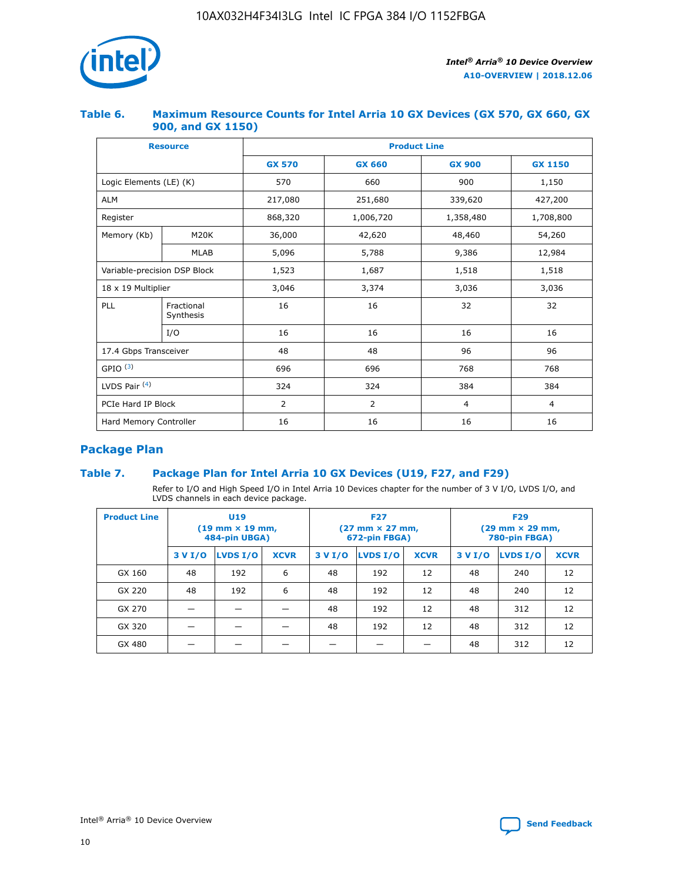## Table 6. Maximum Resource Counts for Intel Arria 10 GX Devices (GX 570, GX 660, GX 900, and GX 1150)

| Resource | | Product Line | | | |
|---|---|---|---|---|---|
| | | GX 570 | GX 660 | GX 900 | GX 1150 |
| Logic Elements (LE) (K) | | 570 | 660 | 900 | 1,150 |
| ALM | | 217,080 | 251,680 | 339,620 | 427,200 |
| Register | | 868,320 | 1,006,720 | 1,358,480 | 1,708,800 |
| Memory (Kb) | M20K | 36,000 | 42,620 | 48,460 | 54,260 |
| | MLAB | 5,096 | 5,788 | 9,386 | 12,984 |
| Variable-precision DSP Block | | 1,523 | 1,687 | 1,518 | 1,518 |
| 18 x 19 Multiplier | | 3,046 | 3,374 | 3,036 | 3,036 |
| PLL | Fractional Synthesis | 16 | 16 | 32 | 32 |
| | I/O | 16 | 16 | 16 | 16 |
| 17.4 Gbps Transceiver | | 48 | 48 | 96 | 96 |
| GPIO [(3)] | | 696 | 696 | 768 | 768 |
| LVDS Pair [(4)] | | 324 | 324 | 384 | 384 |
| PCIe Hard IP Block | | 2 | 2 | 4 | 4 |
| Hard Memory Controller | | 16 | 16 | 16 | 16 |

## Package Plan

## Table 7. Package Plan for Intel Arria 10 GX Devices (U19, F27, and F29)

Refer to I/O and High Speed I/O in Intel Arria 10 Devices chapter for the number of 3 V I/O, LVDS I/O, and LVDS channels in each device package.

| Product Line | U19 (19 mm × 19 mm, 484-pin UBGA) | | | F27 (27 mm × 27 mm, 672-pin FBGA) | | | F29 (29 mm × 29 mm, 780-pin FBGA) | | |
|---|---|---|---|---|---|---|---|---|---|
| | 3 V I/O | LVDS I/O | XCVR | 3 V I/O | LVDS I/O | XCVR | 3 V I/O | LVDS I/O | XCVR |
| GX 160 | 48 | 192 | 6 | 48 | 192 | 12 | 48 | 240 | 12 |
| GX 220 | 48 | 192 | 6 | 48 | 192 | 12 | 48 | 240 | 12 |
| GX 270 | — | — | — | 48 | 192 | 12 | 48 | 312 | 12 |
| GX 320 | — | — | — | 48 | 192 | 12 | 48 | 312 | 12 |
| GX 480 | — | — | — | — | — | — | 48 | 312 | 12 |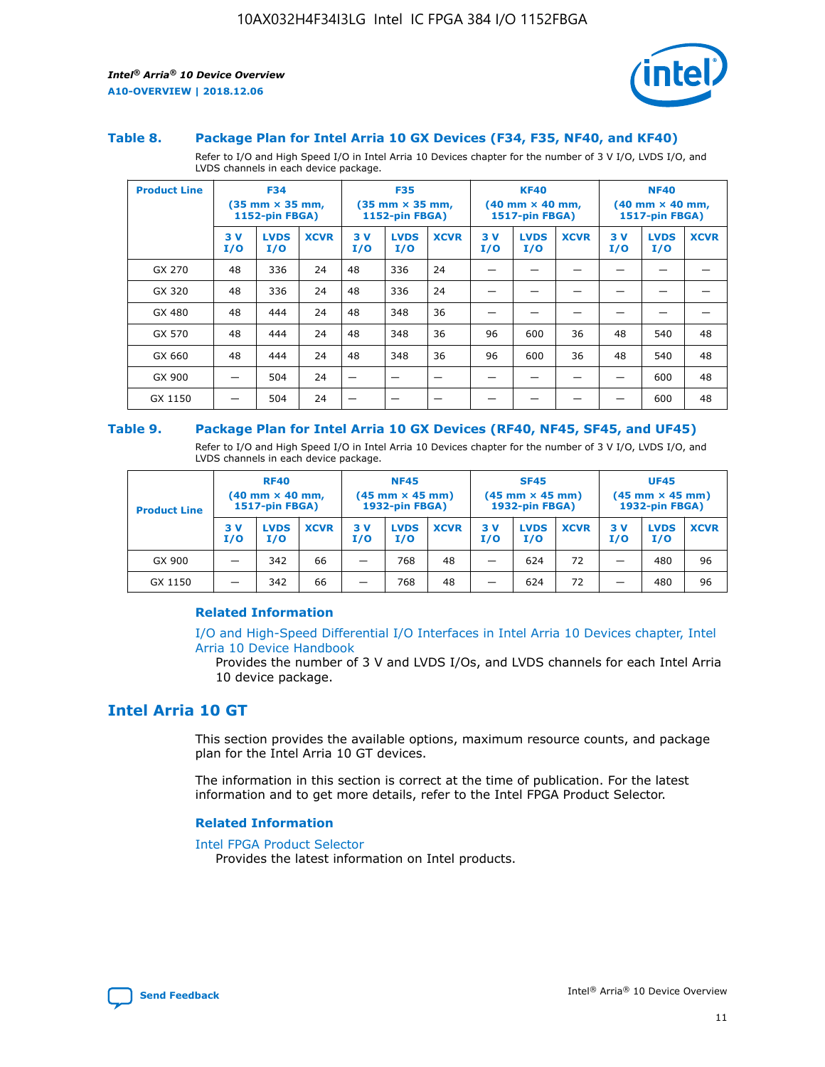### Table 8. Package Plan for Intel Arria 10 GX Devices (F34, F35, NF40, and KF40)

Refer to I/O and High Speed I/O in Intel Arria 10 Devices chapter for the number of 3 V I/O, LVDS I/O, and LVDS channels in each device package.

| Product Line | F34 (35 mm × 35 mm, 1152-pin FBGA) | | | F35 (35 mm × 35 mm, 1152-pin FBGA) | | | KF40 (40 mm × 40 mm, 1517-pin FBGA) | | | NF40 (40 mm × 40 mm, 1517-pin FBGA) | | |
|---|---|---|---|---|---|---|---|---|---|---|---|---|
| | 3 V I/O | LVDS I/O | XCVR | 3 V I/O | LVDS I/O | XCVR | 3 V I/O | LVDS I/O | XCVR | 3 V I/O | LVDS I/O | XCVR |
| GX 270 | 48 | 336 | 24 | 48 | 336 | 24 | — | — | — | — | — | — |
| GX 320 | 48 | 336 | 24 | 48 | 336 | 24 | — | — | — | — | — | — |
| GX 480 | 48 | 444 | 24 | 48 | 348 | 36 | — | — | — | — | — | — |
| GX 570 | 48 | 444 | 24 | 48 | 348 | 36 | 96 | 600 | 36 | 48 | 540 | 48 |
| GX 660 | 48 | 444 | 24 | 48 | 348 | 36 | 96 | 600 | 36 | 48 | 540 | 48 |
| GX 900 | — | 504 | 24 | — | — | — | — | — | — | — | 600 | 48 |
| GX 1150 | — | 504 | 24 | — | — | — | — | — | — | — | 600 | 48 |

### Table 9. Package Plan for Intel Arria 10 GX Devices (RF40, NF45, SF45, and UF45)

Refer to I/O and High Speed I/O in Intel Arria 10 Devices chapter for the number of 3 V I/O, LVDS I/O, and LVDS channels in each device package.

| Product Line | RF40 (40 mm × 40 mm, 1517-pin FBGA) | | | NF45 (45 mm × 45 mm) 1932-pin FBGA) | | | SF45 (45 mm × 45 mm) 1932-pin FBGA) | | | UF45 (45 mm × 45 mm) 1932-pin FBGA) | | |
|---|---|---|---|---|---|---|---|---|---|---|---|---|
| | 3 V I/O | LVDS I/O | XCVR | 3 V I/O | LVDS I/O | XCVR | 3 V I/O | LVDS I/O | XCVR | 3 V I/O | LVDS I/O | XCVR |
| GX 900 | — | 342 | 66 | — | 768 | 48 | — | 624 | 72 | — | 480 | 96 |
| GX 1150 | — | 342 | 66 | — | 768 | 48 | — | 624 | 72 | — | 480 | 96 |

#### Related Information

I/O and High-Speed Differential I/O Interfaces in Intel Arria 10 Devices chapter, Intel Arria 10 Device Handbook
Provides the number of 3 V and LVDS I/Os, and LVDS channels for each Intel Arria 10 device package.

## Intel Arria 10 GT

This section provides the available options, maximum resource counts, and package plan for the Intel Arria 10 GT devices.

The information in this section is correct at the time of publication. For the latest information and to get more details, refer to the Intel FPGA Product Selector.

#### Related Information

Intel FPGA Product Selector
Provides the latest information on Intel products.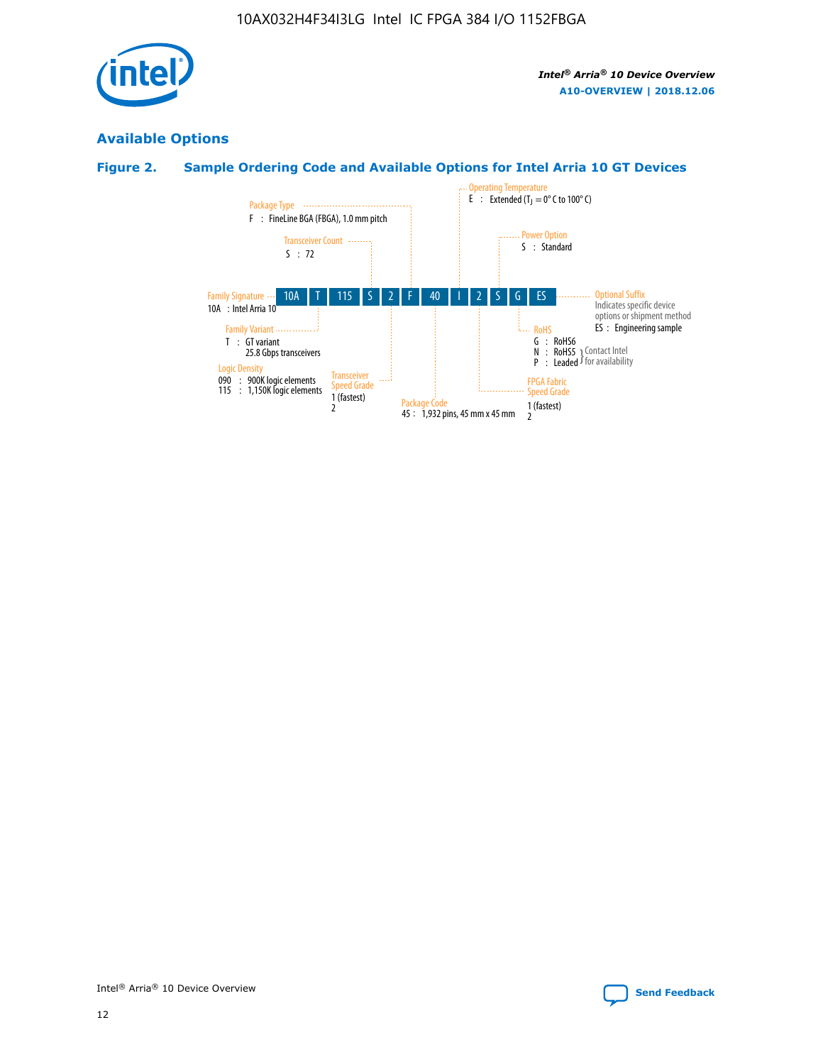## Available Options

### Figure 2. Sample Ordering Code and Available Options for Intel Arria 10 GT Devices

| 10A | T | 115 | S | 2 | F | 40 | I | 2 | S | G | ES |
|---|---|---|---|---|---|---|---|---|---|---|---|

**Family Signature**
10A : Intel Arria 10

**Family Variant**
T : GT variant
25.8 Gbps transceivers

**Logic Density**
090 : 900K logic elements
115 : 1,150K logic elements

**Transceiver Count**
S : 72

**Transceiver Speed Grade**
1 (fastest)
2

**Package Type**
F : FineLine BGA (FBGA), 1.0 mm pitch

**Package Code**
45 : 1,932 pins, 45 mm x 45 mm

**Operating Temperature**
E : Extended ($T_J$ = 0° C to 100° C)

**FPGA Fabric Speed Grade**
1 (fastest)
2

**Power Option**
S : Standard

**RoHS**
G : RoHS6
N : RoHS5 (Contact Intel for availability)
P : Leaded (Contact Intel for availability)

**Optional Suffix**
Indicates specific device options or shipment method
ES : Engineering sample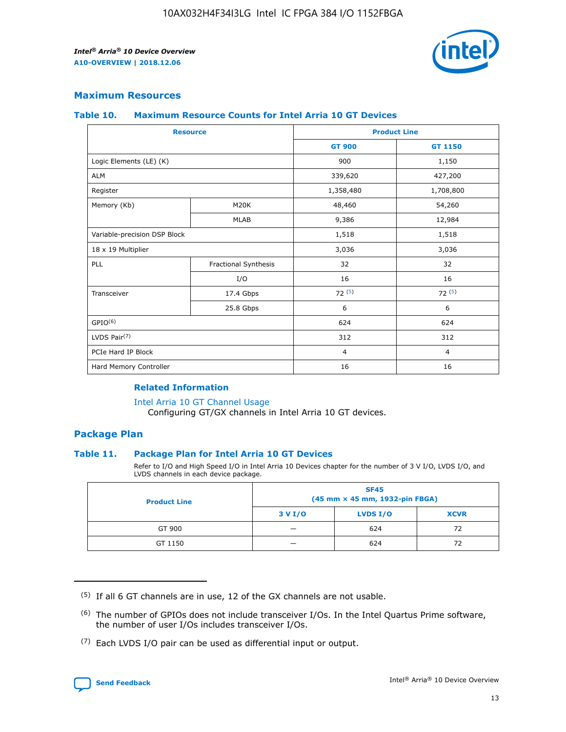## Maximum Resources

### Table 10. Maximum Resource Counts for Intel Arria 10 GT Devices

| Resource | | Product Line | |
|---|---|---|---|
| | | GT 900 | GT 1150 |
| Logic Elements (LE) (K) | | 900 | 1,150 |
| ALM | | 339,620 | 427,200 |
| Register | | 1,358,480 | 1,708,800 |
| Memory (Kb) | M20K | 48,460 | 54,260 |
| | MLAB | 9,386 | 12,984 |
| Variable-precision DSP Block | | 1,518 | 1,518 |
| 18 x 19 Multiplier | | 3,036 | 3,036 |
| PLL | Fractional Synthesis | 32 | 32 |
| | I/O | 16 | 16 |
| Transceiver | 17.4 Gbps | 72 (5) | 72 (5) |
| | 25.8 Gbps | 6 | 6 |
| GPIO(6) | | 624 | 624 |
| LVDS Pair(7) | | 312 | 312 |
| PCIe Hard IP Block | | 4 | 4 |
| Hard Memory Controller | | 16 | 16 |

#### Related Information

Intel Arria 10 GT Channel Usage
Configuring GT/GX channels in Intel Arria 10 GT devices.

## Package Plan

### Table 11. Package Plan for Intel Arria 10 GT Devices

Refer to I/O and High Speed I/O in Intel Arria 10 Devices chapter for the number of 3 V I/O, LVDS I/O, and LVDS channels in each device package.

| Product Line | SF45 (45 mm × 45 mm, 1932-pin FBGA) | | |
|---|---|---|---|
| | 3 V I/O | LVDS I/O | XCVR |
| GT 900 | — | 624 | 72 |
| GT 1150 | — | 624 | 72 |

(5) If all 6 GT channels are in use, 12 of the GX channels are not usable.

(6) The number of GPIOs does not include transceiver I/Os. In the Intel Quartus Prime software, the number of user I/Os includes transceiver I/Os.

(7) Each LVDS I/O pair can be used as differential input or output.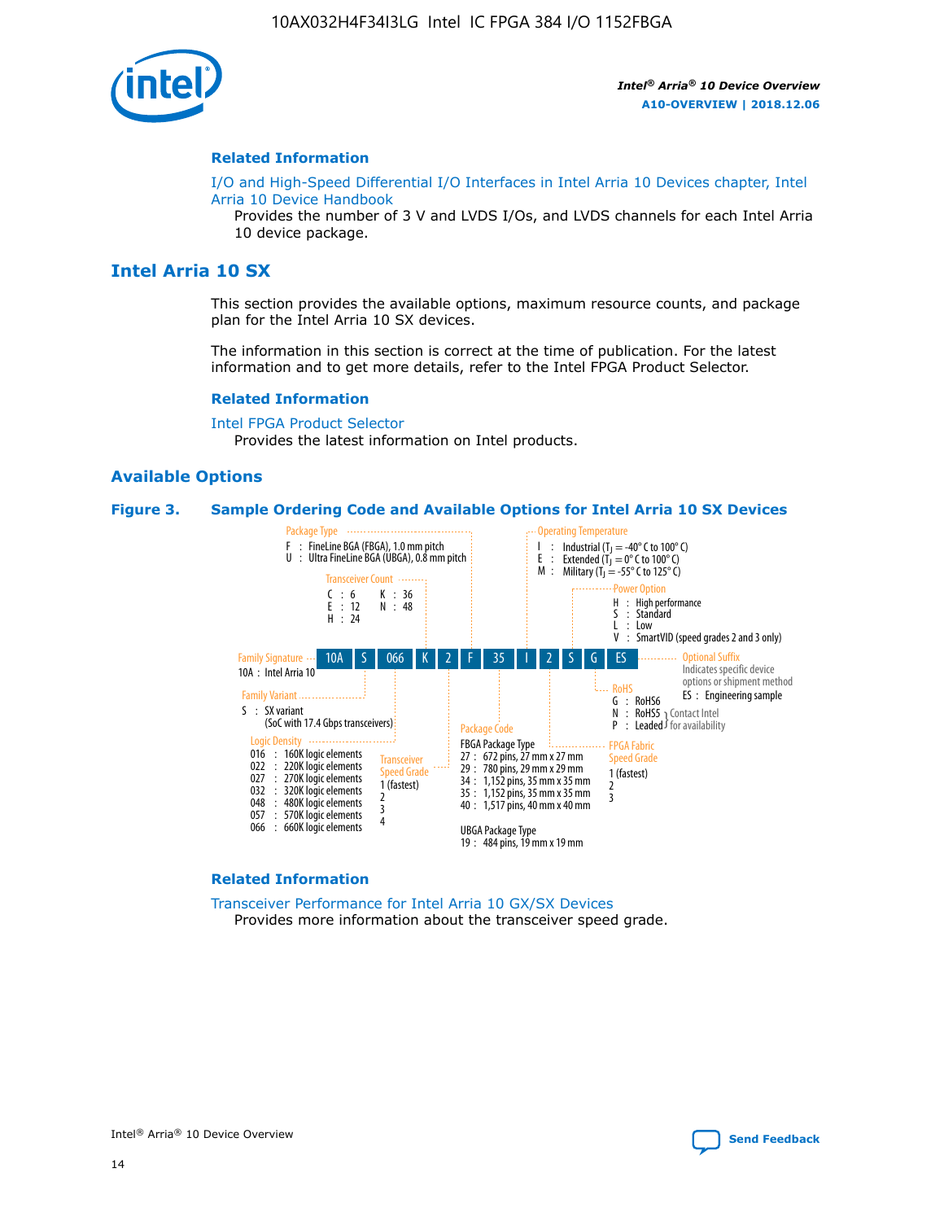**Related Information**

I/O and High-Speed Differential I/O Interfaces in Intel Arria 10 Devices chapter, Intel Arria 10 Device Handbook

Provides the number of 3 V and LVDS I/Os, and LVDS channels for each Intel Arria 10 device package.

## Intel Arria 10 SX

This section provides the available options, maximum resource counts, and package plan for the Intel Arria 10 SX devices.

The information in this section is correct at the time of publication. For the latest information and to get more details, refer to the Intel FPGA Product Selector.

**Related Information**

Intel FPGA Product Selector

Provides the latest information on Intel products.

### Available Options

**Figure 3. Sample Ordering Code and Available Options for Intel Arria 10 SX Devices**

Sample ordering code: 10A S 066 K 2 F 35 I 2 S G ES

- **Family Signature**
  - 10A : Intel Arria 10
- **Family Variant**
  - S : SX variant (SoC with 17.4 Gbps transceivers)
- **Logic Density**
  - 016 : 160K logic elements
  - 022 : 220K logic elements
  - 027 : 270K logic elements
  - 032 : 320K logic elements
  - 048 : 480K logic elements
  - 057 : 570K logic elements
  - 066 : 660K logic elements
- **Transceiver Count**
  - C : 6
  - E : 12
  - H : 24
  - K : 36
  - N : 48
- **Transceiver Speed Grade**
  - 1 (fastest)
  - 2
  - 3
  - 4
- **Package Type**
  - F : FineLine BGA (FBGA), 1.0 mm pitch
  - U : Ultra FineLine BGA (UBGA), 0.8 mm pitch
- **Package Code**
  - FBGA Package Type
    - 27 : 672 pins, 27 mm x 27 mm
    - 29 : 780 pins, 29 mm x 29 mm
    - 34 : 1,152 pins, 35 mm x 35 mm
    - 35 : 1,152 pins, 35 mm x 35 mm
    - 40 : 1,517 pins, 40 mm x 40 mm
  - UBGA Package Type
    - 19 : 484 pins, 19 mm x 19 mm
- **Operating Temperature**
  - I : Industrial ($T_J$ = -40° C to 100° C)
  - E : Extended ($T_J$ = 0° C to 100° C)
  - M : Military ($T_J$ = -55° C to 125° C)
- **FPGA Fabric Speed Grade**
  - 1 (fastest)
  - 2
  - 3
- **Power Option**
  - H : High performance
  - S : Standard
  - L : Low
  - V : SmartVID (speed grades 2 and 3 only)
- **RoHS**
  - G : RoHS6
  - N : RoHS5 (Contact Intel for availability)
  - P : Leaded (Contact Intel for availability)
- **Optional Suffix**
  - Indicates specific device options or shipment method
  - ES : Engineering sample

**Related Information**

Transceiver Performance for Intel Arria 10 GX/SX Devices

Provides more information about the transceiver speed grade.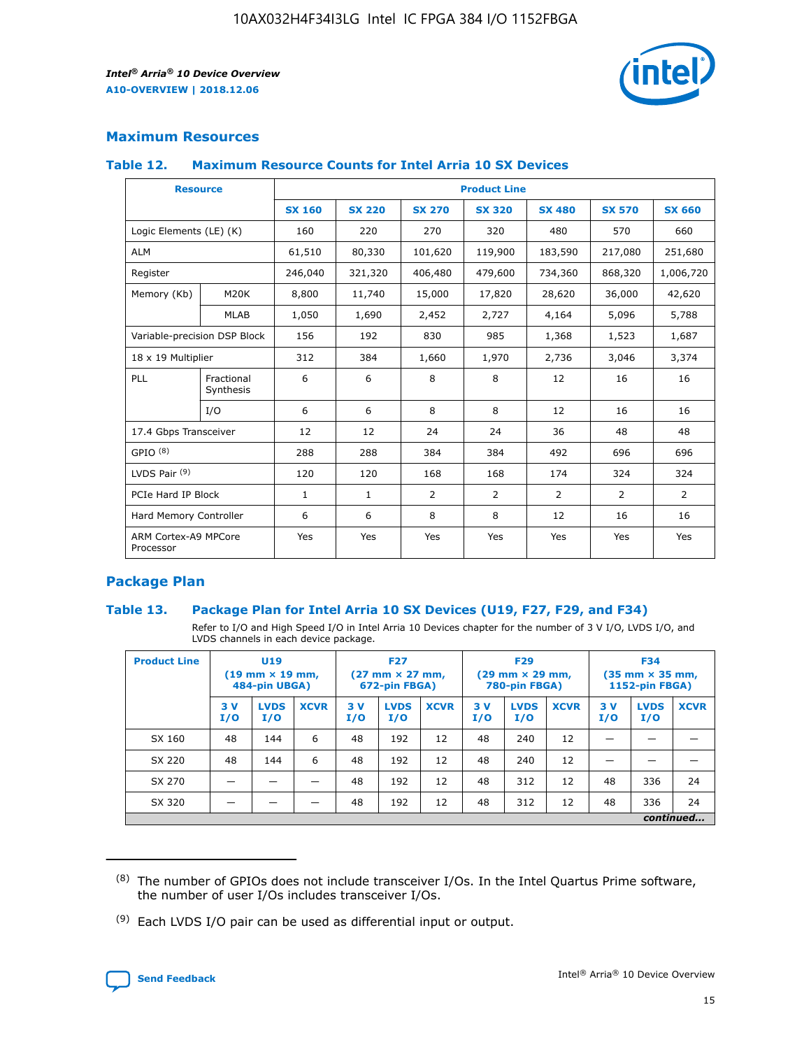## Maximum Resources

### Table 12. Maximum Resource Counts for Intel Arria 10 SX Devices

| Resource | | Product Line | | | | | | |
|---|---|---|---|---|---|---|---|---|
| | | SX 160 | SX 220 | SX 270 | SX 320 | SX 480 | SX 570 | SX 660 |
| Logic Elements (LE) (K) | | 160 | 220 | 270 | 320 | 480 | 570 | 660 |
| ALM | | 61,510 | 80,330 | 101,620 | 119,900 | 183,590 | 217,080 | 251,680 |
| Register | | 246,040 | 321,320 | 406,480 | 479,600 | 734,360 | 868,320 | 1,006,720 |
| Memory (Kb) | M20K | 8,800 | 11,740 | 15,000 | 17,820 | 28,620 | 36,000 | 42,620 |
| | MLAB | 1,050 | 1,690 | 2,452 | 2,727 | 4,164 | 5,096 | 5,788 |
| Variable-precision DSP Block | | 156 | 192 | 830 | 985 | 1,368 | 1,523 | 1,687 |
| 18 x 19 Multiplier | | 312 | 384 | 1,660 | 1,970 | 2,736 | 3,046 | 3,374 |
| PLL | Fractional Synthesis | 6 | 6 | 8 | 8 | 12 | 16 | 16 |
| | I/O | 6 | 6 | 8 | 8 | 12 | 16 | 16 |
| 17.4 Gbps Transceiver | | 12 | 12 | 24 | 24 | 36 | 48 | 48 |
| GPIO [8] | | 288 | 288 | 384 | 384 | 492 | 696 | 696 |
| LVDS Pair [9] | | 120 | 120 | 168 | 168 | 174 | 324 | 324 |
| PCIe Hard IP Block | | 1 | 1 | 2 | 2 | 2 | 2 | 2 |
| Hard Memory Controller | | 6 | 6 | 8 | 8 | 12 | 16 | 16 |
| ARM Cortex-A9 MPCore Processor | | Yes | Yes | Yes | Yes | Yes | Yes | Yes |

## Package Plan

### Table 13. Package Plan for Intel Arria 10 SX Devices (U19, F27, F29, and F34)

Refer to I/O and High Speed I/O in Intel Arria 10 Devices chapter for the number of 3 V I/O, LVDS I/O, and LVDS channels in each device package.

| Product Line | U19 (19 mm × 19 mm, 484-pin UBGA) | | | F27 (27 mm × 27 mm, 672-pin FBGA) | | | F29 (29 mm × 29 mm, 780-pin FBGA) | | | F34 (35 mm × 35 mm, 1152-pin FBGA) | | |
|---|---|---|---|---|---|---|---|---|---|---|---|---|
| | 3 V I/O | LVDS I/O | XCVR | 3 V I/O | LVDS I/O | XCVR | 3 V I/O | LVDS I/O | XCVR | 3 V I/O | LVDS I/O | XCVR |
| SX 160 | 48 | 144 | 6 | 48 | 192 | 12 | 48 | 240 | 12 | — | — | — |
| SX 220 | 48 | 144 | 6 | 48 | 192 | 12 | 48 | 240 | 12 | — | — | — |
| SX 270 | — | — | — | 48 | 192 | 12 | 48 | 312 | 12 | 48 | 336 | 24 |
| SX 320 | — | — | — | 48 | 192 | 12 | 48 | 312 | 12 | 48 | 336 | 24 |

*continued...*

(8) The number of GPIOs does not include transceiver I/Os. In the Intel Quartus Prime software, the number of user I/Os includes transceiver I/Os.

(9) Each LVDS I/O pair can be used as differential input or output.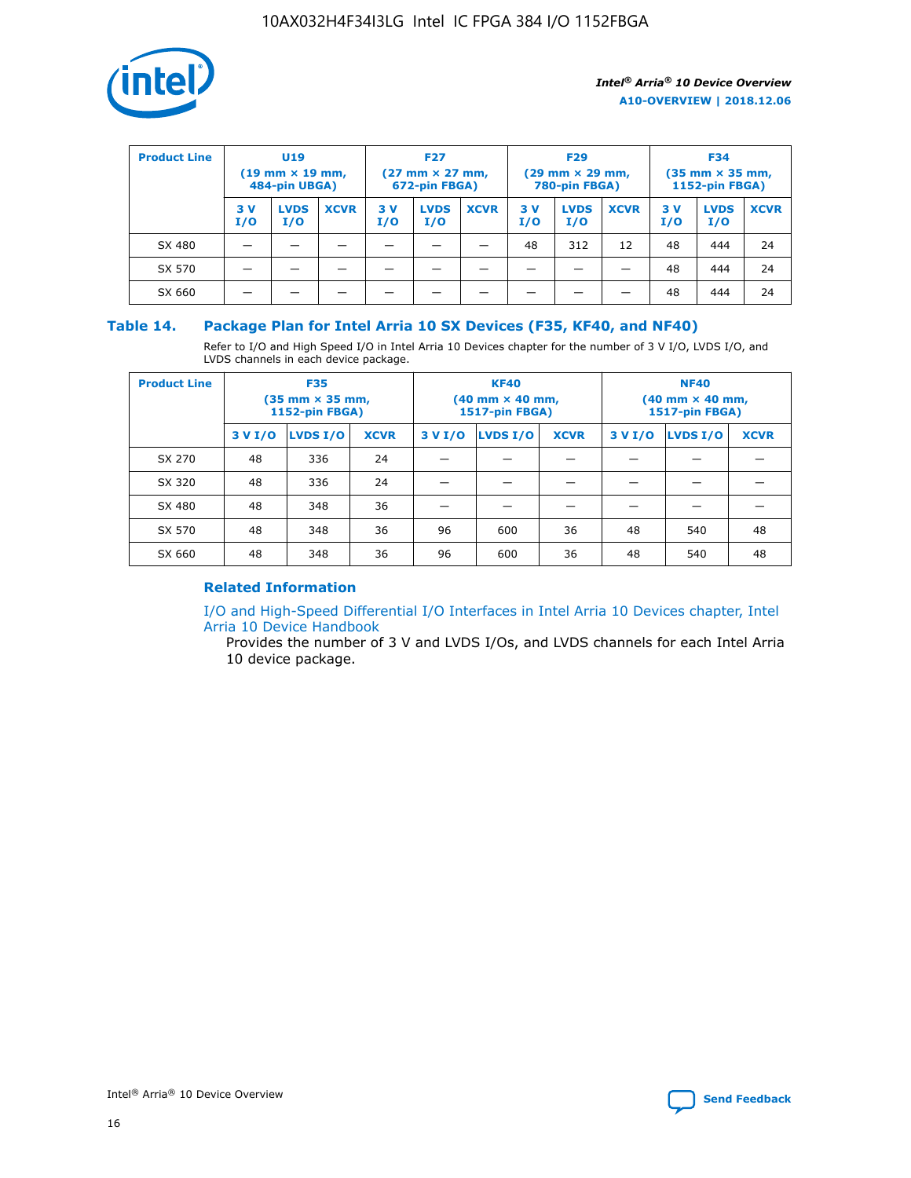| Product Line | U19 (19 mm × 19 mm, 484-pin UBGA) | | | F27 (27 mm × 27 mm, 672-pin FBGA) | | | F29 (29 mm × 29 mm, 780-pin FBGA) | | | F34 (35 mm × 35 mm, 1152-pin FBGA) | | |
|---|---|---|---|---|---|---|---|---|---|---|---|---|
| | 3 V I/O | LVDS I/O | XCVR | 3 V I/O | LVDS I/O | XCVR | 3 V I/O | LVDS I/O | XCVR | 3 V I/O | LVDS I/O | XCVR |
| SX 480 | — | — | — | — | — | — | 48 | 312 | 12 | 48 | 444 | 24 |
| SX 570 | — | — | — | — | — | — | — | — | — | 48 | 444 | 24 |
| SX 660 | — | — | — | — | — | — | — | — | — | 48 | 444 | 24 |

## Table 14. Package Plan for Intel Arria 10 SX Devices (F35, KF40, and NF40)

Refer to I/O and High Speed I/O in Intel Arria 10 Devices chapter for the number of 3 V I/O, LVDS I/O, and LVDS channels in each device package.

| Product Line | F35 (35 mm × 35 mm, 1152-pin FBGA) | | | KF40 (40 mm × 40 mm, 1517-pin FBGA) | | | NF40 (40 mm × 40 mm, 1517-pin FBGA) | | |
|---|---|---|---|---|---|---|---|---|---|
| | 3 V I/O | LVDS I/O | XCVR | 3 V I/O | LVDS I/O | XCVR | 3 V I/O | LVDS I/O | XCVR |
| SX 270 | 48 | 336 | 24 | — | — | — | — | — | — |
| SX 320 | 48 | 336 | 24 | — | — | — | — | — | — |
| SX 480 | 48 | 348 | 36 | — | — | — | — | — | — |
| SX 570 | 48 | 348 | 36 | 96 | 600 | 36 | 48 | 540 | 48 |
| SX 660 | 48 | 348 | 36 | 96 | 600 | 36 | 48 | 540 | 48 |

### Related Information

I/O and High-Speed Differential I/O Interfaces in Intel Arria 10 Devices chapter, Intel Arria 10 Device Handbook

Provides the number of 3 V and LVDS I/Os, and LVDS channels for each Intel Arria 10 device package.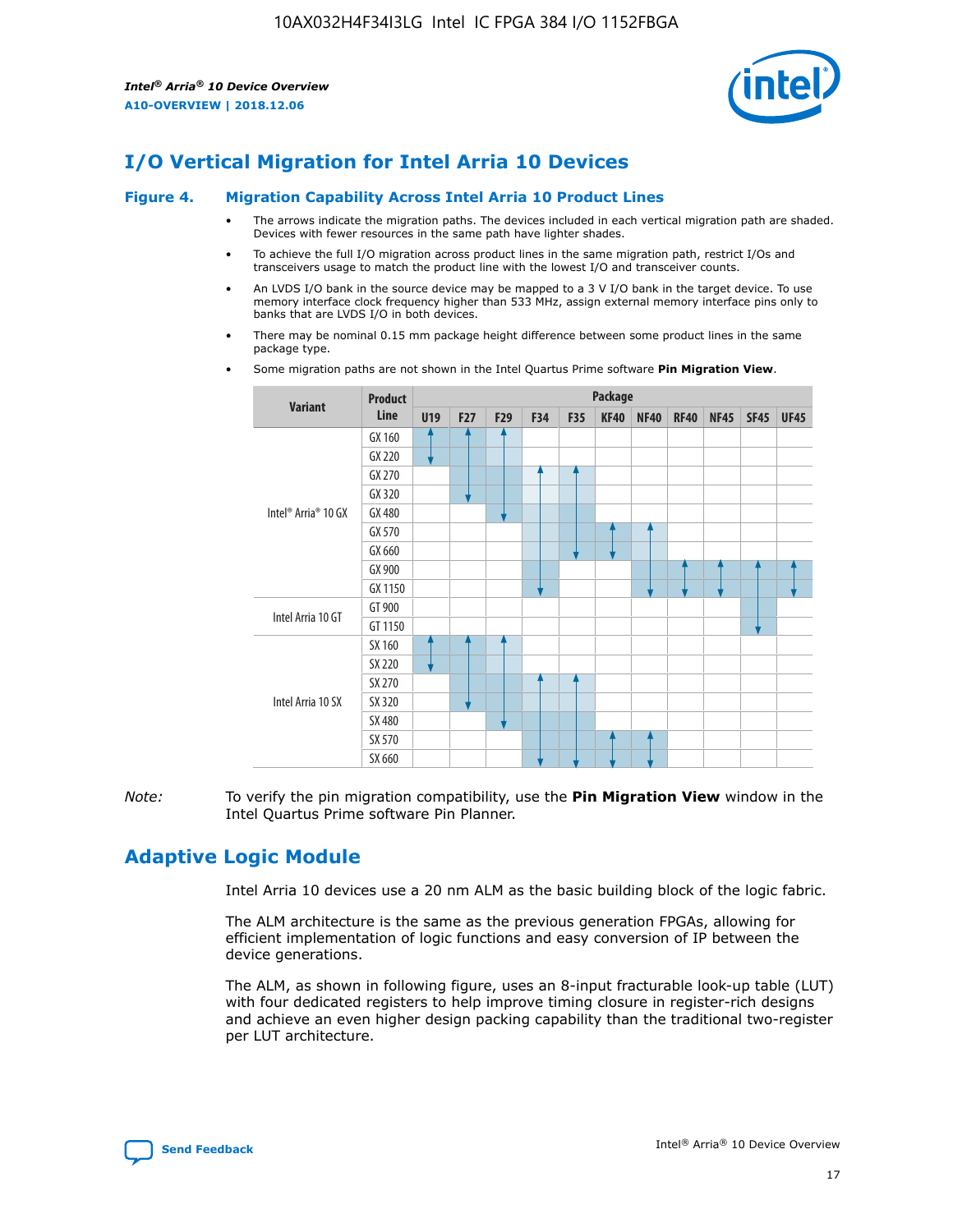# I/O Vertical Migration for Intel Arria 10 Devices

## Figure 4. Migration Capability Across Intel Arria 10 Product Lines

- The arrows indicate the migration paths. The devices included in each vertical migration path are shaded. Devices with fewer resources in the same path have lighter shades.
- To achieve the full I/O migration across product lines in the same migration path, restrict I/Os and transceivers usage to match the product line with the lowest I/O and transceiver counts.
- An LVDS I/O bank in the source device may be mapped to a 3 V I/O bank in the target device. To use memory interface clock frequency higher than 533 MHz, assign external memory interface pins only to banks that are LVDS I/O in both devices.
- There may be nominal 0.15 mm package height difference between some product lines in the same package type.
- Some migration paths are not shown in the Intel Quartus Prime software **Pin Migration View**.

| Variant | Product Line | U19 | F27 | F29 | F34 | F35 | KF40 | NF40 | RF40 | NF45 | SF45 | UF45 |
|---|---|---|---|---|---|---|---|---|---|---|---|---|
| Intel® Arria® 10 GX | GX 160 | | | | | | | | | | | |
| | GX 220 | | | | | | | | | | | |
| | GX 270 | | | | | | | | | | | |
| | GX 320 | | | | | | | | | | | |
| | GX 480 | | | | | | | | | | | |
| | GX 570 | | | | | | | | | | | |
| | GX 660 | | | | | | | | | | | |
| | GX 900 | | | | | | | | | | | |
| | GX 1150 | | | | | | | | | | | |
| Intel Arria 10 GT | GT 900 | | | | | | | | | | | |
| | GT 1150 | | | | | | | | | | | |
| Intel Arria 10 SX | SX 160 | | | | | | | | | | | |
| | SX 220 | | | | | | | | | | | |
| | SX 270 | | | | | | | | | | | |
| | SX 320 | | | | | | | | | | | |
| | SX 480 | | | | | | | | | | | |
| | SX 570 | | | | | | | | | | | |
| | SX 660 | | | | | | | | | | | |

*Note:* To verify the pin migration compatibility, use the **Pin Migration View** window in the Intel Quartus Prime software Pin Planner.

# Adaptive Logic Module

Intel Arria 10 devices use a 20 nm ALM as the basic building block of the logic fabric.

The ALM architecture is the same as the previous generation FPGAs, allowing for efficient implementation of logic functions and easy conversion of IP between the device generations.

The ALM, as shown in following figure, uses an 8-input fracturable look-up table (LUT) with four dedicated registers to help improve timing closure in register-rich designs and achieve an even higher design packing capability than the traditional two-register per LUT architecture.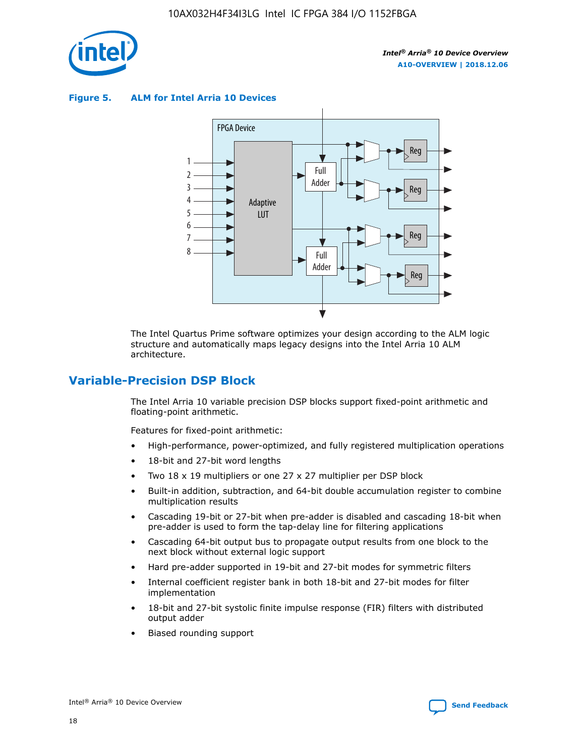**Figure 5. ALM for Intel Arria 10 Devices**

The Intel Quartus Prime software optimizes your design according to the ALM logic structure and automatically maps legacy designs into the Intel Arria 10 ALM architecture.

## Variable-Precision DSP Block

The Intel Arria 10 variable precision DSP blocks support fixed-point arithmetic and floating-point arithmetic.

Features for fixed-point arithmetic:

- High-performance, power-optimized, and fully registered multiplication operations
- 18-bit and 27-bit word lengths
- Two 18 x 19 multipliers or one 27 x 27 multiplier per DSP block
- Built-in addition, subtraction, and 64-bit double accumulation register to combine multiplication results
- Cascading 19-bit or 27-bit when pre-adder is disabled and cascading 18-bit when pre-adder is used to form the tap-delay line for filtering applications
- Cascading 64-bit output bus to propagate output results from one block to the next block without external logic support
- Hard pre-adder supported in 19-bit and 27-bit modes for symmetric filters
- Internal coefficient register bank in both 18-bit and 27-bit modes for filter implementation
- 18-bit and 27-bit systolic finite impulse response (FIR) filters with distributed output adder
- Biased rounding support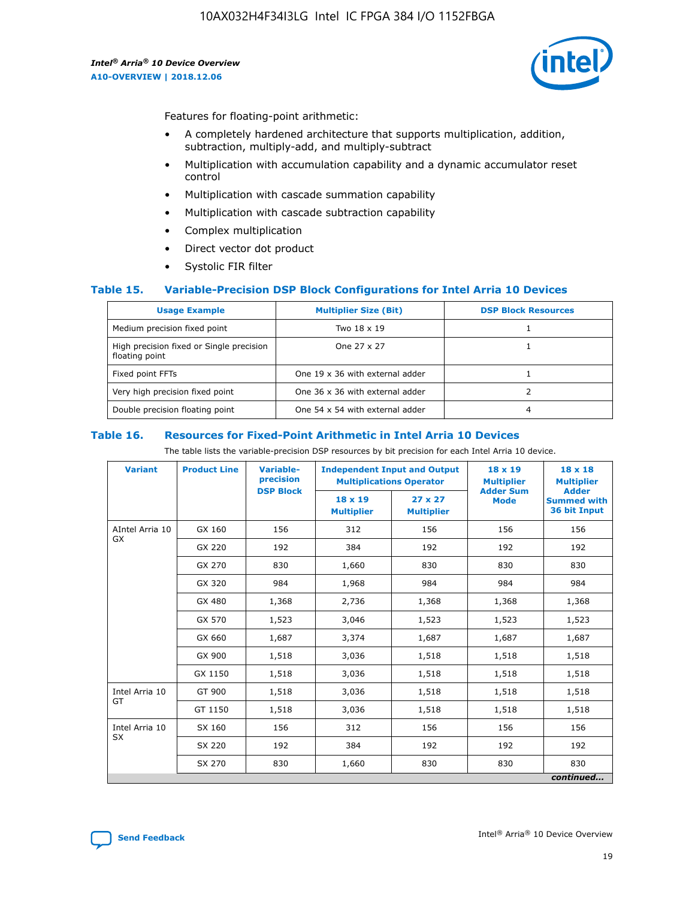Features for floating-point arithmetic:

- A completely hardened architecture that supports multiplication, addition, subtraction, multiply-add, and multiply-subtract
- Multiplication with accumulation capability and a dynamic accumulator reset control
- Multiplication with cascade summation capability
- Multiplication with cascade subtraction capability
- Complex multiplication
- Direct vector dot product
- Systolic FIR filter

### Table 15. Variable-Precision DSP Block Configurations for Intel Arria 10 Devices

| Usage Example | Multiplier Size (Bit) | DSP Block Resources |
|---|---|---|
| Medium precision fixed point | Two 18 x 19 | 1 |
| High precision fixed or Single precision floating point | One 27 x 27 | 1 |
| Fixed point FFTs | One 19 x 36 with external adder | 1 |
| Very high precision fixed point | One 36 x 36 with external adder | 2 |
| Double precision floating point | One 54 x 54 with external adder | 4 |

### Table 16. Resources for Fixed-Point Arithmetic in Intel Arria 10 Devices

The table lists the variable-precision DSP resources by bit precision for each Intel Arria 10 device.

| Variant | Product Line | Variable-precision DSP Block | Independent Input and Output Multiplications Operator | | 18 x 19 Multiplier Adder Sum Mode | 18 x 18 Multiplier Adder Summed with 36 bit Input |
|---|---|---|---|---|---|---|
| | | | 18 x 19 Multiplier | 27 x 27 Multiplier | | |
| AIntel Arria 10 GX | GX 160 | 156 | 312 | 156 | 156 | 156 |
| | GX 220 | 192 | 384 | 192 | 192 | 192 |
| | GX 270 | 830 | 1,660 | 830 | 830 | 830 |
| | GX 320 | 984 | 1,968 | 984 | 984 | 984 |
| | GX 480 | 1,368 | 2,736 | 1,368 | 1,368 | 1,368 |
| | GX 570 | 1,523 | 3,046 | 1,523 | 1,523 | 1,523 |
| | GX 660 | 1,687 | 3,374 | 1,687 | 1,687 | 1,687 |
| | GX 900 | 1,518 | 3,036 | 1,518 | 1,518 | 1,518 |
| | GX 1150 | 1,518 | 3,036 | 1,518 | 1,518 | 1,518 |
| Intel Arria 10 GT | GT 900 | 1,518 | 3,036 | 1,518 | 1,518 | 1,518 |
| | GT 1150 | 1,518 | 3,036 | 1,518 | 1,518 | 1,518 |
| Intel Arria 10 SX | SX 160 | 156 | 312 | 156 | 156 | 156 |
| | SX 220 | 192 | 384 | 192 | 192 | 192 |
| | SX 270 | 830 | 1,660 | 830 | 830 | 830 |

*continued...*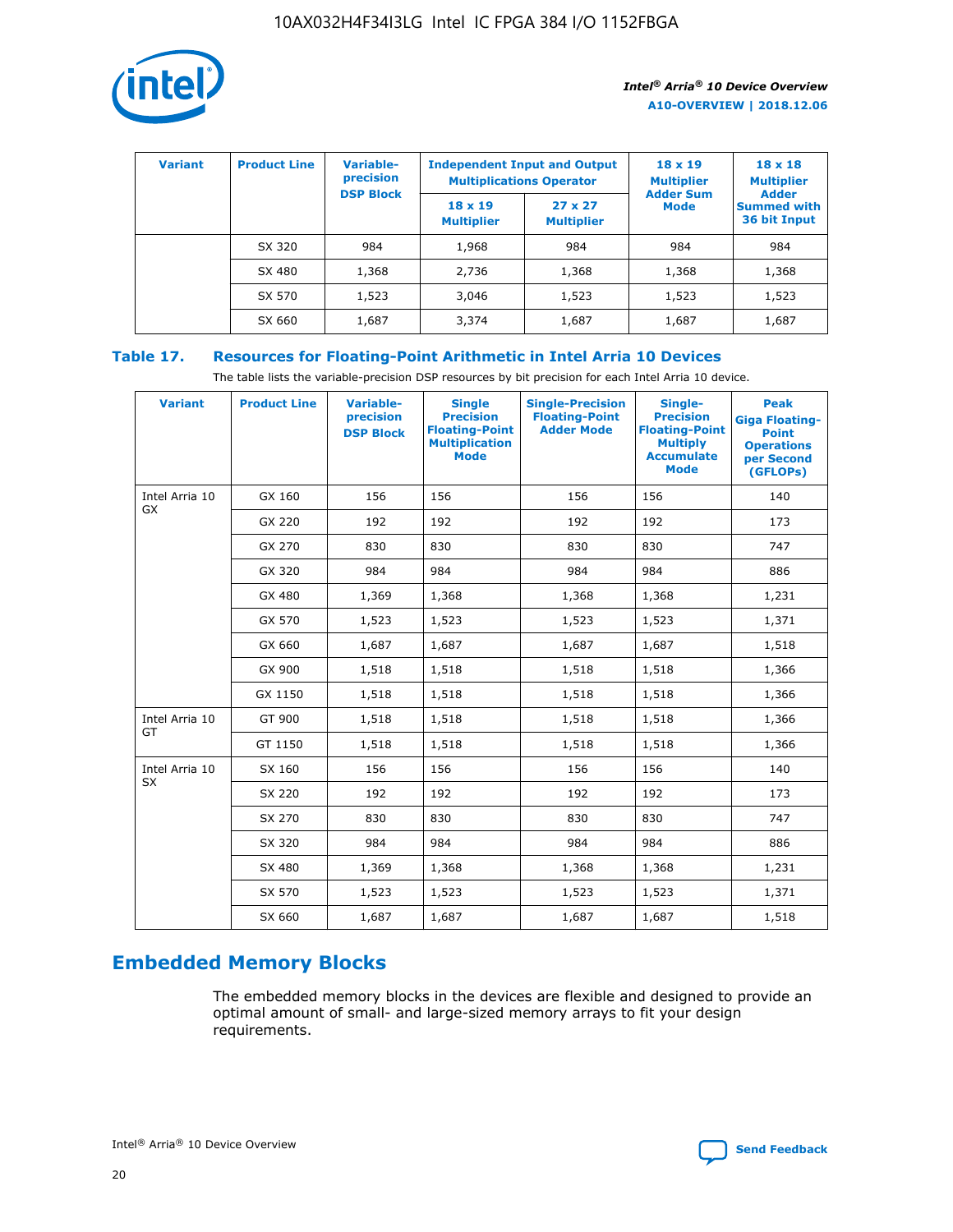| Variant | Product Line | Variable-precision DSP Block | Independent Input and Output Multiplications Operator | | 18 x 19 Multiplier Adder Sum Mode | 18 x 18 Multiplier Adder Summed with 36 bit Input |
|---|---|---|---|---|---|---|
| | | | 18 x 19 Multiplier | 27 x 27 Multiplier | | |
| | SX 320 | 984 | 1,968 | 984 | 984 | 984 |
| | SX 480 | 1,368 | 2,736 | 1,368 | 1,368 | 1,368 |
| | SX 570 | 1,523 | 3,046 | 1,523 | 1,523 | 1,523 |
| | SX 660 | 1,687 | 3,374 | 1,687 | 1,687 | 1,687 |

**Table 17. Resources for Floating-Point Arithmetic in Intel Arria 10 Devices**

The table lists the variable-precision DSP resources by bit precision for each Intel Arria 10 device.

| Variant | Product Line | Variable-precision DSP Block | Single Precision Floating-Point Multiplication Mode | Single-Precision Floating-Point Adder Mode | Single-Precision Floating-Point Multiply Accumulate Mode | Peak Giga Floating-Point Operations per Second (GFLOPs) |
|---|---|---|---|---|---|---|
| Intel Arria 10 GX | GX 160 | 156 | 156 | 156 | 156 | 140 |
| | GX 220 | 192 | 192 | 192 | 192 | 173 |
| | GX 270 | 830 | 830 | 830 | 830 | 747 |
| | GX 320 | 984 | 984 | 984 | 984 | 886 |
| | GX 480 | 1,369 | 1,368 | 1,368 | 1,368 | 1,231 |
| | GX 570 | 1,523 | 1,523 | 1,523 | 1,523 | 1,371 |
| | GX 660 | 1,687 | 1,687 | 1,687 | 1,687 | 1,518 |
| | GX 900 | 1,518 | 1,518 | 1,518 | 1,518 | 1,366 |
| | GX 1150 | 1,518 | 1,518 | 1,518 | 1,518 | 1,366 |
| Intel Arria 10 GT | GT 900 | 1,518 | 1,518 | 1,518 | 1,518 | 1,366 |
| | GT 1150 | 1,518 | 1,518 | 1,518 | 1,518 | 1,366 |
| Intel Arria 10 SX | SX 160 | 156 | 156 | 156 | 156 | 140 |
| | SX 220 | 192 | 192 | 192 | 192 | 173 |
| | SX 270 | 830 | 830 | 830 | 830 | 747 |
| | SX 320 | 984 | 984 | 984 | 984 | 886 |
| | SX 480 | 1,369 | 1,368 | 1,368 | 1,368 | 1,231 |
| | SX 570 | 1,523 | 1,523 | 1,523 | 1,523 | 1,371 |
| | SX 660 | 1,687 | 1,687 | 1,687 | 1,687 | 1,518 |

## Embedded Memory Blocks

The embedded memory blocks in the devices are flexible and designed to provide an optimal amount of small- and large-sized memory arrays to fit your design requirements.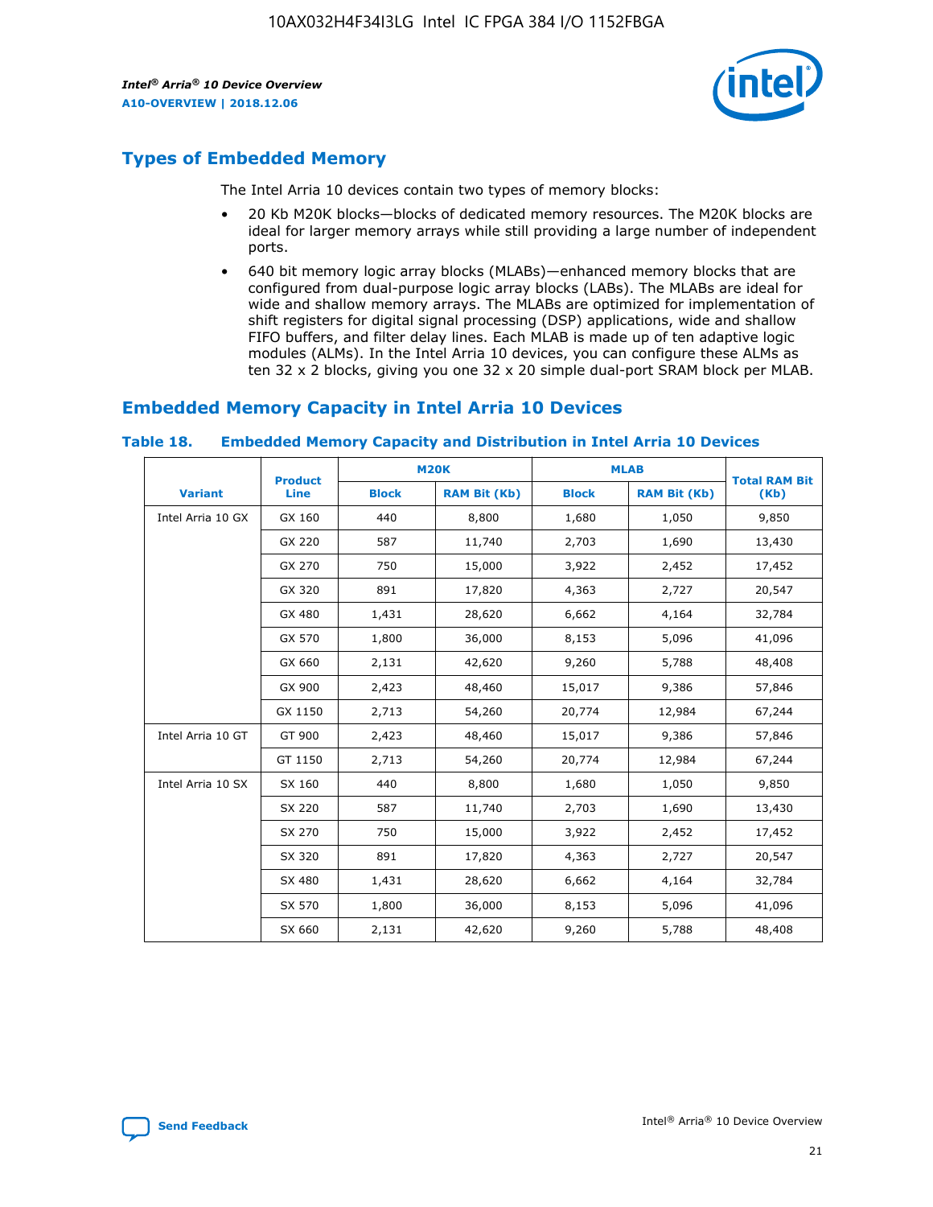## Types of Embedded Memory

The Intel Arria 10 devices contain two types of memory blocks:

- 20 Kb M20K blocks—blocks of dedicated memory resources. The M20K blocks are ideal for larger memory arrays while still providing a large number of independent ports.
- 640 bit memory logic array blocks (MLABs)—enhanced memory blocks that are configured from dual-purpose logic array blocks (LABs). The MLABs are ideal for wide and shallow memory arrays. The MLABs are optimized for implementation of shift registers for digital signal processing (DSP) applications, wide and shallow FIFO buffers, and filter delay lines. Each MLAB is made up of ten adaptive logic modules (ALMs). In the Intel Arria 10 devices, you can configure these ALMs as ten 32 x 2 blocks, giving you one 32 x 20 simple dual-port SRAM block per MLAB.

## Embedded Memory Capacity in Intel Arria 10 Devices

### Table 18. Embedded Memory Capacity and Distribution in Intel Arria 10 Devices

| Variant | Product Line | M20K | | MLAB | | Total RAM Bit (Kb) |
|---|---|---|---|---|---|---|
| | | Block | RAM Bit (Kb) | Block | RAM Bit (Kb) | |
| Intel Arria 10 GX | GX 160 | 440 | 8,800 | 1,680 | 1,050 | 9,850 |
| | GX 220 | 587 | 11,740 | 2,703 | 1,690 | 13,430 |
| | GX 270 | 750 | 15,000 | 3,922 | 2,452 | 17,452 |
| | GX 320 | 891 | 17,820 | 4,363 | 2,727 | 20,547 |
| | GX 480 | 1,431 | 28,620 | 6,662 | 4,164 | 32,784 |
| | GX 570 | 1,800 | 36,000 | 8,153 | 5,096 | 41,096 |
| | GX 660 | 2,131 | 42,620 | 9,260 | 5,788 | 48,408 |
| | GX 900 | 2,423 | 48,460 | 15,017 | 9,386 | 57,846 |
| | GX 1150 | 2,713 | 54,260 | 20,774 | 12,984 | 67,244 |
| Intel Arria 10 GT | GT 900 | 2,423 | 48,460 | 15,017 | 9,386 | 57,846 |
| | GT 1150 | 2,713 | 54,260 | 20,774 | 12,984 | 67,244 |
| Intel Arria 10 SX | SX 160 | 440 | 8,800 | 1,680 | 1,050 | 9,850 |
| | SX 220 | 587 | 11,740 | 2,703 | 1,690 | 13,430 |
| | SX 270 | 750 | 15,000 | 3,922 | 2,452 | 17,452 |
| | SX 320 | 891 | 17,820 | 4,363 | 2,727 | 20,547 |
| | SX 480 | 1,431 | 28,620 | 6,662 | 4,164 | 32,784 |
| | SX 570 | 1,800 | 36,000 | 8,153 | 5,096 | 41,096 |
| | SX 660 | 2,131 | 42,620 | 9,260 | 5,788 | 48,408 |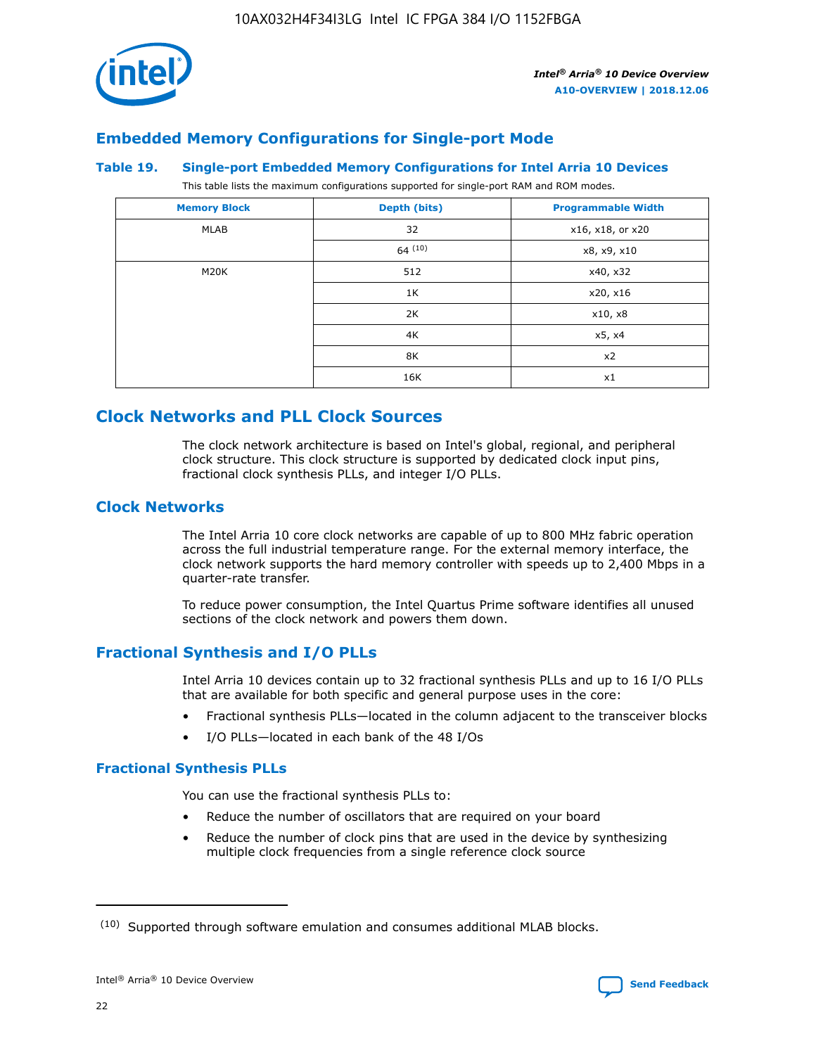## Embedded Memory Configurations for Single-port Mode

### Table 19. Single-port Embedded Memory Configurations for Intel Arria 10 Devices

This table lists the maximum configurations supported for single-port RAM and ROM modes.

| Memory Block | Depth (bits) | Programmable Width |
|---|---|---|
| MLAB | 32 | x16, x18, or x20 |
| | 64 [10] | x8, x9, x10 |
| M20K | 512 | x40, x32 |
| | 1K | x20, x16 |
| | 2K | x10, x8 |
| | 4K | x5, x4 |
| | 8K | x2 |
| | 16K | x1 |

# Clock Networks and PLL Clock Sources

The clock network architecture is based on Intel's global, regional, and peripheral clock structure. This clock structure is supported by dedicated clock input pins, fractional clock synthesis PLLs, and integer I/O PLLs.

## Clock Networks

The Intel Arria 10 core clock networks are capable of up to 800 MHz fabric operation across the full industrial temperature range. For the external memory interface, the clock network supports the hard memory controller with speeds up to 2,400 Mbps in a quarter-rate transfer.

To reduce power consumption, the Intel Quartus Prime software identifies all unused sections of the clock network and powers them down.

## Fractional Synthesis and I/O PLLs

Intel Arria 10 devices contain up to 32 fractional synthesis PLLs and up to 16 I/O PLLs that are available for both specific and general purpose uses in the core:

- Fractional synthesis PLLs—located in the column adjacent to the transceiver blocks
- I/O PLLs—located in each bank of the 48 I/Os

### Fractional Synthesis PLLs

You can use the fractional synthesis PLLs to:

- Reduce the number of oscillators that are required on your board
- Reduce the number of clock pins that are used in the device by synthesizing multiple clock frequencies from a single reference clock source

---

(10) Supported through software emulation and consumes additional MLAB blocks.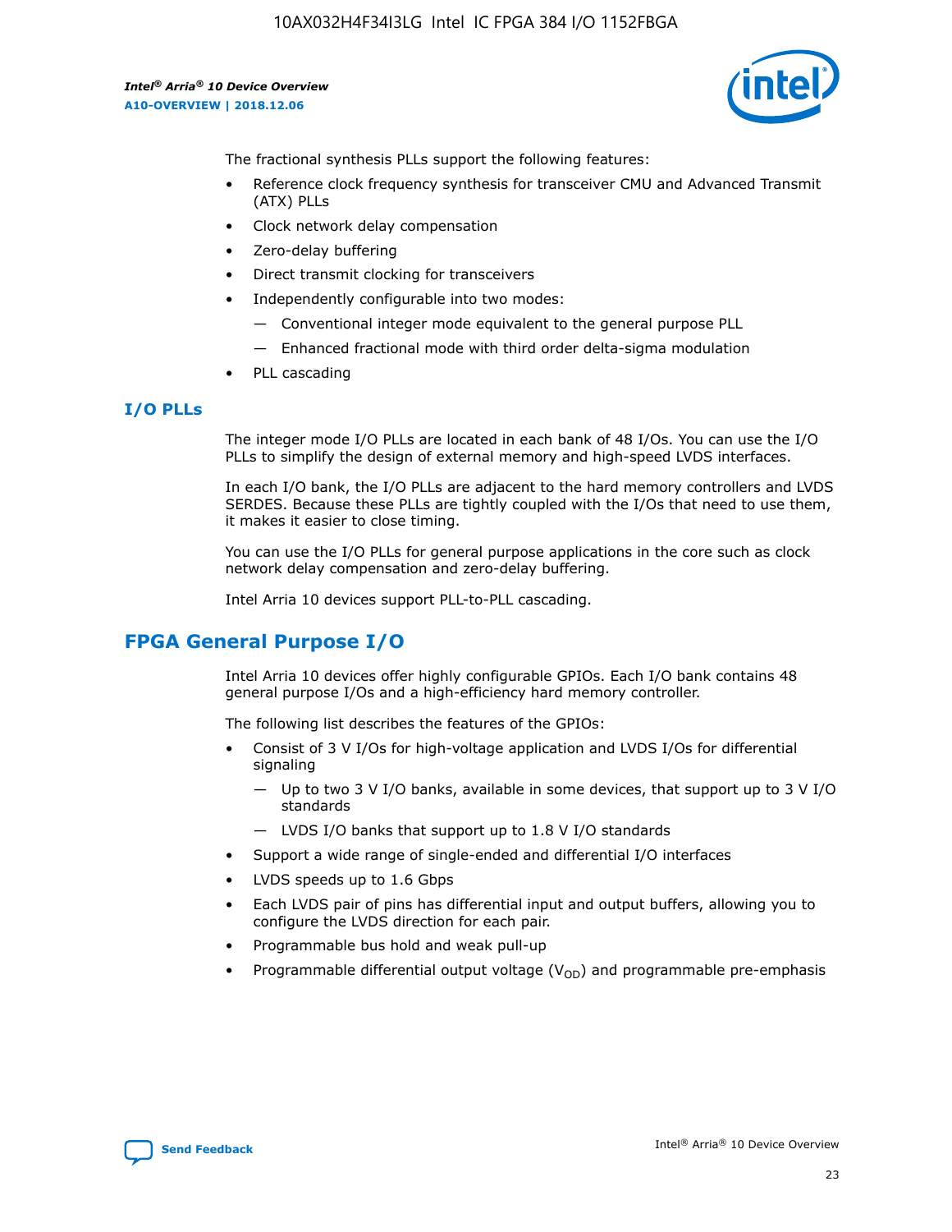The fractional synthesis PLLs support the following features:

- Reference clock frequency synthesis for transceiver CMU and Advanced Transmit (ATX) PLLs
- Clock network delay compensation
- Zero-delay buffering
- Direct transmit clocking for transceivers
- Independently configurable into two modes:
  - — Conventional integer mode equivalent to the general purpose PLL
  - — Enhanced fractional mode with third order delta-sigma modulation
- PLL cascading

### I/O PLLs

The integer mode I/O PLLs are located in each bank of 48 I/Os. You can use the I/O PLLs to simplify the design of external memory and high-speed LVDS interfaces.

In each I/O bank, the I/O PLLs are adjacent to the hard memory controllers and LVDS SERDES. Because these PLLs are tightly coupled with the I/Os that need to use them, it makes it easier to close timing.

You can use the I/O PLLs for general purpose applications in the core such as clock network delay compensation and zero-delay buffering.

Intel Arria 10 devices support PLL-to-PLL cascading.

## FPGA General Purpose I/O

Intel Arria 10 devices offer highly configurable GPIOs. Each I/O bank contains 48 general purpose I/Os and a high-efficiency hard memory controller.

The following list describes the features of the GPIOs:

- Consist of 3 V I/Os for high-voltage application and LVDS I/Os for differential signaling
  - — Up to two 3 V I/O banks, available in some devices, that support up to 3 V I/O standards
  - — LVDS I/O banks that support up to 1.8 V I/O standards
- Support a wide range of single-ended and differential I/O interfaces
- LVDS speeds up to 1.6 Gbps
- Each LVDS pair of pins has differential input and output buffers, allowing you to configure the LVDS direction for each pair.
- Programmable bus hold and weak pull-up
- Programmable differential output voltage ($V_{OD}$) and programmable pre-emphasis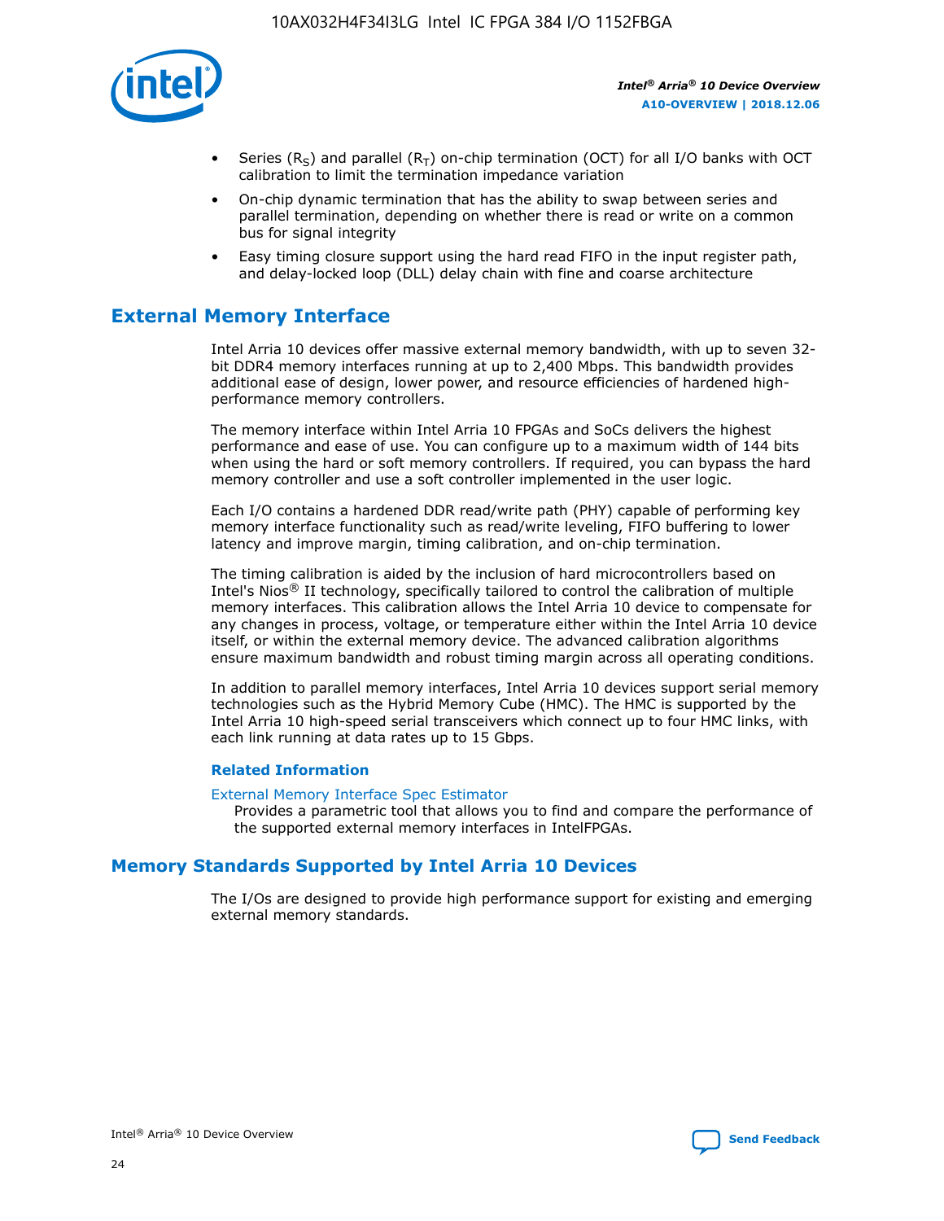- Series ($R_S$) and parallel ($R_T$) on-chip termination (OCT) for all I/O banks with OCT calibration to limit the termination impedance variation
- On-chip dynamic termination that has the ability to swap between series and parallel termination, depending on whether there is read or write on a common bus for signal integrity
- Easy timing closure support using the hard read FIFO in the input register path, and delay-locked loop (DLL) delay chain with fine and coarse architecture

## External Memory Interface

Intel Arria 10 devices offer massive external memory bandwidth, with up to seven 32-bit DDR4 memory interfaces running at up to 2,400 Mbps. This bandwidth provides additional ease of design, lower power, and resource efficiencies of hardened high-performance memory controllers.

The memory interface within Intel Arria 10 FPGAs and SoCs delivers the highest performance and ease of use. You can configure up to a maximum width of 144 bits when using the hard or soft memory controllers. If required, you can bypass the hard memory controller and use a soft controller implemented in the user logic.

Each I/O contains a hardened DDR read/write path (PHY) capable of performing key memory interface functionality such as read/write leveling, FIFO buffering to lower latency and improve margin, timing calibration, and on-chip termination.

The timing calibration is aided by the inclusion of hard microcontrollers based on Intel's Nios® II technology, specifically tailored to control the calibration of multiple memory interfaces. This calibration allows the Intel Arria 10 device to compensate for any changes in process, voltage, or temperature either within the Intel Arria 10 device itself, or within the external memory device. The advanced calibration algorithms ensure maximum bandwidth and robust timing margin across all operating conditions.

In addition to parallel memory interfaces, Intel Arria 10 devices support serial memory technologies such as the Hybrid Memory Cube (HMC). The HMC is supported by the Intel Arria 10 high-speed serial transceivers which connect up to four HMC links, with each link running at data rates up to 15 Gbps.

### Related Information

External Memory Interface Spec Estimator
Provides a parametric tool that allows you to find and compare the performance of the supported external memory interfaces in IntelFPGAs.

## Memory Standards Supported by Intel Arria 10 Devices

The I/Os are designed to provide high performance support for existing and emerging external memory standards.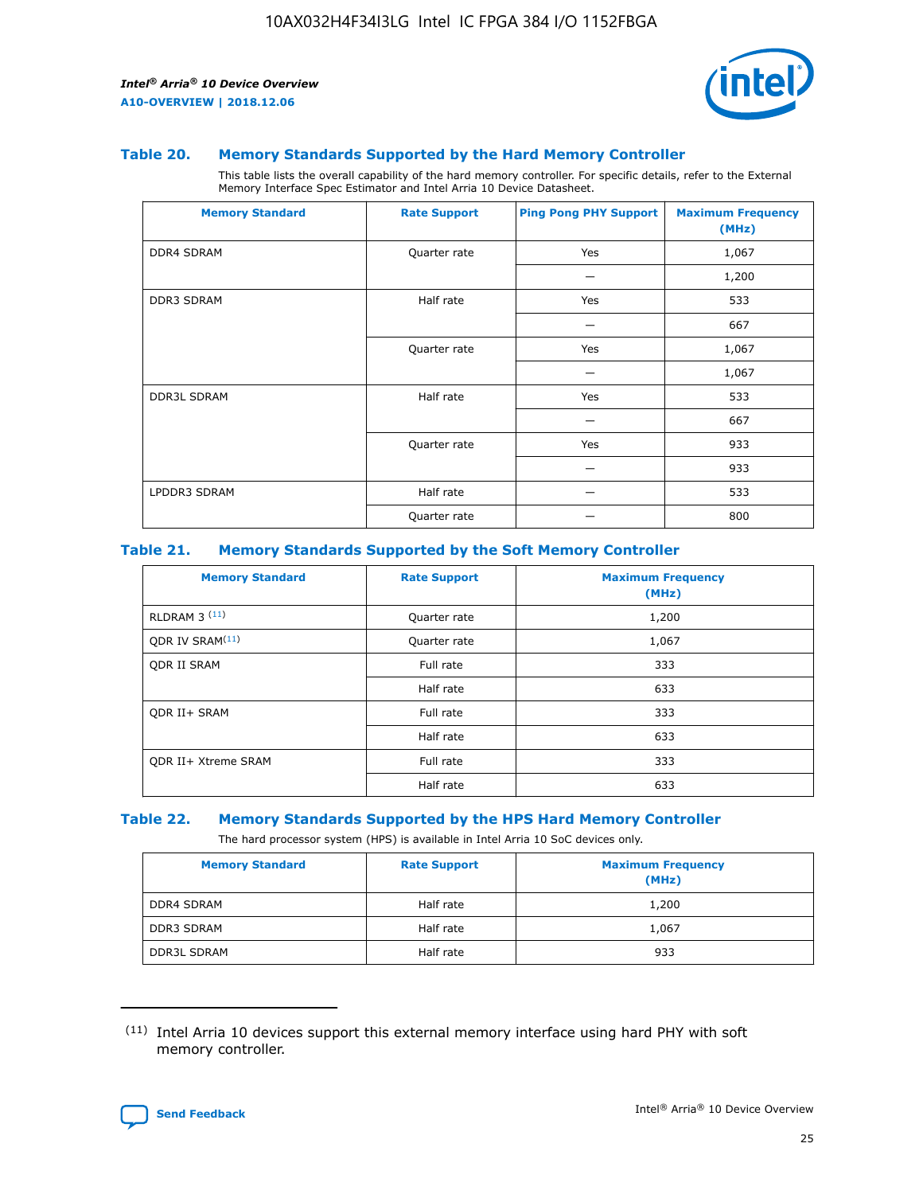### Table 20. Memory Standards Supported by the Hard Memory Controller

This table lists the overall capability of the hard memory controller. For specific details, refer to the External Memory Interface Spec Estimator and Intel Arria 10 Device Datasheet.

| Memory Standard | Rate Support | Ping Pong PHY Support | Maximum Frequency (MHz) |
|---|---|---|---|
| DDR4 SDRAM | Quarter rate | Yes | 1,067 |
| | | — | 1,200 |
| DDR3 SDRAM | Half rate | Yes | 533 |
| | | — | 667 |
| | Quarter rate | Yes | 1,067 |
| | | — | 1,067 |
| DDR3L SDRAM | Half rate | Yes | 533 |
| | | — | 667 |
| | Quarter rate | Yes | 933 |
| | | — | 933 |
| LPDDR3 SDRAM | Half rate | — | 533 |
| | Quarter rate | — | 800 |

### Table 21. Memory Standards Supported by the Soft Memory Controller

| Memory Standard | Rate Support | Maximum Frequency (MHz) |
|---|---|---|
| RLDRAM 3 (11) | Quarter rate | 1,200 |
| QDR IV SRAM(11) | Quarter rate | 1,067 |
| QDR II SRAM | Full rate | 333 |
| | Half rate | 633 |
| QDR II+ SRAM | Full rate | 333 |
| | Half rate | 633 |
| QDR II+ Xtreme SRAM | Full rate | 333 |
| | Half rate | 633 |

### Table 22. Memory Standards Supported by the HPS Hard Memory Controller

The hard processor system (HPS) is available in Intel Arria 10 SoC devices only.

| Memory Standard | Rate Support | Maximum Frequency (MHz) |
|---|---|---|
| DDR4 SDRAM | Half rate | 1,200 |
| DDR3 SDRAM | Half rate | 1,067 |
| DDR3L SDRAM | Half rate | 933 |

(11) Intel Arria 10 devices support this external memory interface using hard PHY with soft memory controller.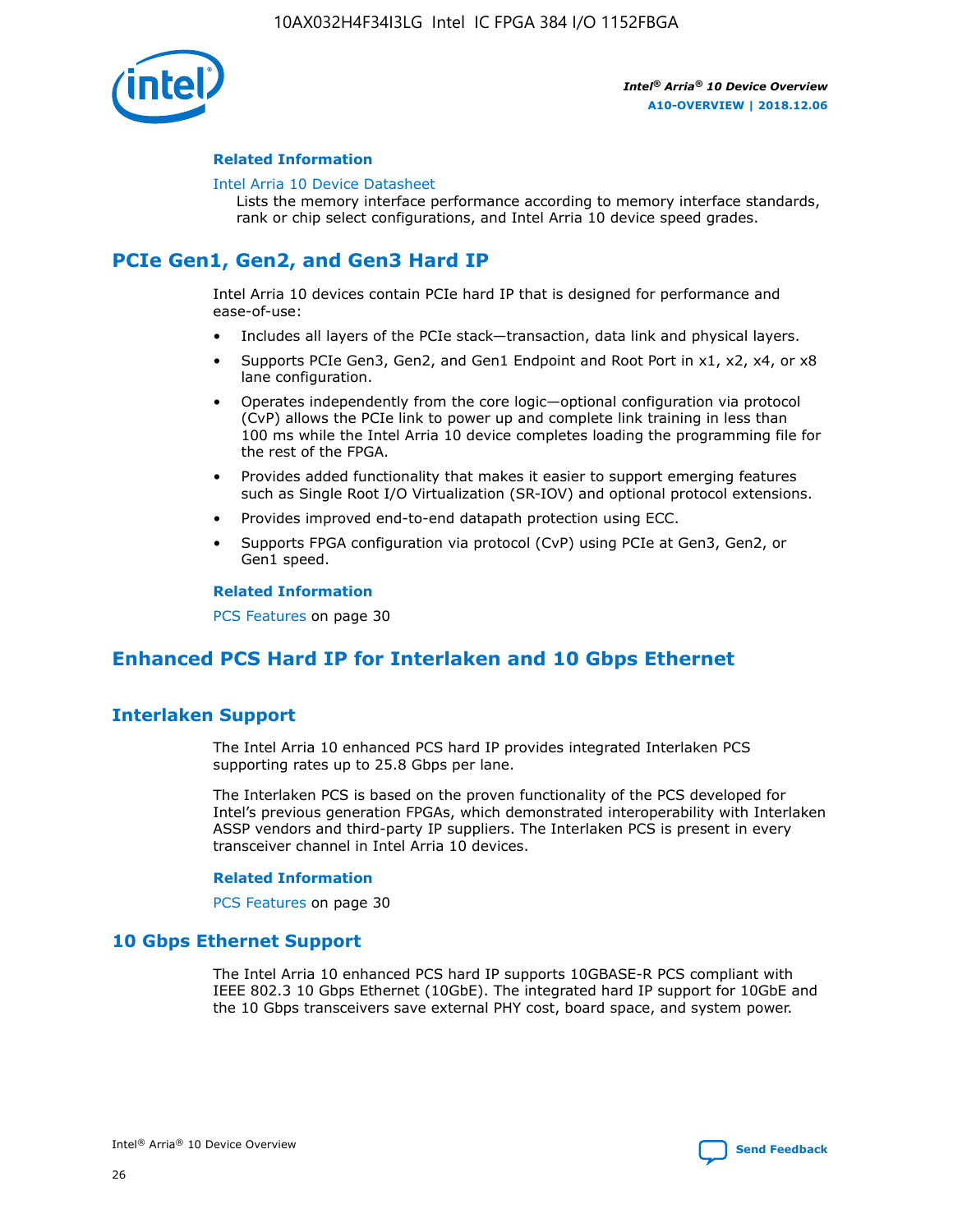#### Related Information

Intel Arria 10 Device Datasheet
Lists the memory interface performance according to memory interface standards, rank or chip select configurations, and Intel Arria 10 device speed grades.

## PCIe Gen1, Gen2, and Gen3 Hard IP

Intel Arria 10 devices contain PCIe hard IP that is designed for performance and ease-of-use:

- Includes all layers of the PCIe stack—transaction, data link and physical layers.
- Supports PCIe Gen3, Gen2, and Gen1 Endpoint and Root Port in x1, x2, x4, or x8 lane configuration.
- Operates independently from the core logic—optional configuration via protocol (CvP) allows the PCIe link to power up and complete link training in less than 100 ms while the Intel Arria 10 device completes loading the programming file for the rest of the FPGA.
- Provides added functionality that makes it easier to support emerging features such as Single Root I/O Virtualization (SR-IOV) and optional protocol extensions.
- Provides improved end-to-end datapath protection using ECC.
- Supports FPGA configuration via protocol (CvP) using PCIe at Gen3, Gen2, or Gen1 speed.

#### Related Information

PCS Features on page 30

## Enhanced PCS Hard IP for Interlaken and 10 Gbps Ethernet

### Interlaken Support

The Intel Arria 10 enhanced PCS hard IP provides integrated Interlaken PCS supporting rates up to 25.8 Gbps per lane.

The Interlaken PCS is based on the proven functionality of the PCS developed for Intel's previous generation FPGAs, which demonstrated interoperability with Interlaken ASSP vendors and third-party IP suppliers. The Interlaken PCS is present in every transceiver channel in Intel Arria 10 devices.

#### Related Information

PCS Features on page 30

### 10 Gbps Ethernet Support

The Intel Arria 10 enhanced PCS hard IP supports 10GBASE-R PCS compliant with IEEE 802.3 10 Gbps Ethernet (10GbE). The integrated hard IP support for 10GbE and the 10 Gbps transceivers save external PHY cost, board space, and system power.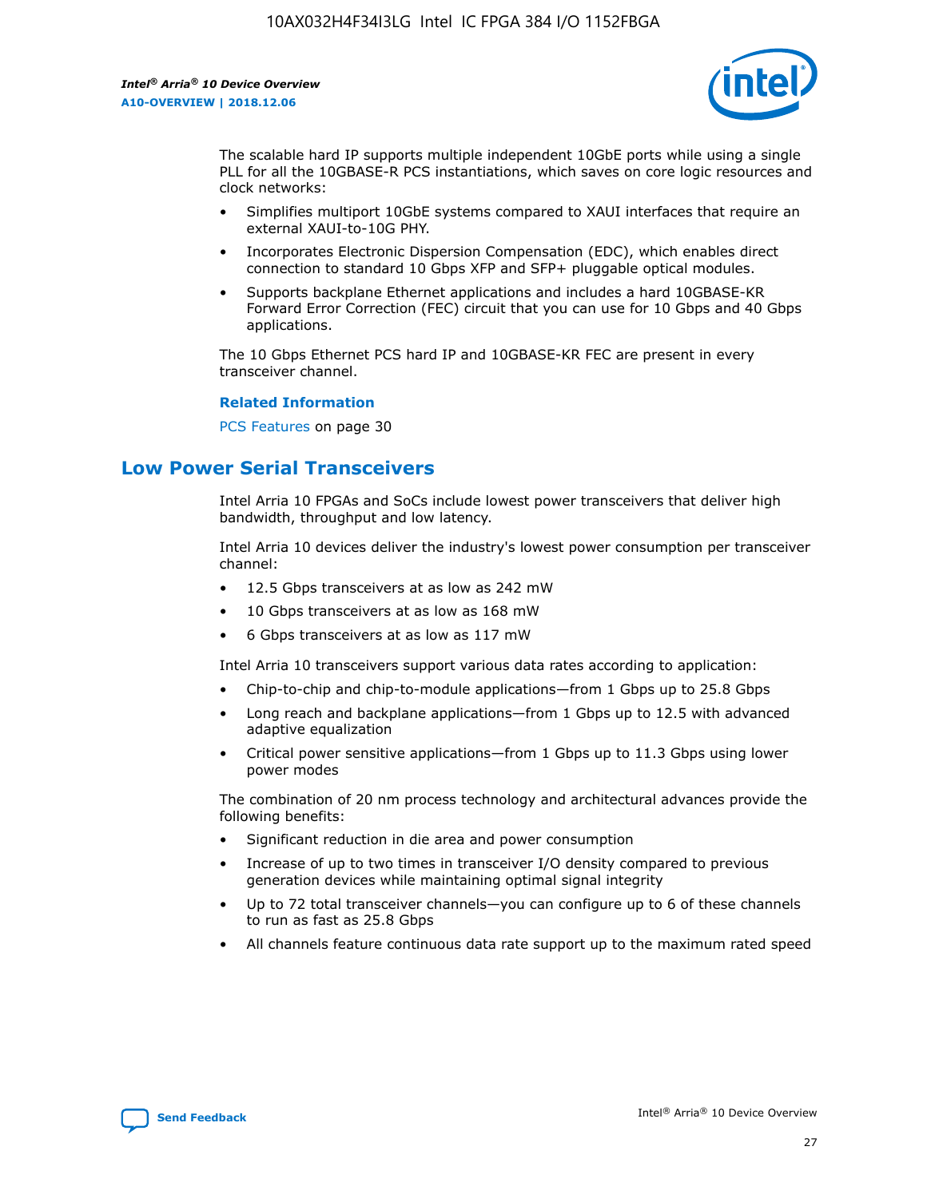The scalable hard IP supports multiple independent 10GbE ports while using a single PLL for all the 10GBASE-R PCS instantiations, which saves on core logic resources and clock networks:

- Simplifies multiport 10GbE systems compared to XAUI interfaces that require an external XAUI-to-10G PHY.
- Incorporates Electronic Dispersion Compensation (EDC), which enables direct connection to standard 10 Gbps XFP and SFP+ pluggable optical modules.
- Supports backplane Ethernet applications and includes a hard 10GBASE-KR Forward Error Correction (FEC) circuit that you can use for 10 Gbps and 40 Gbps applications.

The 10 Gbps Ethernet PCS hard IP and 10GBASE-KR FEC are present in every transceiver channel.

**Related Information**

PCS Features on page 30

## Low Power Serial Transceivers

Intel Arria 10 FPGAs and SoCs include lowest power transceivers that deliver high bandwidth, throughput and low latency.

Intel Arria 10 devices deliver the industry's lowest power consumption per transceiver channel:

- 12.5 Gbps transceivers at as low as 242 mW
- 10 Gbps transceivers at as low as 168 mW
- 6 Gbps transceivers at as low as 117 mW

Intel Arria 10 transceivers support various data rates according to application:

- Chip-to-chip and chip-to-module applications—from 1 Gbps up to 25.8 Gbps
- Long reach and backplane applications—from 1 Gbps up to 12.5 with advanced adaptive equalization
- Critical power sensitive applications—from 1 Gbps up to 11.3 Gbps using lower power modes

The combination of 20 nm process technology and architectural advances provide the following benefits:

- Significant reduction in die area and power consumption
- Increase of up to two times in transceiver I/O density compared to previous generation devices while maintaining optimal signal integrity
- Up to 72 total transceiver channels—you can configure up to 6 of these channels to run as fast as 25.8 Gbps
- All channels feature continuous data rate support up to the maximum rated speed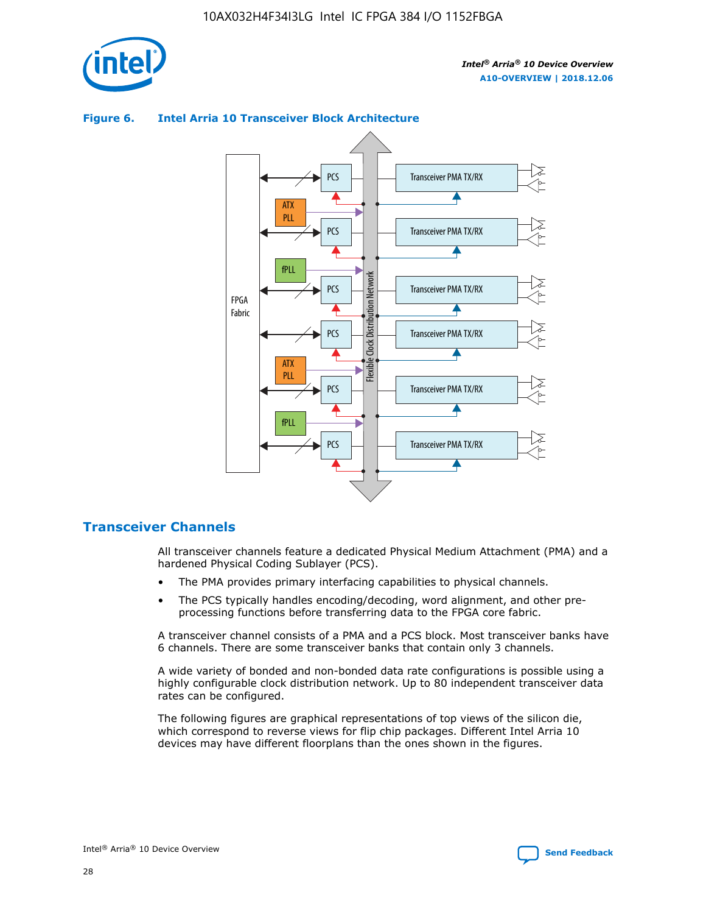**Figure 6. Intel Arria 10 Transceiver Block Architecture**

## Transceiver Channels

All transceiver channels feature a dedicated Physical Medium Attachment (PMA) and a hardened Physical Coding Sublayer (PCS).

- The PMA provides primary interfacing capabilities to physical channels.
- The PCS typically handles encoding/decoding, word alignment, and other pre-processing functions before transferring data to the FPGA core fabric.

A transceiver channel consists of a PMA and a PCS block. Most transceiver banks have 6 channels. There are some transceiver banks that contain only 3 channels.

A wide variety of bonded and non-bonded data rate configurations is possible using a highly configurable clock distribution network. Up to 80 independent transceiver data rates can be configured.

The following figures are graphical representations of top views of the silicon die, which correspond to reverse views for flip chip packages. Different Intel Arria 10 devices may have different floorplans than the ones shown in the figures.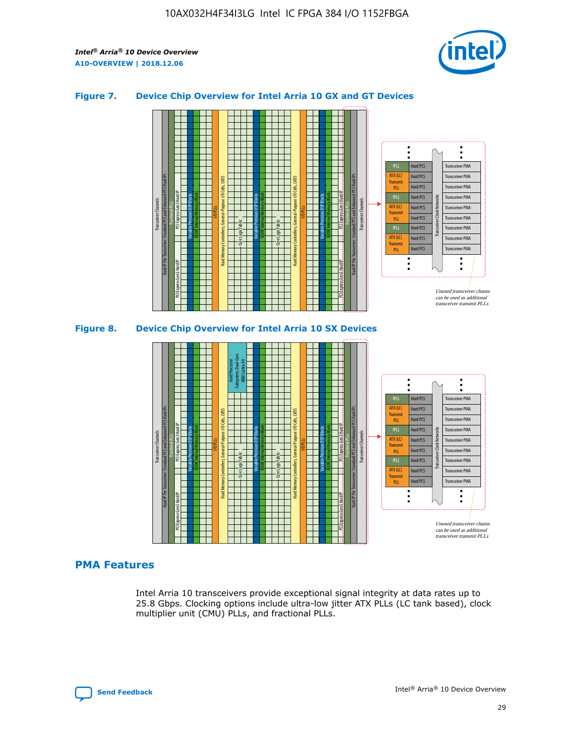### Figure 7. Device Chip Overview for Intel Arria 10 GX and GT Devices

### Figure 8. Device Chip Overview for Intel Arria 10 SX Devices

## PMA Features

Intel Arria 10 transceivers provide exceptional signal integrity at data rates up to 25.8 Gbps. Clocking options include ultra-low jitter ATX PLLs (LC tank based), clock multiplier unit (CMU) PLLs, and fractional PLLs.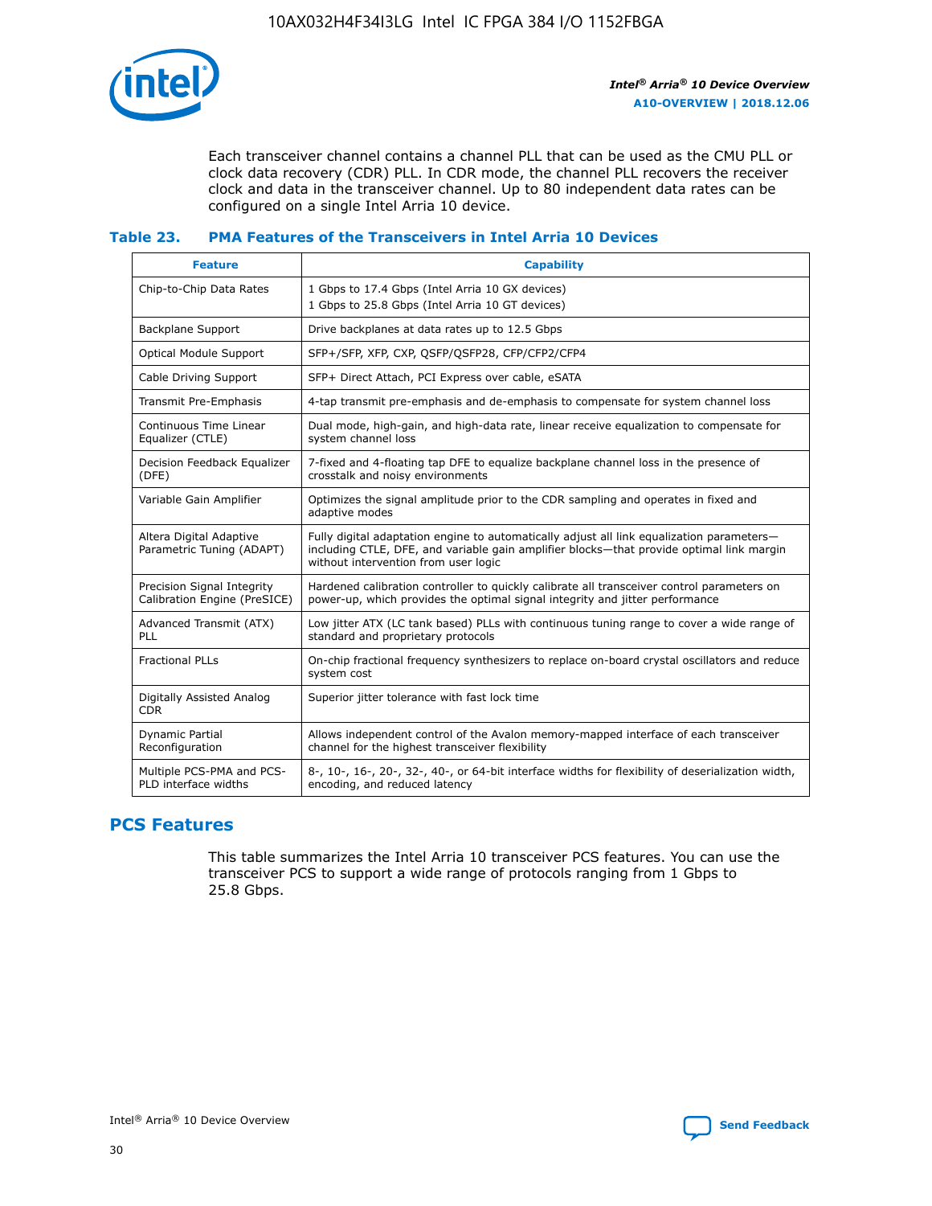Each transceiver channel contains a channel PLL that can be used as the CMU PLL or clock data recovery (CDR) PLL. In CDR mode, the channel PLL recovers the receiver clock and data in the transceiver channel. Up to 80 independent data rates can be configured on a single Intel Arria 10 device.

### Table 23. PMA Features of the Transceivers in Intel Arria 10 Devices

| Feature | Capability |
| --- | --- |
| Chip-to-Chip Data Rates | 1 Gbps to 17.4 Gbps (Intel Arria 10 GX devices)<br>1 Gbps to 25.8 Gbps (Intel Arria 10 GT devices) |
| Backplane Support | Drive backplanes at data rates up to 12.5 Gbps |
| Optical Module Support | SFP+/SFP, XFP, CXP, QSFP/QSFP28, CFP/CFP2/CFP4 |
| Cable Driving Support | SFP+ Direct Attach, PCI Express over cable, eSATA |
| Transmit Pre-Emphasis | 4-tap transmit pre-emphasis and de-emphasis to compensate for system channel loss |
| Continuous Time Linear Equalizer (CTLE) | Dual mode, high-gain, and high-data rate, linear receive equalization to compensate for system channel loss |
| Decision Feedback Equalizer (DFE) | 7-fixed and 4-floating tap DFE to equalize backplane channel loss in the presence of crosstalk and noisy environments |
| Variable Gain Amplifier | Optimizes the signal amplitude prior to the CDR sampling and operates in fixed and adaptive modes |
| Altera Digital Adaptive Parametric Tuning (ADAPT) | Fully digital adaptation engine to automatically adjust all link equalization parameters—including CTLE, DFE, and variable gain amplifier blocks—that provide optimal link margin without intervention from user logic |
| Precision Signal Integrity Calibration Engine (PreSICE) | Hardened calibration controller to quickly calibrate all transceiver control parameters on power-up, which provides the optimal signal integrity and jitter performance |
| Advanced Transmit (ATX) PLL | Low jitter ATX (LC tank based) PLLs with continuous tuning range to cover a wide range of standard and proprietary protocols |
| Fractional PLLs | On-chip fractional frequency synthesizers to replace on-board crystal oscillators and reduce system cost |
| Digitally Assisted Analog CDR | Superior jitter tolerance with fast lock time |
| Dynamic Partial Reconfiguration | Allows independent control of the Avalon memory-mapped interface of each transceiver channel for the highest transceiver flexibility |
| Multiple PCS-PMA and PCS-PLD interface widths | 8-, 10-, 16-, 20-, 32-, 40-, or 64-bit interface widths for flexibility of deserialization width, encoding, and reduced latency |

## PCS Features

This table summarizes the Intel Arria 10 transceiver PCS features. You can use the transceiver PCS to support a wide range of protocols ranging from 1 Gbps to 25.8 Gbps.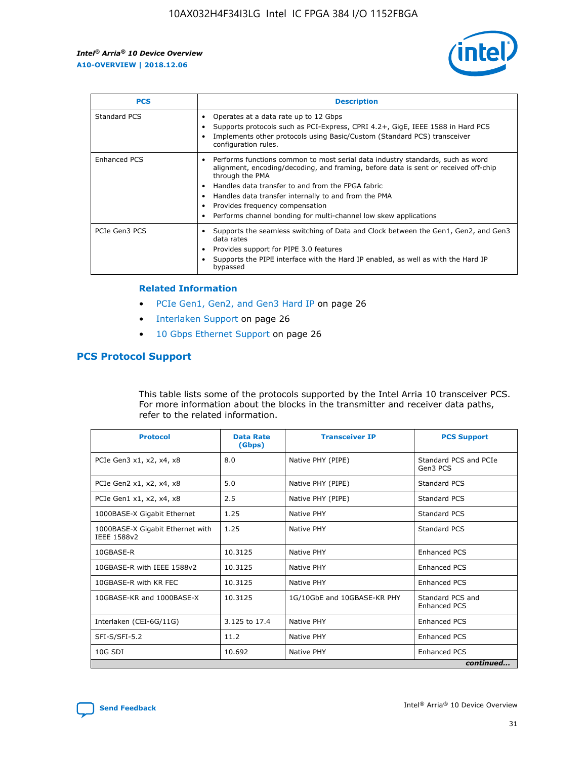| PCS | Description |
|---|---|
| Standard PCS | • Operates at a data rate up to 12 Gbps<br>• Supports protocols such as PCI-Express, CPRI 4.2+, GigE, IEEE 1588 in Hard PCS<br>• Implements other protocols using Basic/Custom (Standard PCS) transceiver configuration rules. |
| Enhanced PCS | • Performs functions common to most serial data industry standards, such as word alignment, encoding/decoding, and framing, before data is sent or received off-chip through the PMA<br>• Handles data transfer to and from the FPGA fabric<br>• Handles data transfer internally to and from the PMA<br>• Provides frequency compensation<br>• Performs channel bonding for multi-channel low skew applications |
| PCIe Gen3 PCS | • Supports the seamless switching of Data and Clock between the Gen1, Gen2, and Gen3 data rates<br>• Provides support for PIPE 3.0 features<br>• Supports the PIPE interface with the Hard IP enabled, as well as with the Hard IP bypassed |

### Related Information

- PCIe Gen1, Gen2, and Gen3 Hard IP on page 26
- Interlaken Support on page 26
- 10 Gbps Ethernet Support on page 26

## PCS Protocol Support

This table lists some of the protocols supported by the Intel Arria 10 transceiver PCS. For more information about the blocks in the transmitter and receiver data paths, refer to the related information.

| Protocol | Data Rate (Gbps) | Transceiver IP | PCS Support |
|---|---|---|---|
| PCIe Gen3 x1, x2, x4, x8 | 8.0 | Native PHY (PIPE) | Standard PCS and PCIe Gen3 PCS |
| PCIe Gen2 x1, x2, x4, x8 | 5.0 | Native PHY (PIPE) | Standard PCS |
| PCIe Gen1 x1, x2, x4, x8 | 2.5 | Native PHY (PIPE) | Standard PCS |
| 1000BASE-X Gigabit Ethernet | 1.25 | Native PHY | Standard PCS |
| 1000BASE-X Gigabit Ethernet with IEEE 1588v2 | 1.25 | Native PHY | Standard PCS |
| 10GBASE-R | 10.3125 | Native PHY | Enhanced PCS |
| 10GBASE-R with IEEE 1588v2 | 10.3125 | Native PHY | Enhanced PCS |
| 10GBASE-R with KR FEC | 10.3125 | Native PHY | Enhanced PCS |
| 10GBASE-KR and 1000BASE-X | 10.3125 | 1G/10GbE and 10GBASE-KR PHY | Standard PCS and Enhanced PCS |
| Interlaken (CEI-6G/11G) | 3.125 to 17.4 | Native PHY | Enhanced PCS |
| SFI-S/SFI-5.2 | 11.2 | Native PHY | Enhanced PCS |
| 10G SDI | 10.692 | Native PHY | Enhanced PCS |

*continued...*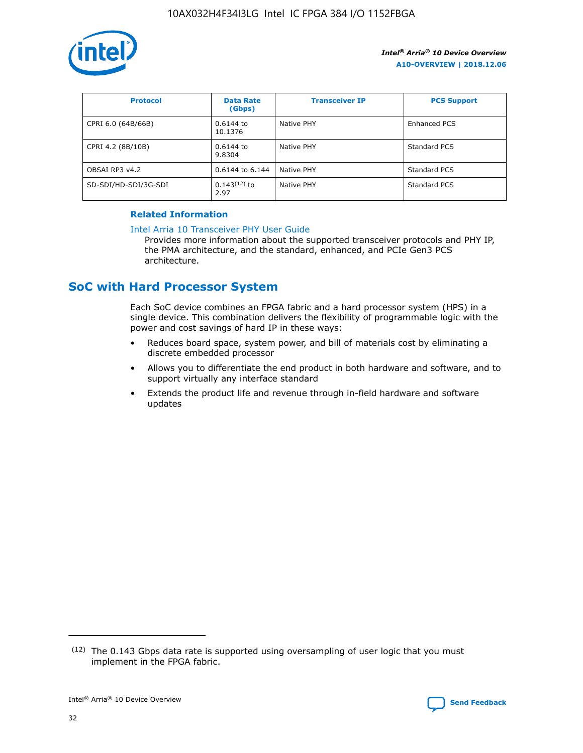| Protocol | Data Rate (Gbps) | Transceiver IP | PCS Support |
| --- | --- | --- | --- |
| CPRI 6.0 (64B/66B) | 0.6144 to 10.1376 | Native PHY | Enhanced PCS |
| CPRI 4.2 (8B/10B) | 0.6144 to 9.8304 | Native PHY | Standard PCS |
| OBSAI RP3 v4.2 | 0.6144 to 6.144 | Native PHY | Standard PCS |
| SD-SDI/HD-SDI/3G-SDI | 0.143[12] to 2.97 | Native PHY | Standard PCS |

**Related Information**

Intel Arria 10 Transceiver PHY User Guide

Provides more information about the supported transceiver protocols and PHY IP, the PMA architecture, and the standard, enhanced, and PCIe Gen3 PCS architecture.

## SoC with Hard Processor System

Each SoC device combines an FPGA fabric and a hard processor system (HPS) in a single device. This combination delivers the flexibility of programmable logic with the power and cost savings of hard IP in these ways:

- Reduces board space, system power, and bill of materials cost by eliminating a discrete embedded processor
- Allows you to differentiate the end product in both hardware and software, and to support virtually any interface standard
- Extends the product life and revenue through in-field hardware and software updates

(12) The 0.143 Gbps data rate is supported using oversampling of user logic that you must implement in the FPGA fabric.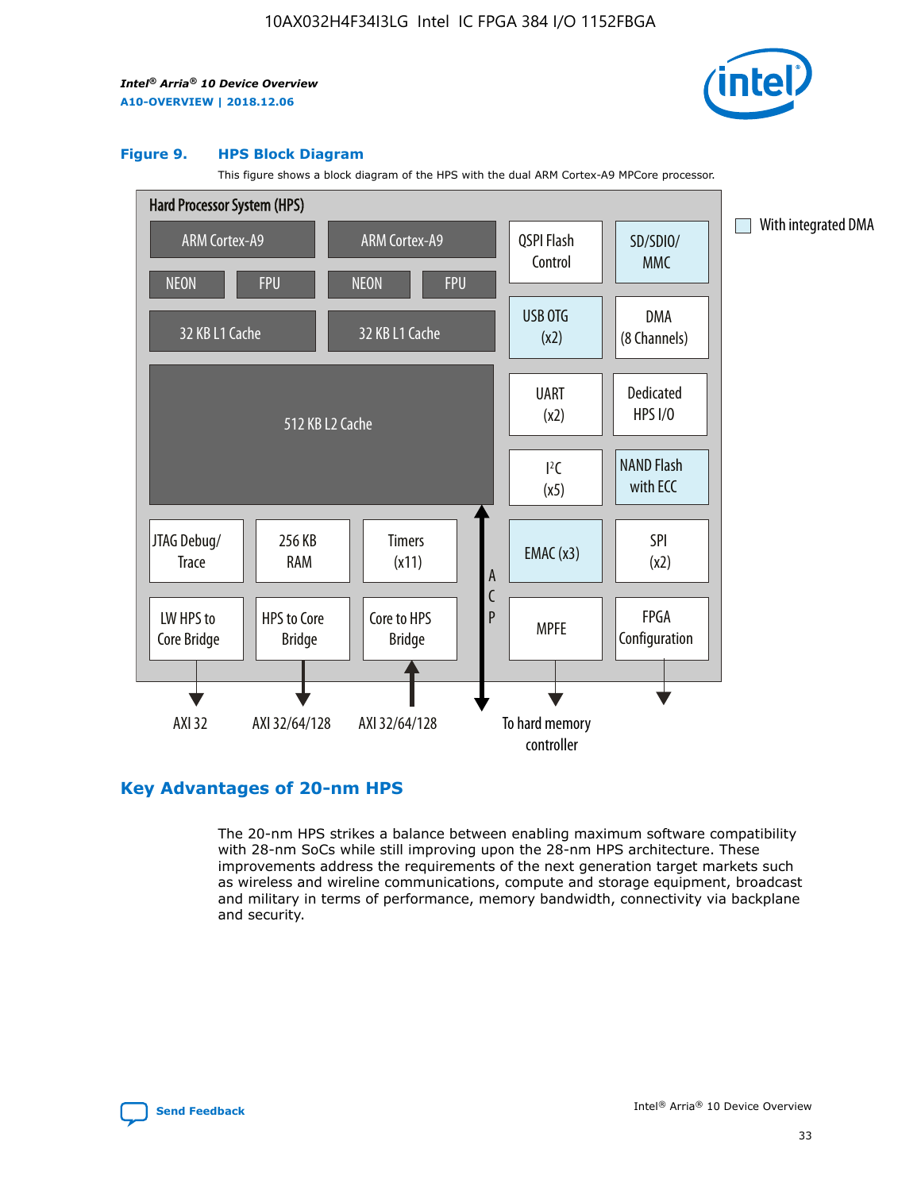**Figure 9. HPS Block Diagram**

This figure shows a block diagram of the HPS with the dual ARM Cortex-A9 MPCore processor.

Hard Processor System (HPS)

- ARM Cortex-A9 (NEON, FPU, 32 KB L1 Cache)
- ARM Cortex-A9 (NEON, FPU, 32 KB L1 Cache)
- 512 KB L2 Cache
- JTAG Debug/Trace
- 256 KB RAM
- Timers (x11)
- LW HPS to Core Bridge — AXI 32
- HPS to Core Bridge — AXI 32/64/128
- Core to HPS Bridge — AXI 32/64/128
- ACP
- QSPI Flash Control
- SD/SDIO/MMC
- USB OTG (x2)
- DMA (8 Channels)
- UART (x2)
- Dedicated HPS I/O
- I²C (x5)
- NAND Flash with ECC
- EMAC (x3)
- SPI (x2)
- MPFE — To hard memory controller
- FPGA Configuration

With integrated DMA: SD/SDIO/MMC, USB OTG (x2), NAND Flash with ECC, EMAC (x3)

## Key Advantages of 20-nm HPS

The 20-nm HPS strikes a balance between enabling maximum software compatibility with 28-nm SoCs while still improving upon the 28-nm HPS architecture. These improvements address the requirements of the next generation target markets such as wireless and wireline communications, compute and storage equipment, broadcast and military in terms of performance, memory bandwidth, connectivity via backplane and security.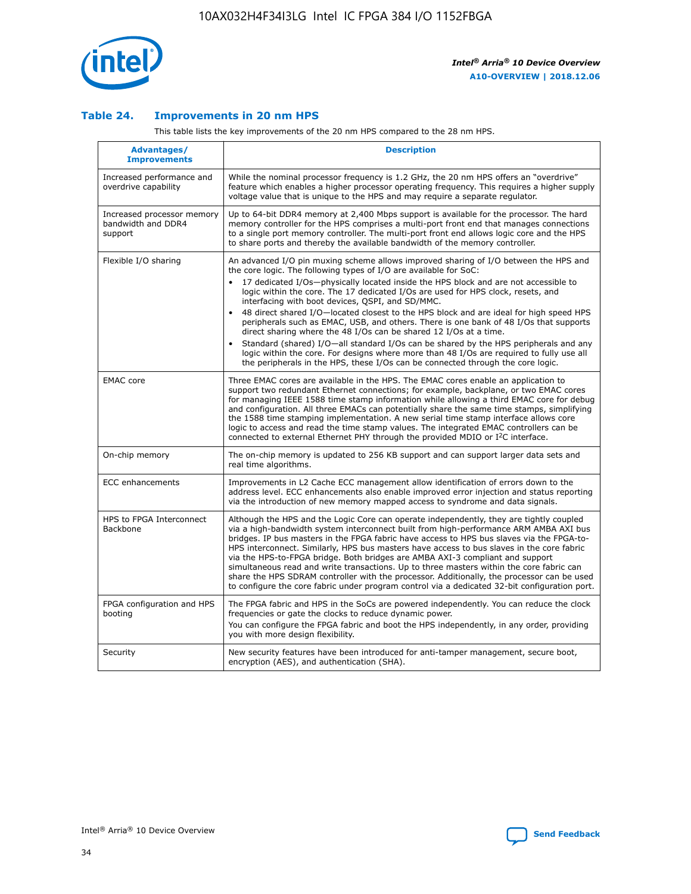## Table 24. Improvements in 20 nm HPS

This table lists the key improvements of the 20 nm HPS compared to the 28 nm HPS.

| Advantages/ Improvements | Description |
|---|---|
| Increased performance and overdrive capability | While the nominal processor frequency is 1.2 GHz, the 20 nm HPS offers an "overdrive" feature which enables a higher processor operating frequency. This requires a higher supply voltage value that is unique to the HPS and may require a separate regulator. |
| Increased processor memory bandwidth and DDR4 support | Up to 64-bit DDR4 memory at 2,400 Mbps support is available for the processor. The hard memory controller for the HPS comprises a multi-port front end that manages connections to a single port memory controller. The multi-port front end allows logic core and the HPS to share ports and thereby the available bandwidth of the memory controller. |
| Flexible I/O sharing | An advanced I/O pin muxing scheme allows improved sharing of I/O between the HPS and the core logic. The following types of I/O are available for SoC:<br>• 17 dedicated I/Os—physically located inside the HPS block and are not accessible to logic within the core. The 17 dedicated I/Os are used for HPS clock, resets, and interfacing with boot devices, QSPI, and SD/MMC.<br>• 48 direct shared I/O—located closest to the HPS block and are ideal for high speed HPS peripherals such as EMAC, USB, and others. There is one bank of 48 I/Os that supports direct sharing where the 48 I/Os can be shared 12 I/Os at a time.<br>• Standard (shared) I/O—all standard I/Os can be shared by the HPS peripherals and any logic within the core. For designs where more than 48 I/Os are required to fully use all the peripherals in the HPS, these I/Os can be connected through the core logic. |
| EMAC core | Three EMAC cores are available in the HPS. The EMAC cores enable an application to support two redundant Ethernet connections; for example, backplane, or two EMAC cores for managing IEEE 1588 time stamp information while allowing a third EMAC core for debug and configuration. All three EMACs can potentially share the same time stamps, simplifying the 1588 time stamping implementation. A new serial time stamp interface allows core logic to access and read the time stamp values. The integrated EMAC controllers can be connected to external Ethernet PHY through the provided MDIO or I²C interface. |
| On-chip memory | The on-chip memory is updated to 256 KB support and can support larger data sets and real time algorithms. |
| ECC enhancements | Improvements in L2 Cache ECC management allow identification of errors down to the address level. ECC enhancements also enable improved error injection and status reporting via the introduction of new memory mapped access to syndrome and data signals. |
| HPS to FPGA Interconnect Backbone | Although the HPS and the Logic Core can operate independently, they are tightly coupled via a high-bandwidth system interconnect built from high-performance ARM AMBA AXI bus bridges. IP bus masters in the FPGA fabric have access to HPS bus slaves via the FPGA-to-HPS interconnect. Similarly, HPS bus masters have access to bus slaves in the core fabric via the HPS-to-FPGA bridge. Both bridges are AMBA AXI-3 compliant and support simultaneous read and write transactions. Up to three masters within the core fabric can share the HPS SDRAM controller with the processor. Additionally, the processor can be used to configure the core fabric under program control via a dedicated 32-bit configuration port. |
| FPGA configuration and HPS booting | The FPGA fabric and HPS in the SoCs are powered independently. You can reduce the clock frequencies or gate the clocks to reduce dynamic power.<br>You can configure the FPGA fabric and boot the HPS independently, in any order, providing you with more design flexibility. |
| Security | New security features have been introduced for anti-tamper management, secure boot, encryption (AES), and authentication (SHA). |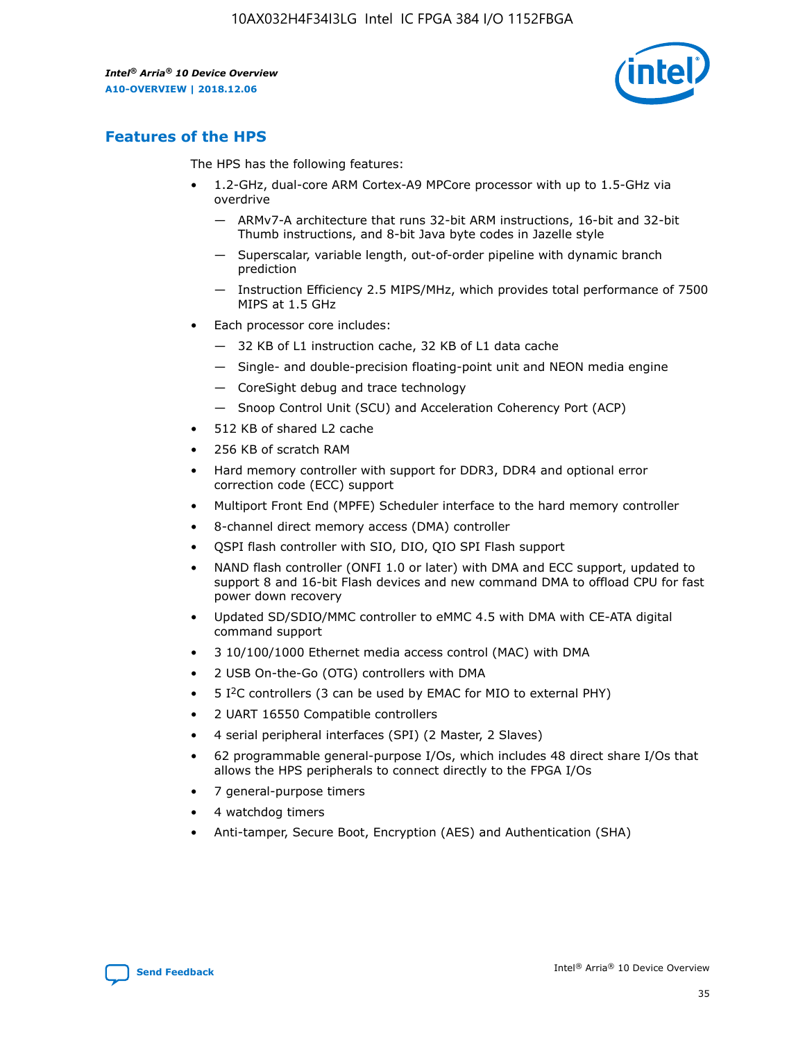## Features of the HPS

The HPS has the following features:

- 1.2-GHz, dual-core ARM Cortex-A9 MPCore processor with up to 1.5-GHz via overdrive
  - — ARMv7-A architecture that runs 32-bit ARM instructions, 16-bit and 32-bit Thumb instructions, and 8-bit Java byte codes in Jazelle style
  - — Superscalar, variable length, out-of-order pipeline with dynamic branch prediction
  - — Instruction Efficiency 2.5 MIPS/MHz, which provides total performance of 7500 MIPS at 1.5 GHz
- Each processor core includes:
  - — 32 KB of L1 instruction cache, 32 KB of L1 data cache
  - — Single- and double-precision floating-point unit and NEON media engine
  - — CoreSight debug and trace technology
  - — Snoop Control Unit (SCU) and Acceleration Coherency Port (ACP)
- 512 KB of shared L2 cache
- 256 KB of scratch RAM
- Hard memory controller with support for DDR3, DDR4 and optional error correction code (ECC) support
- Multiport Front End (MPFE) Scheduler interface to the hard memory controller
- 8-channel direct memory access (DMA) controller
- QSPI flash controller with SIO, DIO, QIO SPI Flash support
- NAND flash controller (ONFI 1.0 or later) with DMA and ECC support, updated to support 8 and 16-bit Flash devices and new command DMA to offload CPU for fast power down recovery
- Updated SD/SDIO/MMC controller to eMMC 4.5 with DMA with CE-ATA digital command support
- 3 10/100/1000 Ethernet media access control (MAC) with DMA
- 2 USB On-the-Go (OTG) controllers with DMA
- 5 I²C controllers (3 can be used by EMAC for MIO to external PHY)
- 2 UART 16550 Compatible controllers
- 4 serial peripheral interfaces (SPI) (2 Master, 2 Slaves)
- 62 programmable general-purpose I/Os, which includes 48 direct share I/Os that allows the HPS peripherals to connect directly to the FPGA I/Os
- 7 general-purpose timers
- 4 watchdog timers
- Anti-tamper, Secure Boot, Encryption (AES) and Authentication (SHA)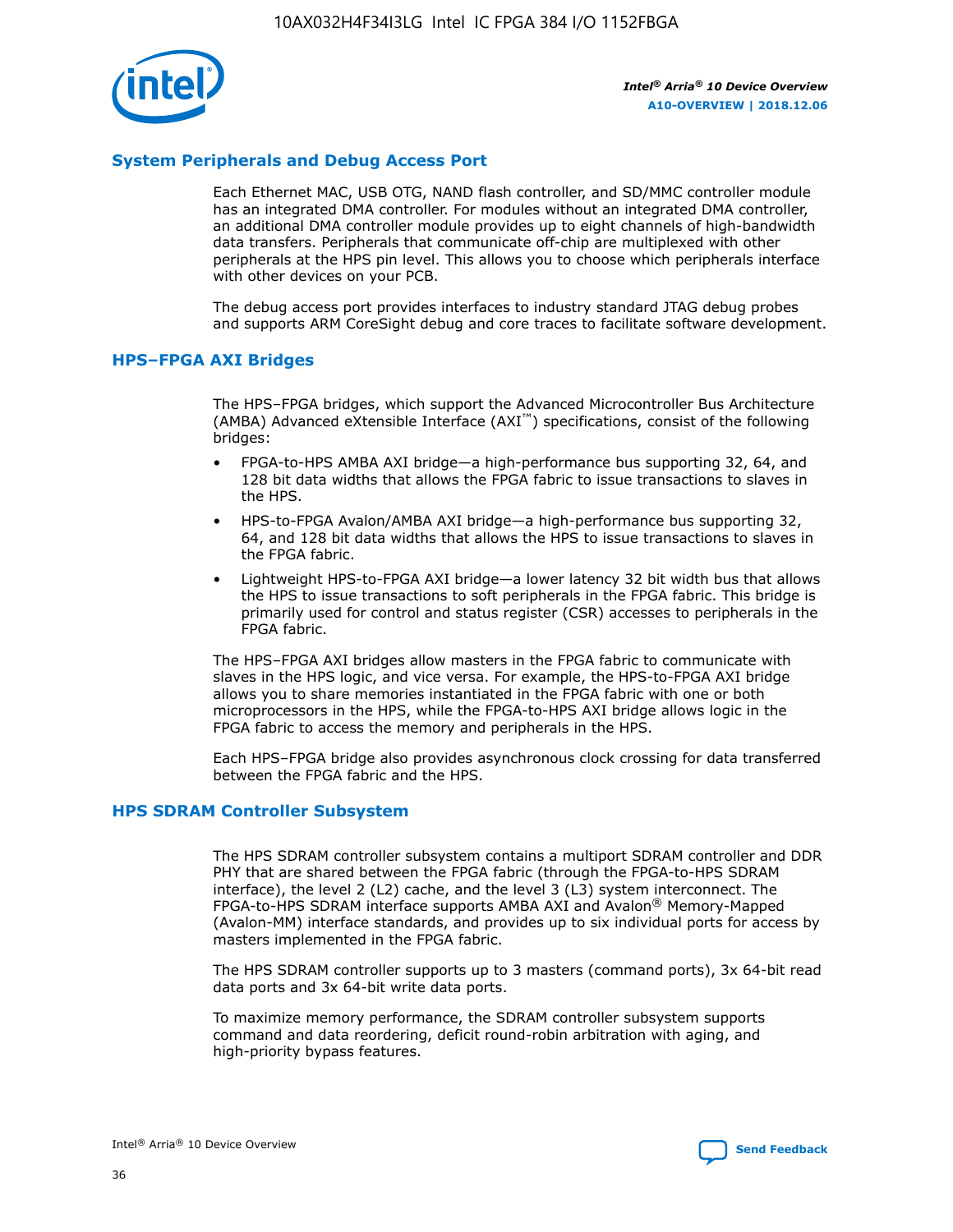## System Peripherals and Debug Access Port

Each Ethernet MAC, USB OTG, NAND flash controller, and SD/MMC controller module has an integrated DMA controller. For modules without an integrated DMA controller, an additional DMA controller module provides up to eight channels of high-bandwidth data transfers. Peripherals that communicate off-chip are multiplexed with other peripherals at the HPS pin level. This allows you to choose which peripherals interface with other devices on your PCB.

The debug access port provides interfaces to industry standard JTAG debug probes and supports ARM CoreSight debug and core traces to facilitate software development.

## HPS–FPGA AXI Bridges

The HPS–FPGA bridges, which support the Advanced Microcontroller Bus Architecture (AMBA) Advanced eXtensible Interface (AXI™) specifications, consist of the following bridges:

- FPGA-to-HPS AMBA AXI bridge—a high-performance bus supporting 32, 64, and 128 bit data widths that allows the FPGA fabric to issue transactions to slaves in the HPS.
- HPS-to-FPGA Avalon/AMBA AXI bridge—a high-performance bus supporting 32, 64, and 128 bit data widths that allows the HPS to issue transactions to slaves in the FPGA fabric.
- Lightweight HPS-to-FPGA AXI bridge—a lower latency 32 bit width bus that allows the HPS to issue transactions to soft peripherals in the FPGA fabric. This bridge is primarily used for control and status register (CSR) accesses to peripherals in the FPGA fabric.

The HPS–FPGA AXI bridges allow masters in the FPGA fabric to communicate with slaves in the HPS logic, and vice versa. For example, the HPS-to-FPGA AXI bridge allows you to share memories instantiated in the FPGA fabric with one or both microprocessors in the HPS, while the FPGA-to-HPS AXI bridge allows logic in the FPGA fabric to access the memory and peripherals in the HPS.

Each HPS–FPGA bridge also provides asynchronous clock crossing for data transferred between the FPGA fabric and the HPS.

## HPS SDRAM Controller Subsystem

The HPS SDRAM controller subsystem contains a multiport SDRAM controller and DDR PHY that are shared between the FPGA fabric (through the FPGA-to-HPS SDRAM interface), the level 2 (L2) cache, and the level 3 (L3) system interconnect. The FPGA-to-HPS SDRAM interface supports AMBA AXI and Avalon® Memory-Mapped (Avalon-MM) interface standards, and provides up to six individual ports for access by masters implemented in the FPGA fabric.

The HPS SDRAM controller supports up to 3 masters (command ports), 3x 64-bit read data ports and 3x 64-bit write data ports.

To maximize memory performance, the SDRAM controller subsystem supports command and data reordering, deficit round-robin arbitration with aging, and high-priority bypass features.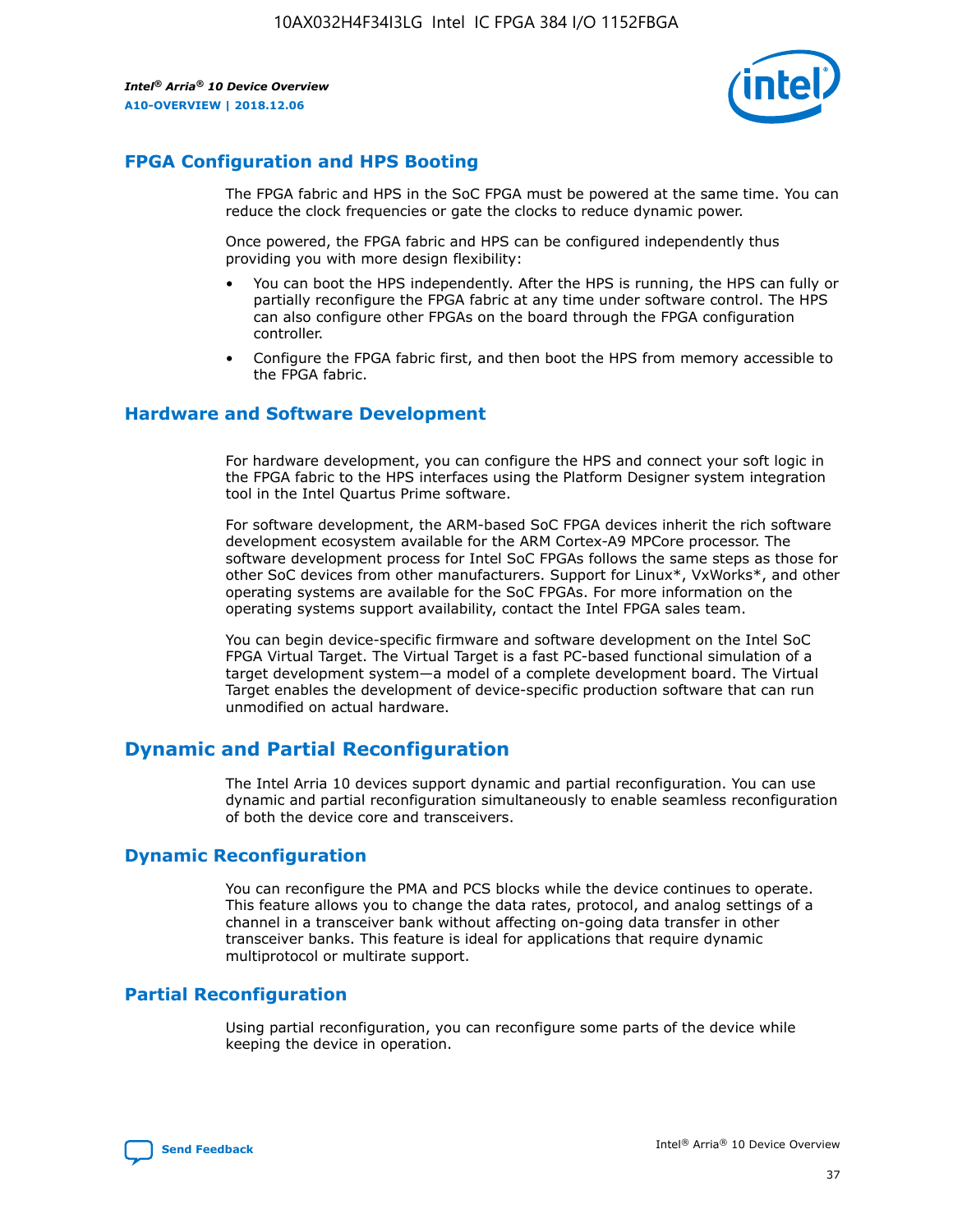## FPGA Configuration and HPS Booting

The FPGA fabric and HPS in the SoC FPGA must be powered at the same time. You can reduce the clock frequencies or gate the clocks to reduce dynamic power.

Once powered, the FPGA fabric and HPS can be configured independently thus providing you with more design flexibility:

- You can boot the HPS independently. After the HPS is running, the HPS can fully or partially reconfigure the FPGA fabric at any time under software control. The HPS can also configure other FPGAs on the board through the FPGA configuration controller.
- Configure the FPGA fabric first, and then boot the HPS from memory accessible to the FPGA fabric.

## Hardware and Software Development

For hardware development, you can configure the HPS and connect your soft logic in the FPGA fabric to the HPS interfaces using the Platform Designer system integration tool in the Intel Quartus Prime software.

For software development, the ARM-based SoC FPGA devices inherit the rich software development ecosystem available for the ARM Cortex-A9 MPCore processor. The software development process for Intel SoC FPGAs follows the same steps as those for other SoC devices from other manufacturers. Support for Linux*, VxWorks*, and other operating systems are available for the SoC FPGAs. For more information on the operating systems support availability, contact the Intel FPGA sales team.

You can begin device-specific firmware and software development on the Intel SoC FPGA Virtual Target. The Virtual Target is a fast PC-based functional simulation of a target development system—a model of a complete development board. The Virtual Target enables the development of device-specific production software that can run unmodified on actual hardware.

# Dynamic and Partial Reconfiguration

The Intel Arria 10 devices support dynamic and partial reconfiguration. You can use dynamic and partial reconfiguration simultaneously to enable seamless reconfiguration of both the device core and transceivers.

## Dynamic Reconfiguration

You can reconfigure the PMA and PCS blocks while the device continues to operate. This feature allows you to change the data rates, protocol, and analog settings of a channel in a transceiver bank without affecting on-going data transfer in other transceiver banks. This feature is ideal for applications that require dynamic multiprotocol or multirate support.

## Partial Reconfiguration

Using partial reconfiguration, you can reconfigure some parts of the device while keeping the device in operation.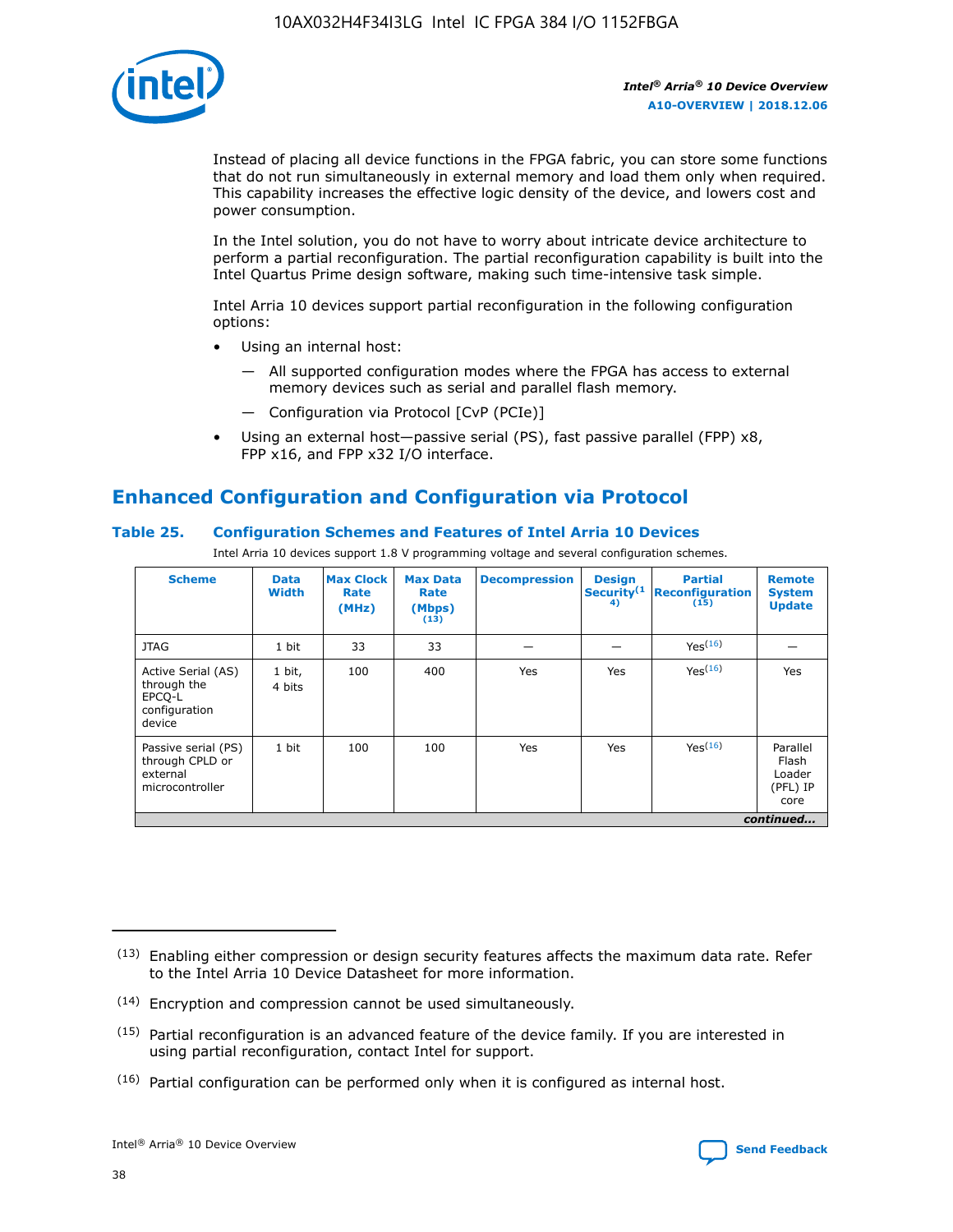Instead of placing all device functions in the FPGA fabric, you can store some functions that do not run simultaneously in external memory and load them only when required. This capability increases the effective logic density of the device, and lowers cost and power consumption.

In the Intel solution, you do not have to worry about intricate device architecture to perform a partial reconfiguration. The partial reconfiguration capability is built into the Intel Quartus Prime design software, making such time-intensive task simple.

Intel Arria 10 devices support partial reconfiguration in the following configuration options:

- Using an internal host:
  - — All supported configuration modes where the FPGA has access to external memory devices such as serial and parallel flash memory.
  - — Configuration via Protocol [CvP (PCIe)]
- Using an external host—passive serial (PS), fast passive parallel (FPP) x8, FPP x16, and FPP x32 I/O interface.

## Enhanced Configuration and Configuration via Protocol

### Table 25. Configuration Schemes and Features of Intel Arria 10 Devices

Intel Arria 10 devices support 1.8 V programming voltage and several configuration schemes.

| Scheme | Data Width | Max Clock Rate (MHz) | Max Data Rate (Mbps) (13) | Decompression | Design Security (14) | Partial Reconfiguration (15) | Remote System Update |
|---|---|---|---|---|---|---|---|
| JTAG | 1 bit | 33 | 33 | — | — | Yes (16) | — |
| Active Serial (AS) through the EPCQ-L configuration device | 1 bit, 4 bits | 100 | 400 | Yes | Yes | Yes (16) | Yes |
| Passive serial (PS) through CPLD or external microcontroller | 1 bit | 100 | 100 | Yes | Yes | Yes (16) | Parallel Flash Loader (PFL) IP core |

*continued...*

(13) Enabling either compression or design security features affects the maximum data rate. Refer to the Intel Arria 10 Device Datasheet for more information.

(14) Encryption and compression cannot be used simultaneously.

(15) Partial reconfiguration is an advanced feature of the device family. If you are interested in using partial reconfiguration, contact Intel for support.

(16) Partial configuration can be performed only when it is configured as internal host.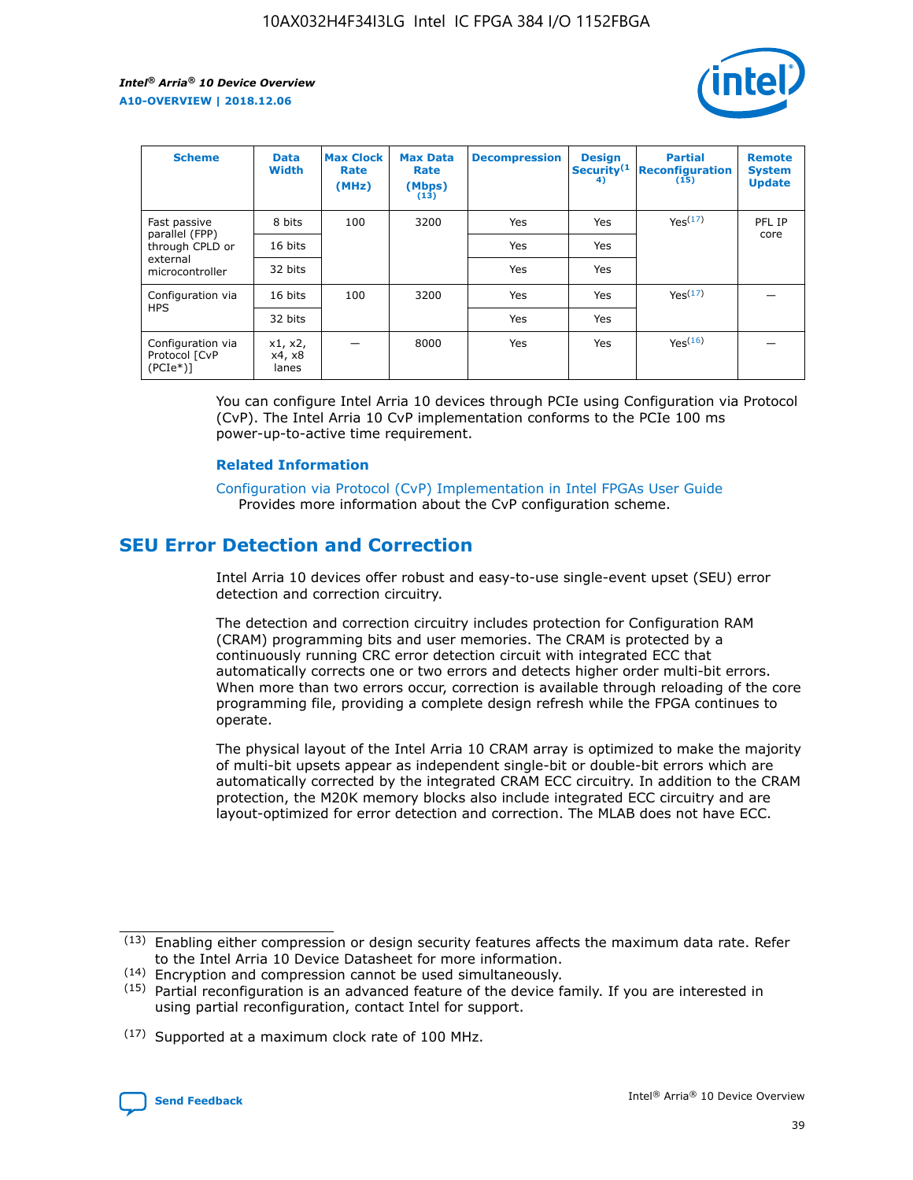| Scheme | Data Width | Max Clock Rate (MHz) | Max Data Rate (Mbps) (13) | Decompression | Design Security (14) | Partial Reconfiguration (15) | Remote System Update |
|---|---|---|---|---|---|---|---|
| Fast passive parallel (FPP) through CPLD or external microcontroller | 8 bits | 100 | 3200 | Yes | Yes | Yes(17) | PFL IP core |
| | 16 bits | | | Yes | Yes | | |
| | 32 bits | | | Yes | Yes | | |
| Configuration via HPS | 16 bits | 100 | 3200 | Yes | Yes | Yes(17) | — |
| | 32 bits | | | Yes | Yes | | |
| Configuration via Protocol [CvP (PCIe*)] | x1, x2, x4, x8 lanes | — | 8000 | Yes | Yes | Yes(16) | — |

You can configure Intel Arria 10 devices through PCIe using Configuration via Protocol (CvP). The Intel Arria 10 CvP implementation conforms to the PCIe 100 ms power-up-to-active time requirement.

**Related Information**

Configuration via Protocol (CvP) Implementation in Intel FPGAs User Guide
Provides more information about the CvP configuration scheme.

## SEU Error Detection and Correction

Intel Arria 10 devices offer robust and easy-to-use single-event upset (SEU) error detection and correction circuitry.

The detection and correction circuitry includes protection for Configuration RAM (CRAM) programming bits and user memories. The CRAM is protected by a continuously running CRC error detection circuit with integrated ECC that automatically corrects one or two errors and detects higher order multi-bit errors. When more than two errors occur, correction is available through reloading of the core programming file, providing a complete design refresh while the FPGA continues to operate.

The physical layout of the Intel Arria 10 CRAM array is optimized to make the majority of multi-bit upsets appear as independent single-bit or double-bit errors which are automatically corrected by the integrated CRAM ECC circuitry. In addition to the CRAM protection, the M20K memory blocks also include integrated ECC circuitry and are layout-optimized for error detection and correction. The MLAB does not have ECC.

(13) Enabling either compression or design security features affects the maximum data rate. Refer to the Intel Arria 10 Device Datasheet for more information.

(14) Encryption and compression cannot be used simultaneously.

(15) Partial reconfiguration is an advanced feature of the device family. If you are interested in using partial reconfiguration, contact Intel for support.

(17) Supported at a maximum clock rate of 100 MHz.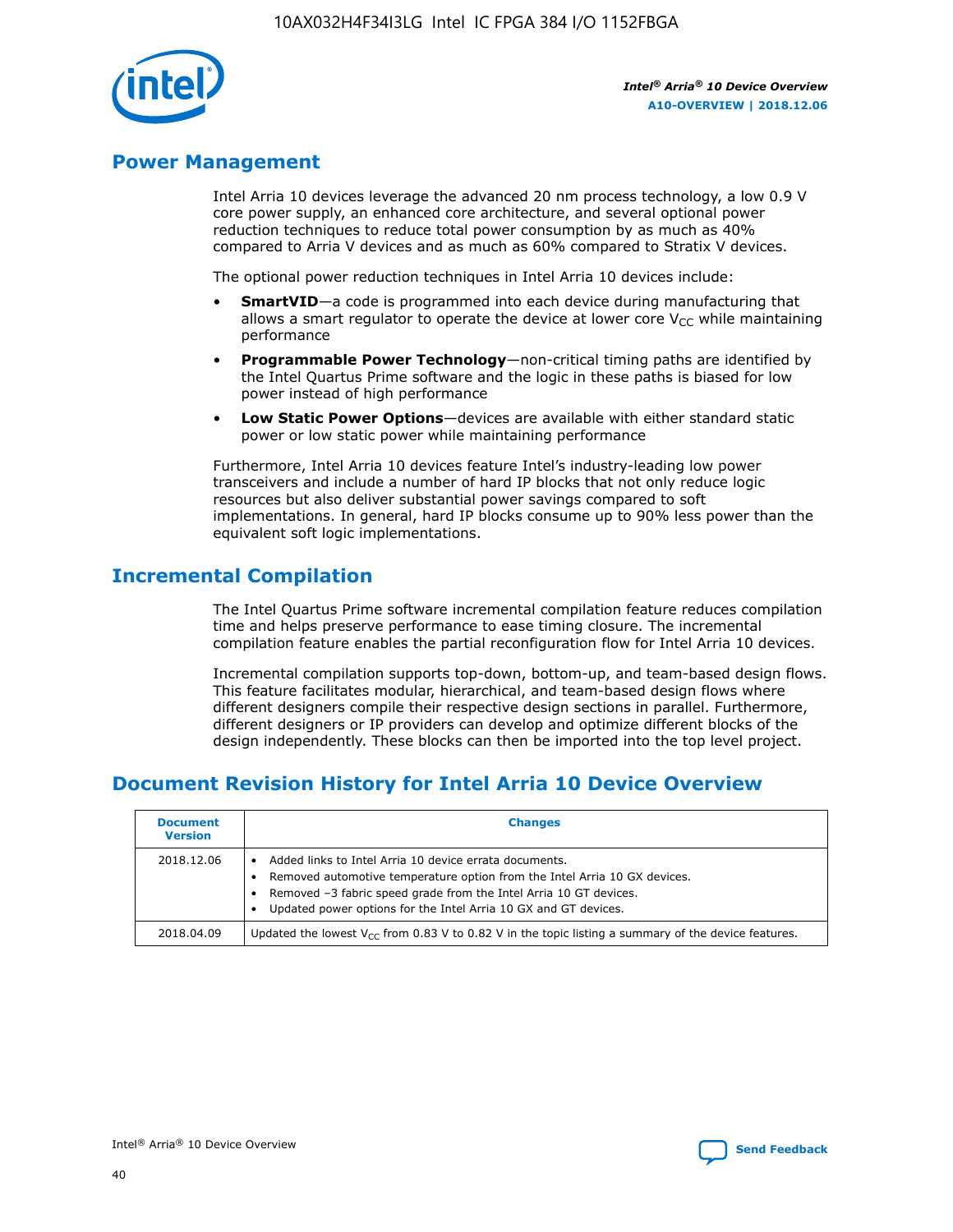## Power Management

Intel Arria 10 devices leverage the advanced 20 nm process technology, a low 0.9 V core power supply, an enhanced core architecture, and several optional power reduction techniques to reduce total power consumption by as much as 40% compared to Arria V devices and as much as 60% compared to Stratix V devices.

The optional power reduction techniques in Intel Arria 10 devices include:

- **SmartVID**—a code is programmed into each device during manufacturing that allows a smart regulator to operate the device at lower core $V_{CC}$ while maintaining performance
- **Programmable Power Technology**—non-critical timing paths are identified by the Intel Quartus Prime software and the logic in these paths is biased for low power instead of high performance
- **Low Static Power Options**—devices are available with either standard static power or low static power while maintaining performance

Furthermore, Intel Arria 10 devices feature Intel's industry-leading low power transceivers and include a number of hard IP blocks that not only reduce logic resources but also deliver substantial power savings compared to soft implementations. In general, hard IP blocks consume up to 90% less power than the equivalent soft logic implementations.

## Incremental Compilation

The Intel Quartus Prime software incremental compilation feature reduces compilation time and helps preserve performance to ease timing closure. The incremental compilation feature enables the partial reconfiguration flow for Intel Arria 10 devices.

Incremental compilation supports top-down, bottom-up, and team-based design flows. This feature facilitates modular, hierarchical, and team-based design flows where different designers compile their respective design sections in parallel. Furthermore, different designers or IP providers can develop and optimize different blocks of the design independently. These blocks can then be imported into the top level project.

## Document Revision History for Intel Arria 10 Device Overview

| Document Version | Changes |
|---|---|
| 2018.12.06 | • Added links to Intel Arria 10 device errata documents.<br>• Removed automotive temperature option from the Intel Arria 10 GX devices.<br>• Removed –3 fabric speed grade from the Intel Arria 10 GT devices.<br>• Updated power options for the Intel Arria 10 GX and GT devices. |
| 2018.04.09 | Updated the lowest $V_{CC}$ from 0.83 V to 0.82 V in the topic listing a summary of the device features. |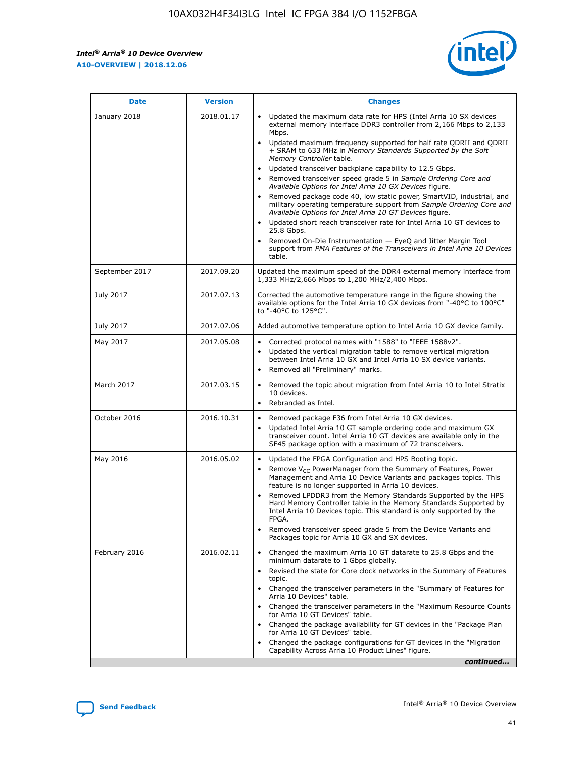| Date | Version | Changes |
| --- | --- | --- |
| January 2018 | 2018.01.17 | • Updated the maximum data rate for HPS (Intel Arria 10 SX devices external memory interface DDR3 controller from 2,166 Mbps to 2,133 Mbps.<br>• Updated maximum frequency supported for half rate QDRII and QDRII + SRAM to 633 MHz in *Memory Standards Supported by the Soft Memory Controller* table.<br>• Updated transceiver backplane capability to 12.5 Gbps.<br>• Removed transceiver speed grade 5 in *Sample Ordering Core and Available Options for Intel Arria 10 GX Devices* figure.<br>• Removed package code 40, low static power, SmartVID, industrial, and military operating temperature support from *Sample Ordering Core and Available Options for Intel Arria 10 GT Devices* figure.<br>• Updated short reach transceiver rate for Intel Arria 10 GT devices to 25.8 Gbps.<br>• Removed On-Die Instrumentation — EyeQ and Jitter Margin Tool support from *PMA Features of the Transceivers in Intel Arria 10 Devices* table. |
| September 2017 | 2017.09.20 | Updated the maximum speed of the DDR4 external memory interface from 1,333 MHz/2,666 Mbps to 1,200 MHz/2,400 Mbps. |
| July 2017 | 2017.07.13 | Corrected the automotive temperature range in the figure showing the available options for the Intel Arria 10 GX devices from "-40°C to 100°C" to "-40°C to 125°C". |
| July 2017 | 2017.07.06 | Added automotive temperature option to Intel Arria 10 GX device family. |
| May 2017 | 2017.05.08 | • Corrected protocol names with "1588" to "IEEE 1588v2".<br>• Updated the vertical migration table to remove vertical migration between Intel Arria 10 GX and Intel Arria 10 SX device variants.<br>• Removed all "Preliminary" marks. |
| March 2017 | 2017.03.15 | • Removed the topic about migration from Intel Arria 10 to Intel Stratix 10 devices.<br>• Rebranded as Intel. |
| October 2016 | 2016.10.31 | • Removed package F36 from Intel Arria 10 GX devices.<br>• Updated Intel Arria 10 GT sample ordering code and maximum GX transceiver count. Intel Arria 10 GT devices are available only in the SF45 package option with a maximum of 72 transceivers. |
| May 2016 | 2016.05.02 | • Updated the FPGA Configuration and HPS Booting topic.<br>• Remove $V_{CC}$ PowerManager from the Summary of Features, Power Management and Arria 10 Device Variants and packages topics. This feature is no longer supported in Arria 10 devices.<br>• Removed LPDDR3 from the Memory Standards Supported by the HPS Hard Memory Controller table in the Memory Standards Supported by Intel Arria 10 Devices topic. This standard is only supported by the FPGA.<br>• Removed transceiver speed grade 5 from the Device Variants and Packages topic for Arria 10 GX and SX devices. |
| February 2016 | 2016.02.11 | • Changed the maximum Arria 10 GT datarate to 25.8 Gbps and the minimum datarate to 1 Gbps globally.<br>• Revised the state for Core clock networks in the Summary of Features topic.<br>• Changed the transceiver parameters in the "Summary of Features for Arria 10 Devices" table.<br>• Changed the transceiver parameters in the "Maximum Resource Counts for Arria 10 GT Devices" table.<br>• Changed the package availability for GT devices in the "Package Plan for Arria 10 GT Devices" table.<br>• Changed the package configurations for GT devices in the "Migration Capability Across Arria 10 Product Lines" figure. |

*continued...*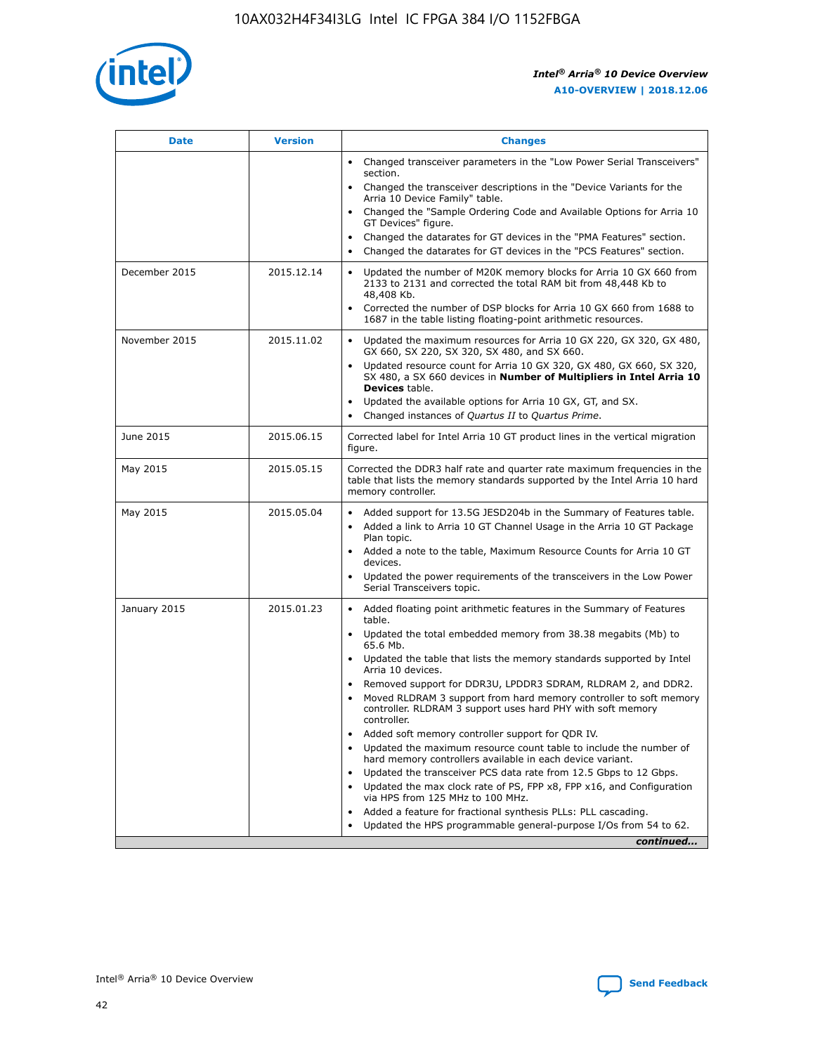| Date | Version | Changes |
| --- | --- | --- |
| | | • Changed transceiver parameters in the "Low Power Serial Transceivers" section.<br>• Changed the transceiver descriptions in the "Device Variants for the Arria 10 Device Family" table.<br>• Changed the "Sample Ordering Code and Available Options for Arria 10 GT Devices" figure.<br>• Changed the datarates for GT devices in the "PMA Features" section.<br>• Changed the datarates for GT devices in the "PCS Features" section. |
| December 2015 | 2015.12.14 | • Updated the number of M20K memory blocks for Arria 10 GX 660 from 2133 to 2131 and corrected the total RAM bit from 48,448 Kb to 48,408 Kb.<br>• Corrected the number of DSP blocks for Arria 10 GX 660 from 1688 to 1687 in the table listing floating-point arithmetic resources. |
| November 2015 | 2015.11.02 | • Updated the maximum resources for Arria 10 GX 220, GX 320, GX 480, GX 660, SX 220, SX 320, SX 480, and SX 660.<br>• Updated resource count for Arria 10 GX 320, GX 480, GX 660, SX 320, SX 480, a SX 660 devices in **Number of Multipliers in Intel Arria 10 Devices** table.<br>• Updated the available options for Arria 10 GX, GT, and SX.<br>• Changed instances of *Quartus II* to *Quartus Prime*. |
| June 2015 | 2015.06.15 | Corrected label for Intel Arria 10 GT product lines in the vertical migration figure. |
| May 2015 | 2015.05.15 | Corrected the DDR3 half rate and quarter rate maximum frequencies in the table that lists the memory standards supported by the Intel Arria 10 hard memory controller. |
| May 2015 | 2015.05.04 | • Added support for 13.5G JESD204b in the Summary of Features table.<br>• Added a link to Arria 10 GT Channel Usage in the Arria 10 GT Package Plan topic.<br>• Added a note to the table, Maximum Resource Counts for Arria 10 GT devices.<br>• Updated the power requirements of the transceivers in the Low Power Serial Transceivers topic. |
| January 2015 | 2015.01.23 | • Added floating point arithmetic features in the Summary of Features table.<br>• Updated the total embedded memory from 38.38 megabits (Mb) to 65.6 Mb.<br>• Updated the table that lists the memory standards supported by Intel Arria 10 devices.<br>• Removed support for DDR3U, LPDDR3 SDRAM, RLDRAM 2, and DDR2.<br>• Moved RLDRAM 3 support from hard memory controller to soft memory controller. RLDRAM 3 support uses hard PHY with soft memory controller.<br>• Added soft memory controller support for QDR IV.<br>• Updated the maximum resource count table to include the number of hard memory controllers available in each device variant.<br>• Updated the transceiver PCS data rate from 12.5 Gbps to 12 Gbps.<br>• Updated the max clock rate of PS, FPP x8, FPP x16, and Configuration via HPS from 125 MHz to 100 MHz.<br>• Added a feature for fractional synthesis PLLs: PLL cascading.<br>• Updated the HPS programmable general-purpose I/Os from 54 to 62. |

*continued...*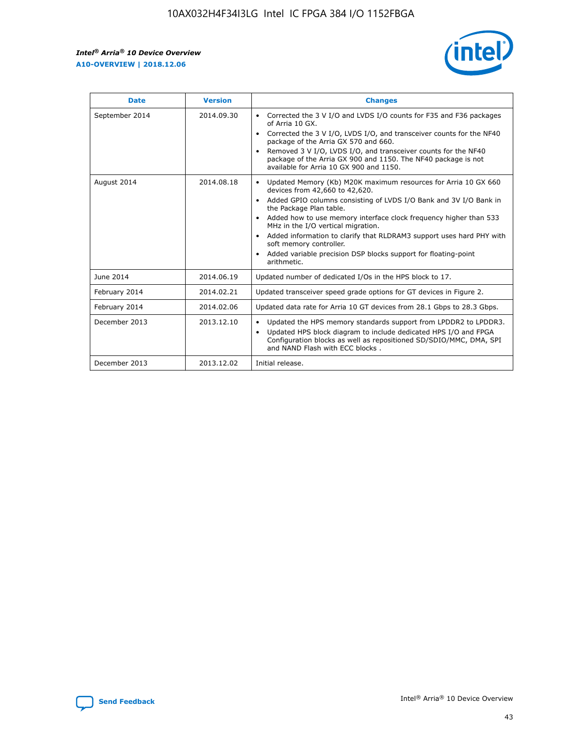| Date | Version | Changes |
| --- | --- | --- |
| September 2014 | 2014.09.30 | • Corrected the 3 V I/O and LVDS I/O counts for F35 and F36 packages of Arria 10 GX.<br>• Corrected the 3 V I/O, LVDS I/O, and transceiver counts for the NF40 package of the Arria GX 570 and 660.<br>• Removed 3 V I/O, LVDS I/O, and transceiver counts for the NF40 package of the Arria GX 900 and 1150. The NF40 package is not available for Arria 10 GX 900 and 1150. |
| August 2014 | 2014.08.18 | • Updated Memory (Kb) M20K maximum resources for Arria 10 GX 660 devices from 42,660 to 42,620.<br>• Added GPIO columns consisting of LVDS I/O Bank and 3V I/O Bank in the Package Plan table.<br>• Added how to use memory interface clock frequency higher than 533 MHz in the I/O vertical migration.<br>• Added information to clarify that RLDRAM3 support uses hard PHY with soft memory controller.<br>• Added variable precision DSP blocks support for floating-point arithmetic. |
| June 2014 | 2014.06.19 | Updated number of dedicated I/Os in the HPS block to 17. |
| February 2014 | 2014.02.21 | Updated transceiver speed grade options for GT devices in Figure 2. |
| February 2014 | 2014.02.06 | Updated data rate for Arria 10 GT devices from 28.1 Gbps to 28.3 Gbps. |
| December 2013 | 2013.12.10 | • Updated the HPS memory standards support from LPDDR2 to LPDDR3.<br>• Updated HPS block diagram to include dedicated HPS I/O and FPGA Configuration blocks as well as repositioned SD/SDIO/MMC, DMA, SPI and NAND Flash with ECC blocks . |
| December 2013 | 2013.12.02 | Initial release. |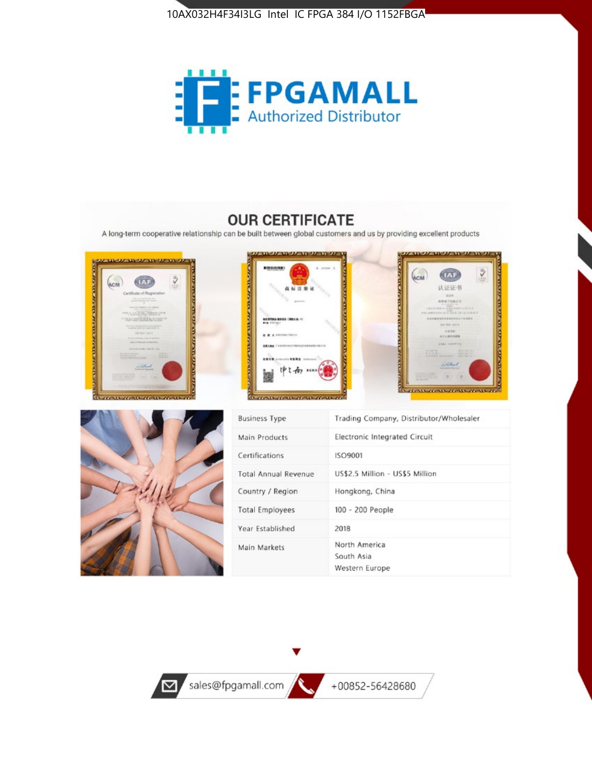# FPGAMALL

Authorized Distributor

## OUR CERTIFICATE

A long-term cooperative relationship can be built between global customers and us by providing excellent products

| | |
|---|---|
| Business Type | Trading Company, Distributor/Wholesaler |
| Main Products | Electronic Integrated Circuit |
| Certifications | ISO9001 |
| Total Annual Revenue | US$2.5 Million - US$5 Million |
| Country / Region | Hongkong, China |
| Total Employees | 100 - 200 People |
| Year Established | 2018 |
| Main Markets | North America<br>South Asia<br>Western Europe |

sales@fpgamall.com

+00852-56428680